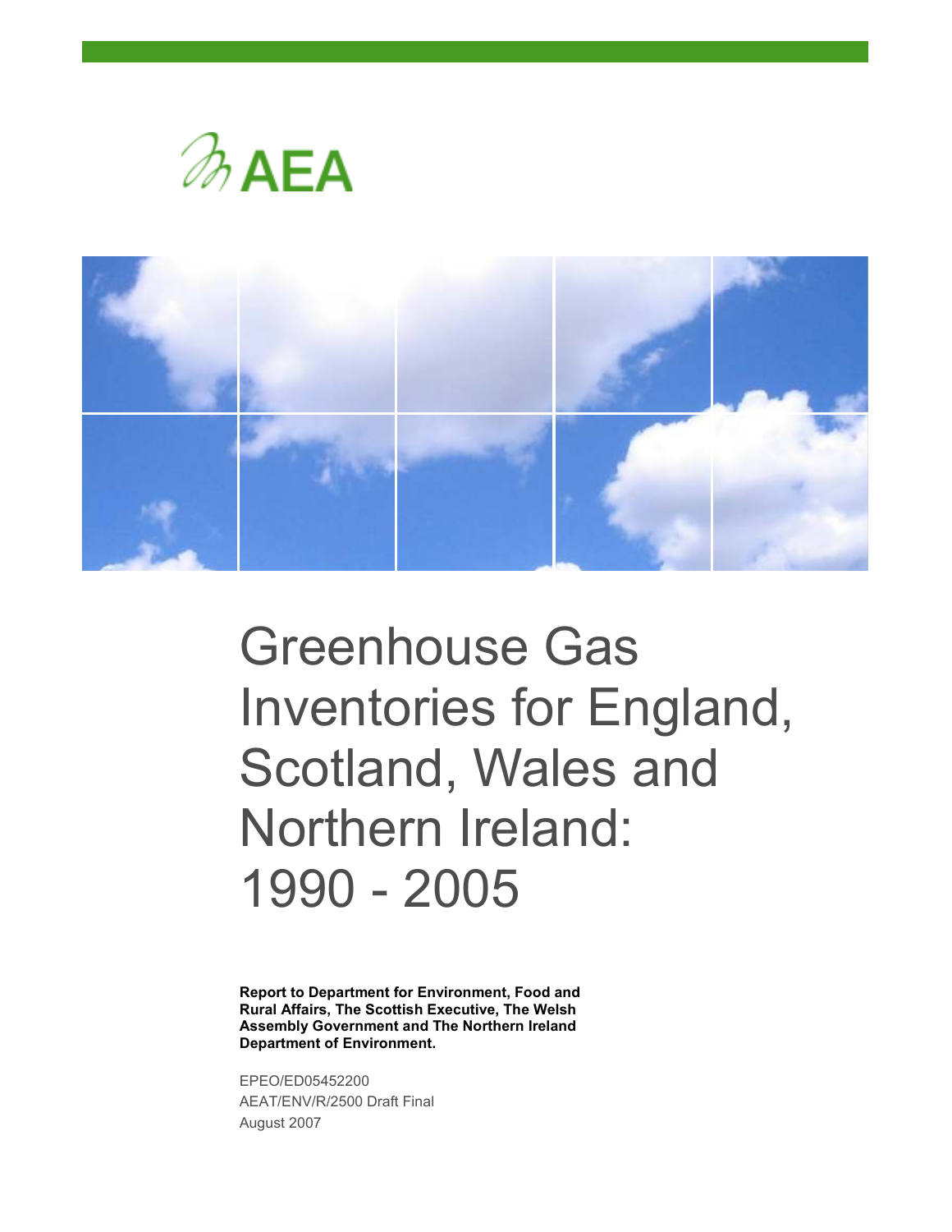AEA

# Greenhouse Gas Inventories for England, Scotland, Wales and Northern Ireland: 1990 - 2005

**Report to Department for Environment, Food and Rural Affairs, The Scottish Executive, The Welsh Assembly Government and The Northern Ireland Department of Environment.**

EPEO/ED05452200
AEAT/ENV/R/2500 Draft Final
August 2007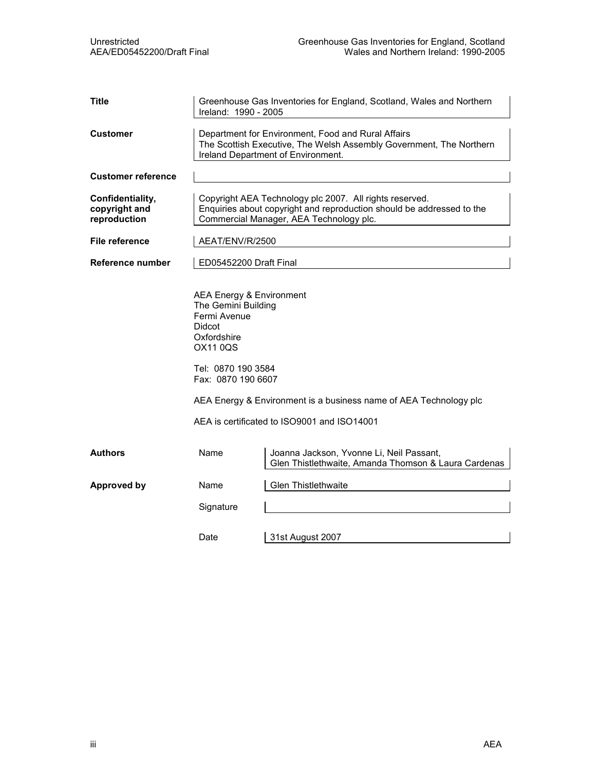| | | |
|---|---|---|
| **Title** | Greenhouse Gas Inventories for England, Scotland, Wales and Northern Ireland: 1990 - 2005 | |
| **Customer** | Department for Environment, Food and Rural Affairs<br>The Scottish Executive, The Welsh Assembly Government, The Northern Ireland Department of Environment. | |
| **Customer reference** | | |
| **Confidentiality, copyright and reproduction** | Copyright AEA Technology plc 2007. All rights reserved.<br>Enquiries about copyright and reproduction should be addressed to the Commercial Manager, AEA Technology plc. | |
| **File reference** | AEAT/ENV/R/2500 | |
| **Reference number** | ED05452200 Draft Final | |

AEA Energy & Environment
The Gemini Building
Fermi Avenue
Didcot
Oxfordshire
OX11 0QS

Tel: 0870 190 3584
Fax: 0870 190 6607

AEA Energy & Environment is a business name of AEA Technology plc

AEA is certificated to ISO9001 and ISO14001

| | | |
|---|---|---|
| **Authors** | Name | Joanna Jackson, Yvonne Li, Neil Passant, Glen Thistlethwaite, Amanda Thomson & Laura Cardenas |
| **Approved by** | Name | Glen Thistlethwaite |
| | Signature | |
| | Date | 31st August 2007 |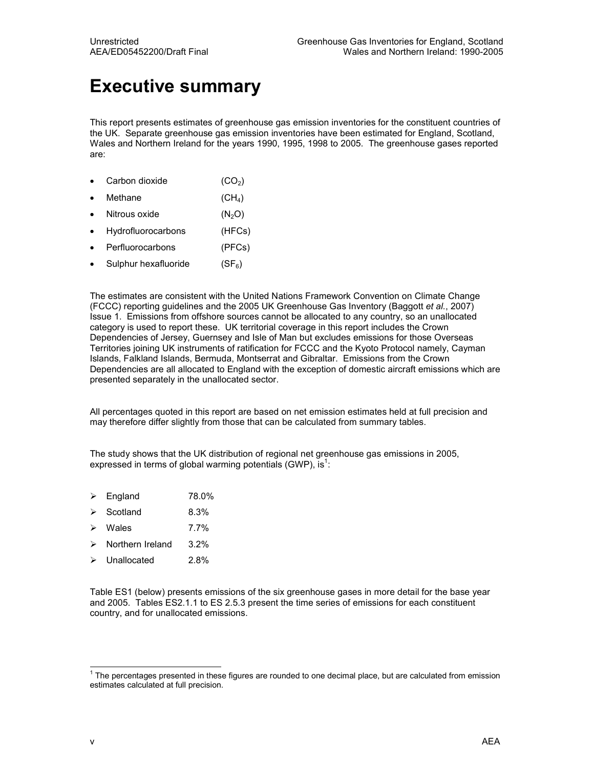# Executive summary

This report presents estimates of greenhouse gas emission inventories for the constituent countries of the UK. Separate greenhouse gas emission inventories have been estimated for England, Scotland, Wales and Northern Ireland for the years 1990, 1995, 1998 to 2005. The greenhouse gases reported are:

- Carbon dioxide ($CO_2$)
- Methane ($CH_4$)
- Nitrous oxide ($N_2O$)
- Hydrofluorocarbons (HFCs)
- Perfluorocarbons (PFCs)
- Sulphur hexafluoride ($SF_6$)

The estimates are consistent with the United Nations Framework Convention on Climate Change (FCCC) reporting guidelines and the 2005 UK Greenhouse Gas Inventory (Baggott *et al.*, 2007) Issue 1. Emissions from offshore sources cannot be allocated to any country, so an unallocated category is used to report these. UK territorial coverage in this report includes the Crown Dependencies of Jersey, Guernsey and Isle of Man but excludes emissions for those Overseas Territories joining UK instruments of ratification for FCCC and the Kyoto Protocol namely, Cayman Islands, Falkland Islands, Bermuda, Montserrat and Gibraltar. Emissions from the Crown Dependencies are all allocated to England with the exception of domestic aircraft emissions which are presented separately in the unallocated sector.

All percentages quoted in this report are based on net emission estimates held at full precision and may therefore differ slightly from those that can be calculated from summary tables.

The study shows that the UK distribution of regional net greenhouse gas emissions in 2005, expressed in terms of global warming potentials (GWP), is[1]:

- England 78.0%
- Scotland 8.3%
- Wales 7.7%
- Northern Ireland 3.2%
- Unallocated 2.8%

Table ES1 (below) presents emissions of the six greenhouse gases in more detail for the base year and 2005. Tables ES2.1.1 to ES 2.5.3 present the time series of emissions for each constituent country, and for unallocated emissions.

[1] The percentages presented in these figures are rounded to one decimal place, but are calculated from emission estimates calculated at full precision.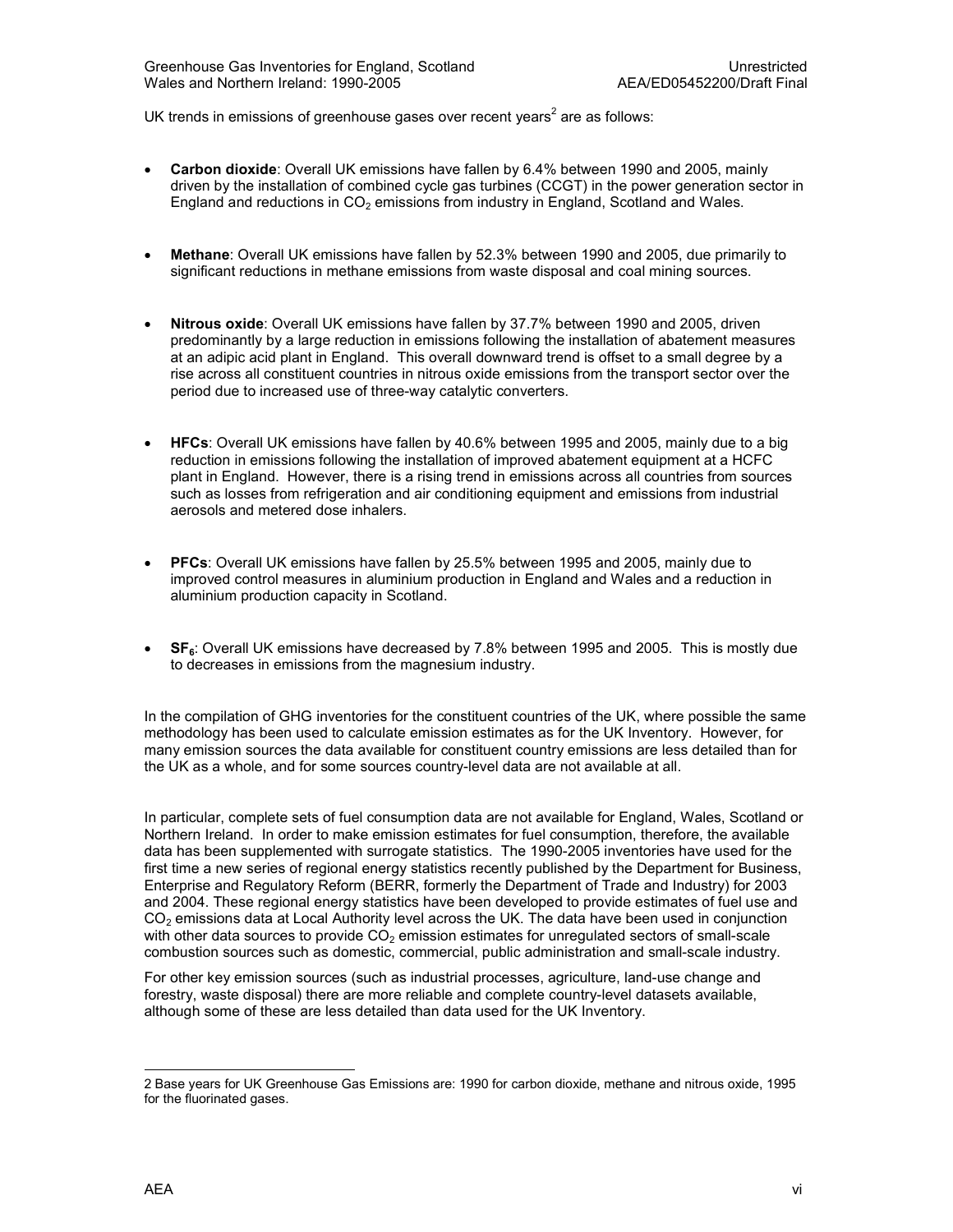UK trends in emissions of greenhouse gases over recent years[2] are as follows:

- **Carbon dioxide**: Overall UK emissions have fallen by 6.4% between 1990 and 2005, mainly driven by the installation of combined cycle gas turbines (CCGT) in the power generation sector in England and reductions in $CO_2$ emissions from industry in England, Scotland and Wales.

- **Methane**: Overall UK emissions have fallen by 52.3% between 1990 and 2005, due primarily to significant reductions in methane emissions from waste disposal and coal mining sources.

- **Nitrous oxide**: Overall UK emissions have fallen by 37.7% between 1990 and 2005, driven predominantly by a large reduction in emissions following the installation of abatement measures at an adipic acid plant in England. This overall downward trend is offset to a small degree by a rise across all constituent countries in nitrous oxide emissions from the transport sector over the period due to increased use of three-way catalytic converters.

- **HFCs**: Overall UK emissions have fallen by 40.6% between 1995 and 2005, mainly due to a big reduction in emissions following the installation of improved abatement equipment at a HCFC plant in England. However, there is a rising trend in emissions across all countries from sources such as losses from refrigeration and air conditioning equipment and emissions from industrial aerosols and metered dose inhalers.

- **PFCs**: Overall UK emissions have fallen by 25.5% between 1995 and 2005, mainly due to improved control measures in aluminium production in England and Wales and a reduction in aluminium production capacity in Scotland.

- **$SF_6$**: Overall UK emissions have decreased by 7.8% between 1995 and 2005. This is mostly due to decreases in emissions from the magnesium industry.

In the compilation of GHG inventories for the constituent countries of the UK, where possible the same methodology has been used to calculate emission estimates as for the UK Inventory. However, for many emission sources the data available for constituent country emissions are less detailed than for the UK as a whole, and for some sources country-level data are not available at all.

In particular, complete sets of fuel consumption data are not available for England, Wales, Scotland or Northern Ireland. In order to make emission estimates for fuel consumption, therefore, the available data has been supplemented with surrogate statistics. The 1990-2005 inventories have used for the first time a new series of regional energy statistics recently published by the Department for Business, Enterprise and Regulatory Reform (BERR, formerly the Department of Trade and Industry) for 2003 and 2004. These regional energy statistics have been developed to provide estimates of fuel use and $CO_2$ emissions data at Local Authority level across the UK. The data have been used in conjunction with other data sources to provide $CO_2$ emission estimates for unregulated sectors of small-scale combustion sources such as domestic, commercial, public administration and small-scale industry.

For other key emission sources (such as industrial processes, agriculture, land-use change and forestry, waste disposal) there are more reliable and complete country-level datasets available, although some of these are less detailed than data used for the UK Inventory.

---

2 Base years for UK Greenhouse Gas Emissions are: 1990 for carbon dioxide, methane and nitrous oxide, 1995 for the fluorinated gases.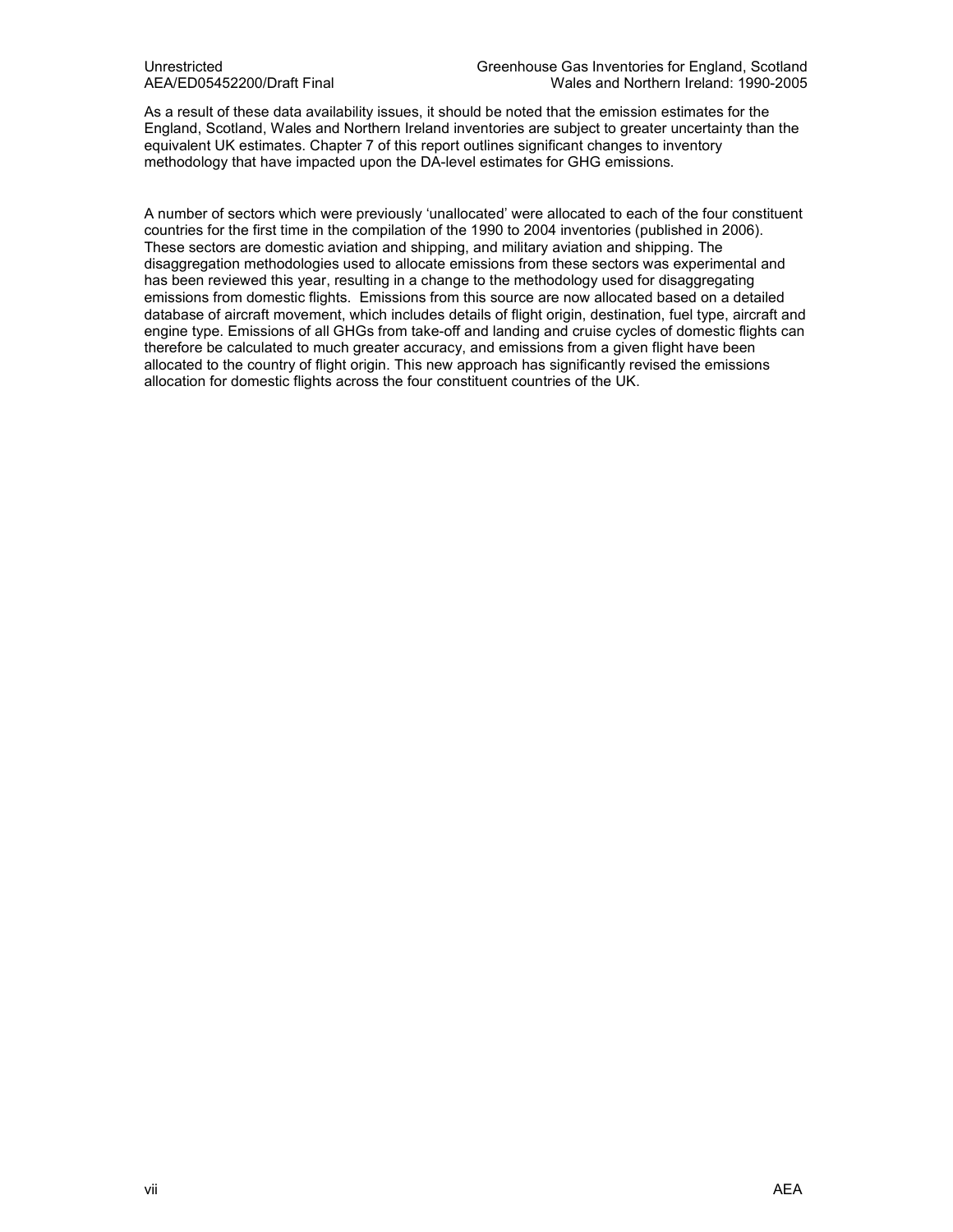As a result of these data availability issues, it should be noted that the emission estimates for the England, Scotland, Wales and Northern Ireland inventories are subject to greater uncertainty than the equivalent UK estimates. Chapter 7 of this report outlines significant changes to inventory methodology that have impacted upon the DA-level estimates for GHG emissions.

A number of sectors which were previously 'unallocated' were allocated to each of the four constituent countries for the first time in the compilation of the 1990 to 2004 inventories (published in 2006). These sectors are domestic aviation and shipping, and military aviation and shipping. The disaggregation methodologies used to allocate emissions from these sectors was experimental and has been reviewed this year, resulting in a change to the methodology used for disaggregating emissions from domestic flights. Emissions from this source are now allocated based on a detailed database of aircraft movement, which includes details of flight origin, destination, fuel type, aircraft and engine type. Emissions of all GHGs from take-off and landing and cruise cycles of domestic flights can therefore be calculated to much greater accuracy, and emissions from a given flight have been allocated to the country of flight origin. This new approach has significantly revised the emissions allocation for domestic flights across the four constituent countries of the UK.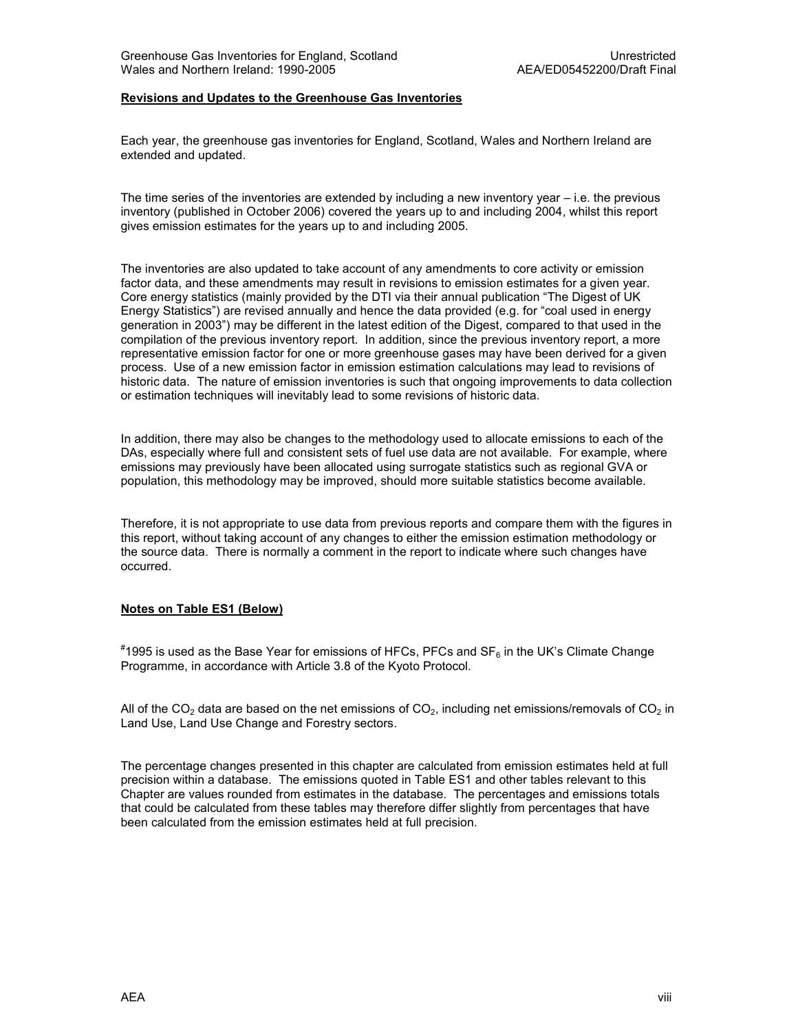**Revisions and Updates to the Greenhouse Gas Inventories**

Each year, the greenhouse gas inventories for England, Scotland, Wales and Northern Ireland are extended and updated.

The time series of the inventories are extended by including a new inventory year – i.e. the previous inventory (published in October 2006) covered the years up to and including 2004, whilst this report gives emission estimates for the years up to and including 2005.

The inventories are also updated to take account of any amendments to core activity or emission factor data, and these amendments may result in revisions to emission estimates for a given year. Core energy statistics (mainly provided by the DTI via their annual publication "The Digest of UK Energy Statistics") are revised annually and hence the data provided (e.g. for "coal used in energy generation in 2003") may be different in the latest edition of the Digest, compared to that used in the compilation of the previous inventory report. In addition, since the previous inventory report, a more representative emission factor for one or more greenhouse gases may have been derived for a given process. Use of a new emission factor in emission estimation calculations may lead to revisions of historic data. The nature of emission inventories is such that ongoing improvements to data collection or estimation techniques will inevitably lead to some revisions of historic data.

In addition, there may also be changes to the methodology used to allocate emissions to each of the DAs, especially where full and consistent sets of fuel use data are not available. For example, where emissions may previously have been allocated using surrogate statistics such as regional GVA or population, this methodology may be improved, should more suitable statistics become available.

Therefore, it is not appropriate to use data from previous reports and compare them with the figures in this report, without taking account of any changes to either the emission estimation methodology or the source data. There is normally a comment in the report to indicate where such changes have occurred.

**Notes on Table ES1 (Below)**

[#]1995 is used as the Base Year for emissions of HFCs, PFCs and $SF_6$ in the UK's Climate Change Programme, in accordance with Article 3.8 of the Kyoto Protocol.

All of the $CO_2$ data are based on the net emissions of $CO_2$, including net emissions/removals of $CO_2$ in Land Use, Land Use Change and Forestry sectors.

The percentage changes presented in this chapter are calculated from emission estimates held at full precision within a database. The emissions quoted in Table ES1 and other tables relevant to this Chapter are values rounded from estimates in the database. The percentages and emissions totals that could be calculated from these tables may therefore differ slightly from percentages that have been calculated from the emission estimates held at full precision.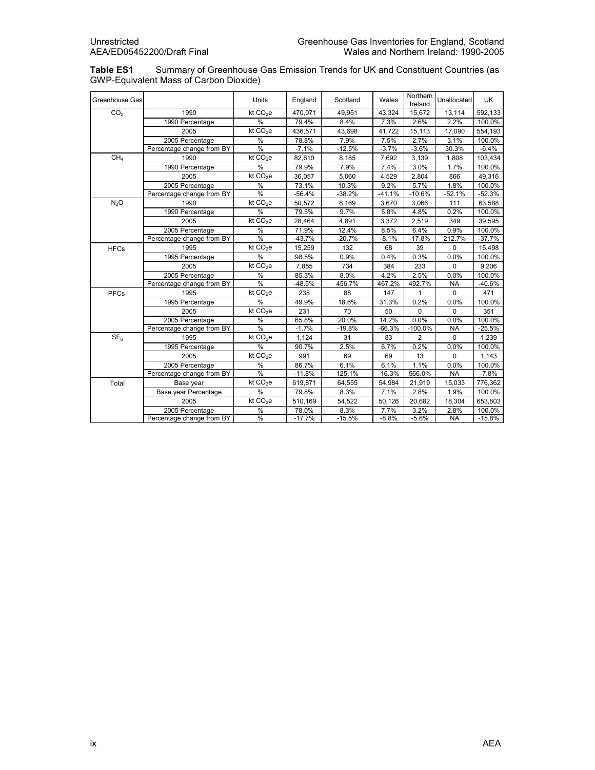**Table ES1** Summary of Greenhouse Gas Emission Trends for UK and Constituent Countries (as GWP-Equivalent Mass of Carbon Dioxide)

| Greenhouse Gas | | Units | England | Scotland | Wales | Northern Ireland | Unallocated | UK |
|---|---|---|---|---|---|---|---|---|
| $CO_2$ | 1990 | kt $CO_2$e | 470,071 | 49,951 | 43,324 | 15,672 | 13,114 | 592,133 |
| | 1990 Percentage | % | 79.4% | 8.4% | 7.3% | 2.6% | 2.2% | 100.0% |
| | 2005 | kt $CO_2$e | 436,571 | 43,698 | 41,722 | 15,113 | 17,090 | 554,193 |
| | 2005 Percentage | % | 78.8% | 7.9% | 7.5% | 2.7% | 3.1% | 100.0% |
| | Percentage change from BY | % | -7.1% | -12.5% | -3.7% | -3.6% | 30.3% | -6.4% |
| $CH_4$ | 1990 | kt $CO_2$e | 82,610 | 8,185 | 7,692 | 3,139 | 1,808 | 103,434 |
| | 1990 Percentage | % | 79.9% | 7.9% | 7.4% | 3.0% | 1.7% | 100.0% |
| | 2005 | kt $CO_2$e | 36,057 | 5,060 | 4,529 | 2,804 | 866 | 49,316 |
| | 2005 Percentage | % | 73.1% | 10.3% | 9.2% | 5.7% | 1.8% | 100.0% |
| | Percentage change from BY | % | -56.4% | -38.2% | -41.1% | -10.6% | -52.1% | -52.3% |
| $N_2O$ | 1990 | kt $CO_2$e | 50,572 | 6,169 | 3,670 | 3,066 | 111 | 63,588 |
| | 1990 Percentage | % | 79.5% | 9.7% | 5.8% | 4.8% | 0.2% | 100.0% |
| | 2005 | kt $CO_2$e | 28,464 | 4,891 | 3,372 | 2,519 | 349 | 39,595 |
| | 2005 Percentage | % | 71.9% | 12.4% | 8.5% | 6.4% | 0.9% | 100.0% |
| | Percentage change from BY | % | -43.7% | -20.7% | -8.1% | -17.8% | 212.7% | -37.7% |
| HFCs | 1995 | kt $CO_2$e | 15,259 | 132 | 68 | 39 | 0 | 15,498 |
| | 1995 Percentage | % | 98.5% | 0.9% | 0.4% | 0.3% | 0.0% | 100.0% |
| | 2005 | kt $CO_2$e | 7,855 | 734 | 384 | 233 | 0 | 9,206 |
| | 2005 Percentage | % | 85.3% | 8.0% | 4.2% | 2.5% | 0.0% | 100.0% |
| | Percentage change from BY | % | -48.5% | 456.7% | 467.2% | 492.7% | NA | -40.6% |
| PFCs | 1995 | kt $CO_2$e | 235 | 88 | 147 | 1 | 0 | 471 |
| | 1995 Percentage | % | 49.9% | 18.6% | 31.3% | 0.2% | 0.0% | 100.0% |
| | 2005 | kt $CO_2$e | 231 | 70 | 50 | 0 | 0 | 351 |
| | 2005 Percentage | % | 65.8% | 20.0% | 14.2% | 0.0% | 0.0% | 100.0% |
| | Percentage change from BY | % | -1.7% | -19.8% | -66.3% | -100.0% | NA | -25.5% |
| $SF_6$ | 1995 | kt $CO_2$e | 1,124 | 31 | 83 | 2 | 0 | 1,239 |
| | 1995 Percentage | % | 90.7% | 2.5% | 6.7% | 0.2% | 0.0% | 100.0% |
| | 2005 | kt $CO_2$e | 991 | 69 | 69 | 13 | 0 | 1,143 |
| | 2005 Percentage | % | 86.7% | 6.1% | 6.1% | 1.1% | 0.0% | 100.0% |
| | Percentage change from BY | % | -11.8% | 125.1% | -16.3% | 566.0% | NA | -7.8% |
| Total | Base year | kt $CO_2$e | 619,871 | 64,555 | 54,984 | 21,919 | 15,033 | 776,362 |
| | Base year Percentage | % | 79.8% | 8.3% | 7.1% | 2.8% | 1.9% | 100.0% |
| | 2005 | kt $CO_2$e | 510,169 | 54,522 | 50,126 | 20,682 | 18,304 | 653,803 |
| | 2005 Percentage | % | 78.0% | 8.3% | 7.7% | 3.2% | 2.8% | 100.0% |
| | Percentage change from BY | % | -17.7% | -15.5% | -8.8% | -5.6% | NA | -15.8% |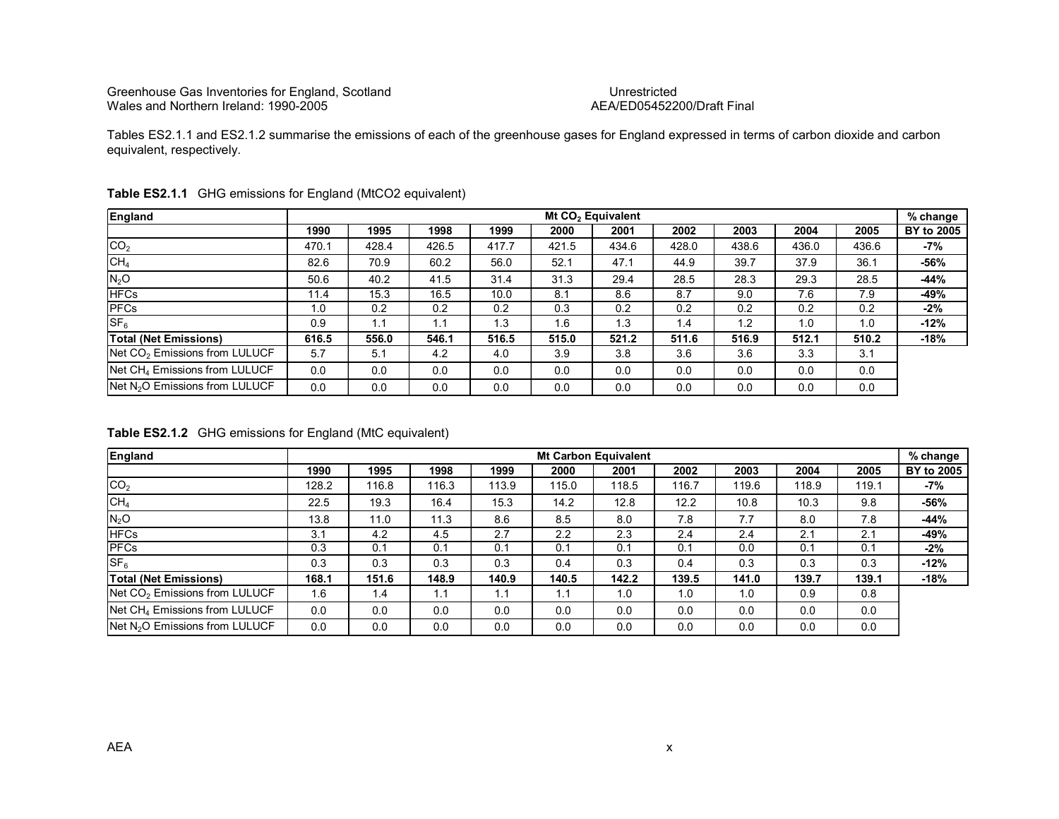Tables ES2.1.1 and ES2.1.2 summarise the emissions of each of the greenhouse gases for England expressed in terms of carbon dioxide and carbon equivalent, respectively.

**Table ES2.1.1** GHG emissions for England (MtCO2 equivalent)

| England | Mt $CO_2$ Equivalent | | | | | | | | | | % change |
|---|---|---|---|---|---|---|---|---|---|---|---|
| | 1990 | 1995 | 1998 | 1999 | 2000 | 2001 | 2002 | 2003 | 2004 | 2005 | BY to 2005 |
| $CO_2$ | 470.1 | 428.4 | 426.5 | 417.7 | 421.5 | 434.6 | 428.0 | 438.6 | 436.0 | 436.6 | **-7%** |
| $CH_4$ | 82.6 | 70.9 | 60.2 | 56.0 | 52.1 | 47.1 | 44.9 | 39.7 | 37.9 | 36.1 | **-56%** |
| $N_2O$ | 50.6 | 40.2 | 41.5 | 31.4 | 31.3 | 29.4 | 28.5 | 28.3 | 29.3 | 28.5 | **-44%** |
| HFCs | 11.4 | 15.3 | 16.5 | 10.0 | 8.1 | 8.6 | 8.7 | 9.0 | 7.6 | 7.9 | **-49%** |
| PFCs | 1.0 | 0.2 | 0.2 | 0.2 | 0.3 | 0.2 | 0.2 | 0.2 | 0.2 | 0.2 | **-2%** |
| $SF_6$ | 0.9 | 1.1 | 1.1 | 1.3 | 1.6 | 1.3 | 1.4 | 1.2 | 1.0 | 1.0 | **-12%** |
| **Total (Net Emissions)** | **616.5** | **556.0** | **546.1** | **516.5** | **515.0** | **521.2** | **511.6** | **516.9** | **512.1** | **510.2** | **-18%** |
| Net $CO_2$ Emissions from LULUCF | 5.7 | 5.1 | 4.2 | 4.0 | 3.9 | 3.8 | 3.6 | 3.6 | 3.3 | 3.1 | |
| Net $CH_4$ Emissions from LULUCF | 0.0 | 0.0 | 0.0 | 0.0 | 0.0 | 0.0 | 0.0 | 0.0 | 0.0 | 0.0 | |
| Net $N_2O$ Emissions from LULUCF | 0.0 | 0.0 | 0.0 | 0.0 | 0.0 | 0.0 | 0.0 | 0.0 | 0.0 | 0.0 | |

**Table ES2.1.2** GHG emissions for England (MtC equivalent)

| England | Mt Carbon Equivalent | | | | | | | | | | % change |
|---|---|---|---|---|---|---|---|---|---|---|---|
| | 1990 | 1995 | 1998 | 1999 | 2000 | 2001 | 2002 | 2003 | 2004 | 2005 | BY to 2005 |
| $CO_2$ | 128.2 | 116.8 | 116.3 | 113.9 | 115.0 | 118.5 | 116.7 | 119.6 | 118.9 | 119.1 | **-7%** |
| $CH_4$ | 22.5 | 19.3 | 16.4 | 15.3 | 14.2 | 12.8 | 12.2 | 10.8 | 10.3 | 9.8 | **-56%** |
| $N_2O$ | 13.8 | 11.0 | 11.3 | 8.6 | 8.5 | 8.0 | 7.8 | 7.7 | 8.0 | 7.8 | **-44%** |
| HFCs | 3.1 | 4.2 | 4.5 | 2.7 | 2.2 | 2.3 | 2.4 | 2.4 | 2.1 | 2.1 | **-49%** |
| PFCs | 0.3 | 0.1 | 0.1 | 0.1 | 0.1 | 0.1 | 0.1 | 0.0 | 0.1 | 0.1 | **-2%** |
| $SF_6$ | 0.3 | 0.3 | 0.3 | 0.3 | 0.4 | 0.3 | 0.4 | 0.3 | 0.3 | 0.3 | **-12%** |
| **Total (Net Emissions)** | **168.1** | **151.6** | **148.9** | **140.9** | **140.5** | **142.2** | **139.5** | **141.0** | **139.7** | **139.1** | **-18%** |
| Net $CO_2$ Emissions from LULUCF | 1.6 | 1.4 | 1.1 | 1.1 | 1.1 | 1.0 | 1.0 | 1.0 | 0.9 | 0.8 | |
| Net $CH_4$ Emissions from LULUCF | 0.0 | 0.0 | 0.0 | 0.0 | 0.0 | 0.0 | 0.0 | 0.0 | 0.0 | 0.0 | |
| Net $N_2O$ Emissions from LULUCF | 0.0 | 0.0 | 0.0 | 0.0 | 0.0 | 0.0 | 0.0 | 0.0 | 0.0 | 0.0 | |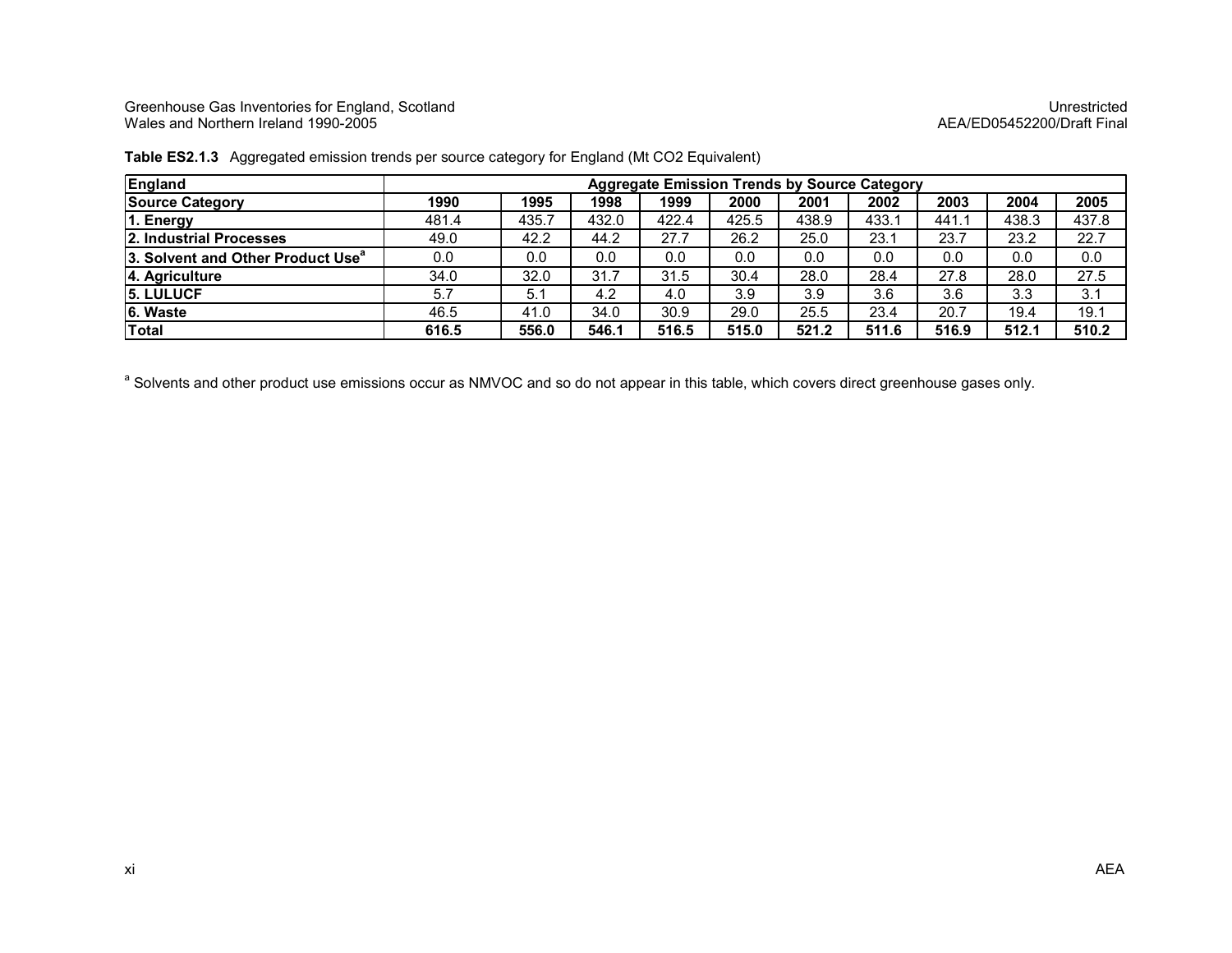**Table ES2.1.3** Aggregated emission trends per source category for England (Mt $CO_2$ Equivalent)

| England | Aggregate Emission Trends by Source Category | | | | | | | | | |
|---|---|---|---|---|---|---|---|---|---|---|
| **Source Category** | **1990** | **1995** | **1998** | **1999** | **2000** | **2001** | **2002** | **2003** | **2004** | **2005** |
| **1. Energy** | 481.4 | 435.7 | 432.0 | 422.4 | 425.5 | 438.9 | 433.1 | 441.1 | 438.3 | 437.8 |
| **2. Industrial Processes** | 49.0 | 42.2 | 44.2 | 27.7 | 26.2 | 25.0 | 23.1 | 23.7 | 23.2 | 22.7 |
| **3. Solvent and Other Product Use[a]** | 0.0 | 0.0 | 0.0 | 0.0 | 0.0 | 0.0 | 0.0 | 0.0 | 0.0 | 0.0 |
| **4. Agriculture** | 34.0 | 32.0 | 31.7 | 31.5 | 30.4 | 28.0 | 28.4 | 27.8 | 28.0 | 27.5 |
| **5. LULUCF** | 5.7 | 5.1 | 4.2 | 4.0 | 3.9 | 3.9 | 3.6 | 3.6 | 3.3 | 3.1 |
| **6. Waste** | 46.5 | 41.0 | 34.0 | 30.9 | 29.0 | 25.5 | 23.4 | 20.7 | 19.4 | 19.1 |
| **Total** | **616.5** | **556.0** | **546.1** | **516.5** | **515.0** | **521.2** | **511.6** | **516.9** | **512.1** | **510.2** |

[a] Solvents and other product use emissions occur as NMVOC and so do not appear in this table, which covers direct greenhouse gases only.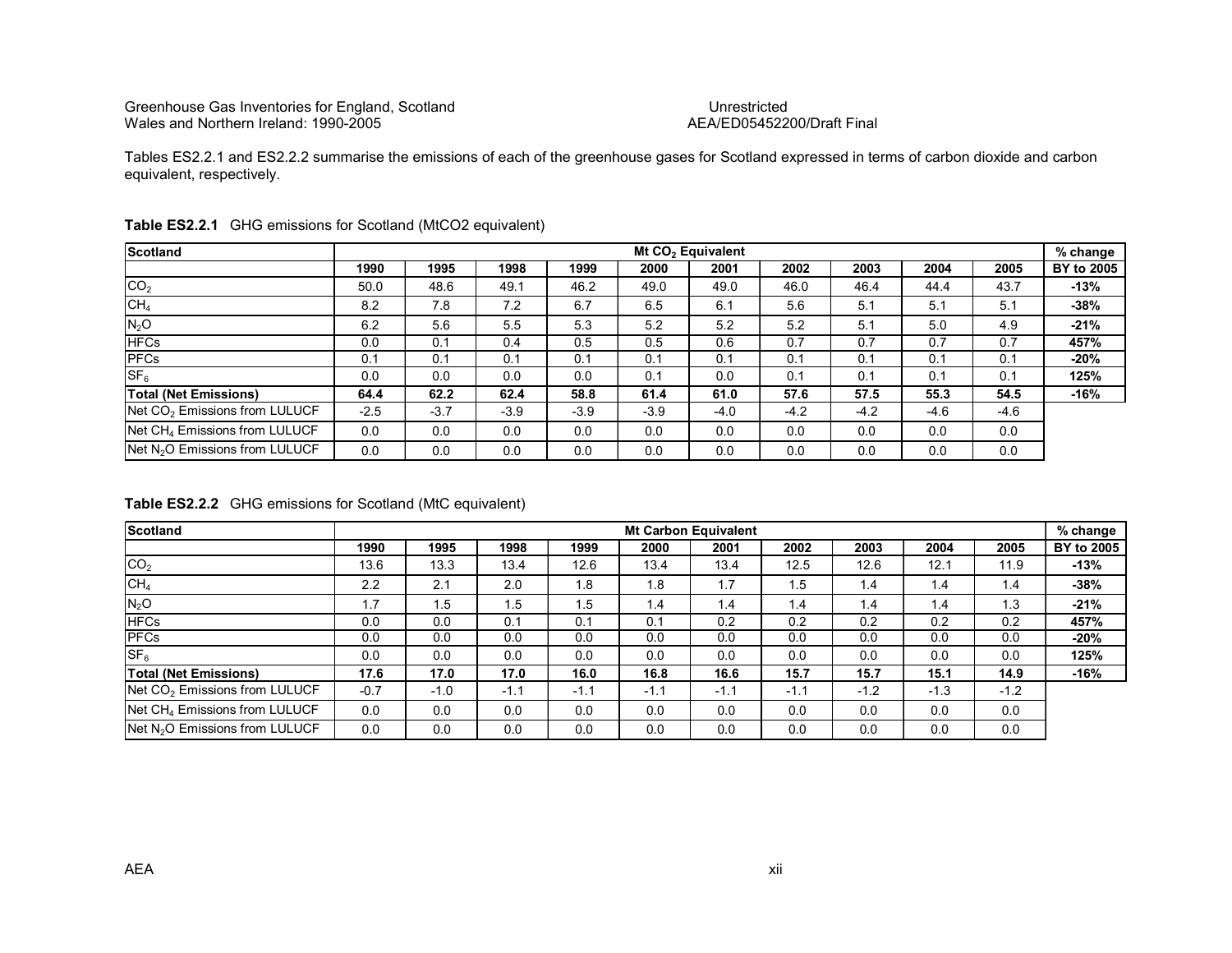Tables ES2.2.1 and ES2.2.2 summarise the emissions of each of the greenhouse gases for Scotland expressed in terms of carbon dioxide and carbon equivalent, respectively.

**Table ES2.2.1** GHG emissions for Scotland (MtCO2 equivalent)

| Scotland | Mt $CO_2$ Equivalent | | | | | | | | | | % change |
|---|---|---|---|---|---|---|---|---|---|---|---|
| | 1990 | 1995 | 1998 | 1999 | 2000 | 2001 | 2002 | 2003 | 2004 | 2005 | BY to 2005 |
| $CO_2$ | 50.0 | 48.6 | 49.1 | 46.2 | 49.0 | 49.0 | 46.0 | 46.4 | 44.4 | 43.7 | **-13%** |
| $CH_4$ | 8.2 | 7.8 | 7.2 | 6.7 | 6.5 | 6.1 | 5.6 | 5.1 | 5.1 | 5.1 | **-38%** |
| $N_2O$ | 6.2 | 5.6 | 5.5 | 5.3 | 5.2 | 5.2 | 5.2 | 5.1 | 5.0 | 4.9 | **-21%** |
| HFCs | 0.0 | 0.1 | 0.4 | 0.5 | 0.5 | 0.6 | 0.7 | 0.7 | 0.7 | 0.7 | **457%** |
| PFCs | 0.1 | 0.1 | 0.1 | 0.1 | 0.1 | 0.1 | 0.1 | 0.1 | 0.1 | 0.1 | **-20%** |
| $SF_6$ | 0.0 | 0.0 | 0.0 | 0.0 | 0.1 | 0.0 | 0.1 | 0.1 | 0.1 | 0.1 | **125%** |
| **Total (Net Emissions)** | **64.4** | **62.2** | **62.4** | **58.8** | **61.4** | **61.0** | **57.6** | **57.5** | **55.3** | **54.5** | **-16%** |
| Net $CO_2$ Emissions from LULUCF | -2.5 | -3.7 | -3.9 | -3.9 | -3.9 | -4.0 | -4.2 | -4.2 | -4.6 | -4.6 | |
| Net $CH_4$ Emissions from LULUCF | 0.0 | 0.0 | 0.0 | 0.0 | 0.0 | 0.0 | 0.0 | 0.0 | 0.0 | 0.0 | |
| Net $N_2O$ Emissions from LULUCF | 0.0 | 0.0 | 0.0 | 0.0 | 0.0 | 0.0 | 0.0 | 0.0 | 0.0 | 0.0 | |

**Table ES2.2.2** GHG emissions for Scotland (MtC equivalent)

| Scotland | Mt Carbon Equivalent | | | | | | | | | | % change |
|---|---|---|---|---|---|---|---|---|---|---|---|
| | 1990 | 1995 | 1998 | 1999 | 2000 | 2001 | 2002 | 2003 | 2004 | 2005 | BY to 2005 |
| $CO_2$ | 13.6 | 13.3 | 13.4 | 12.6 | 13.4 | 13.4 | 12.5 | 12.6 | 12.1 | 11.9 | **-13%** |
| $CH_4$ | 2.2 | 2.1 | 2.0 | 1.8 | 1.8 | 1.7 | 1.5 | 1.4 | 1.4 | 1.4 | **-38%** |
| $N_2O$ | 1.7 | 1.5 | 1.5 | 1.5 | 1.4 | 1.4 | 1.4 | 1.4 | 1.4 | 1.3 | **-21%** |
| HFCs | 0.0 | 0.0 | 0.1 | 0.1 | 0.1 | 0.2 | 0.2 | 0.2 | 0.2 | 0.2 | **457%** |
| PFCs | 0.0 | 0.0 | 0.0 | 0.0 | 0.0 | 0.0 | 0.0 | 0.0 | 0.0 | 0.0 | **-20%** |
| $SF_6$ | 0.0 | 0.0 | 0.0 | 0.0 | 0.0 | 0.0 | 0.0 | 0.0 | 0.0 | 0.0 | **125%** |
| **Total (Net Emissions)** | **17.6** | **17.0** | **17.0** | **16.0** | **16.8** | **16.6** | **15.7** | **15.7** | **15.1** | **14.9** | **-16%** |
| Net $CO_2$ Emissions from LULUCF | -0.7 | -1.0 | -1.1 | -1.1 | -1.1 | -1.1 | -1.1 | -1.2 | -1.3 | -1.2 | |
| Net $CH_4$ Emissions from LULUCF | 0.0 | 0.0 | 0.0 | 0.0 | 0.0 | 0.0 | 0.0 | 0.0 | 0.0 | 0.0 | |
| Net $N_2O$ Emissions from LULUCF | 0.0 | 0.0 | 0.0 | 0.0 | 0.0 | 0.0 | 0.0 | 0.0 | 0.0 | 0.0 | |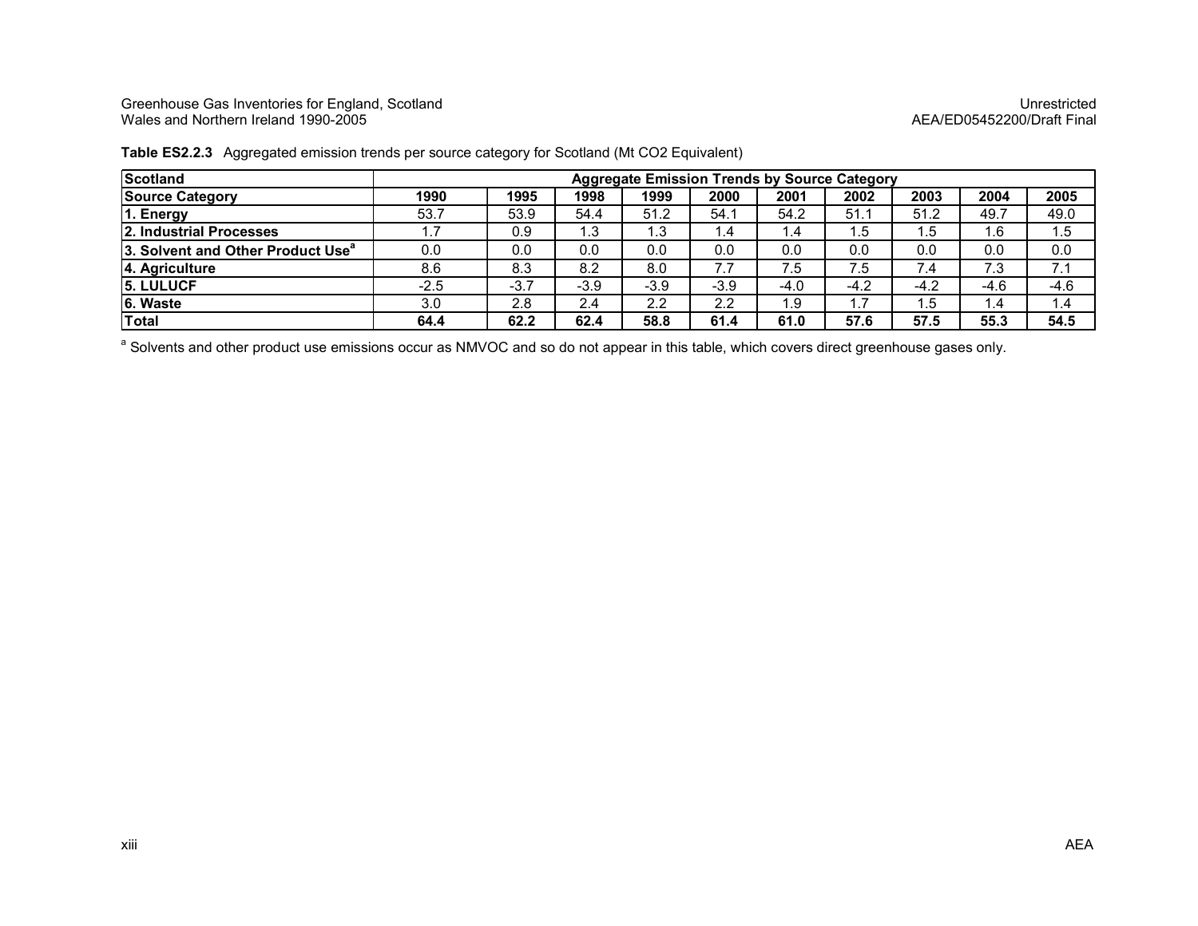**Table ES2.2.3** Aggregated emission trends per source category for Scotland (Mt CO2 Equivalent)

| **Scotland** | **Aggregate Emission Trends by Source Category** | | | | | | | | | |
|---|---|---|---|---|---|---|---|---|---|---|
| **Source Category** | **1990** | **1995** | **1998** | **1999** | **2000** | **2001** | **2002** | **2003** | **2004** | **2005** |
| **1. Energy** | 53.7 | 53.9 | 54.4 | 51.2 | 54.1 | 54.2 | 51.1 | 51.2 | 49.7 | 49.0 |
| **2. Industrial Processes** | 1.7 | 0.9 | 1.3 | 1.3 | 1.4 | 1.4 | 1.5 | 1.5 | 1.6 | 1.5 |
| **3. Solvent and Other Product Use**[a] | 0.0 | 0.0 | 0.0 | 0.0 | 0.0 | 0.0 | 0.0 | 0.0 | 0.0 | 0.0 |
| **4. Agriculture** | 8.6 | 8.3 | 8.2 | 8.0 | 7.7 | 7.5 | 7.5 | 7.4 | 7.3 | 7.1 |
| **5. LULUCF** | -2.5 | -3.7 | -3.9 | -3.9 | -3.9 | -4.0 | -4.2 | -4.2 | -4.6 | -4.6 |
| **6. Waste** | 3.0 | 2.8 | 2.4 | 2.2 | 2.2 | 1.9 | 1.7 | 1.5 | 1.4 | 1.4 |
| **Total** | **64.4** | **62.2** | **62.4** | **58.8** | **61.4** | **61.0** | **57.6** | **57.5** | **55.3** | **54.5** |

[a] Solvents and other product use emissions occur as NMVOC and so do not appear in this table, which covers direct greenhouse gases only.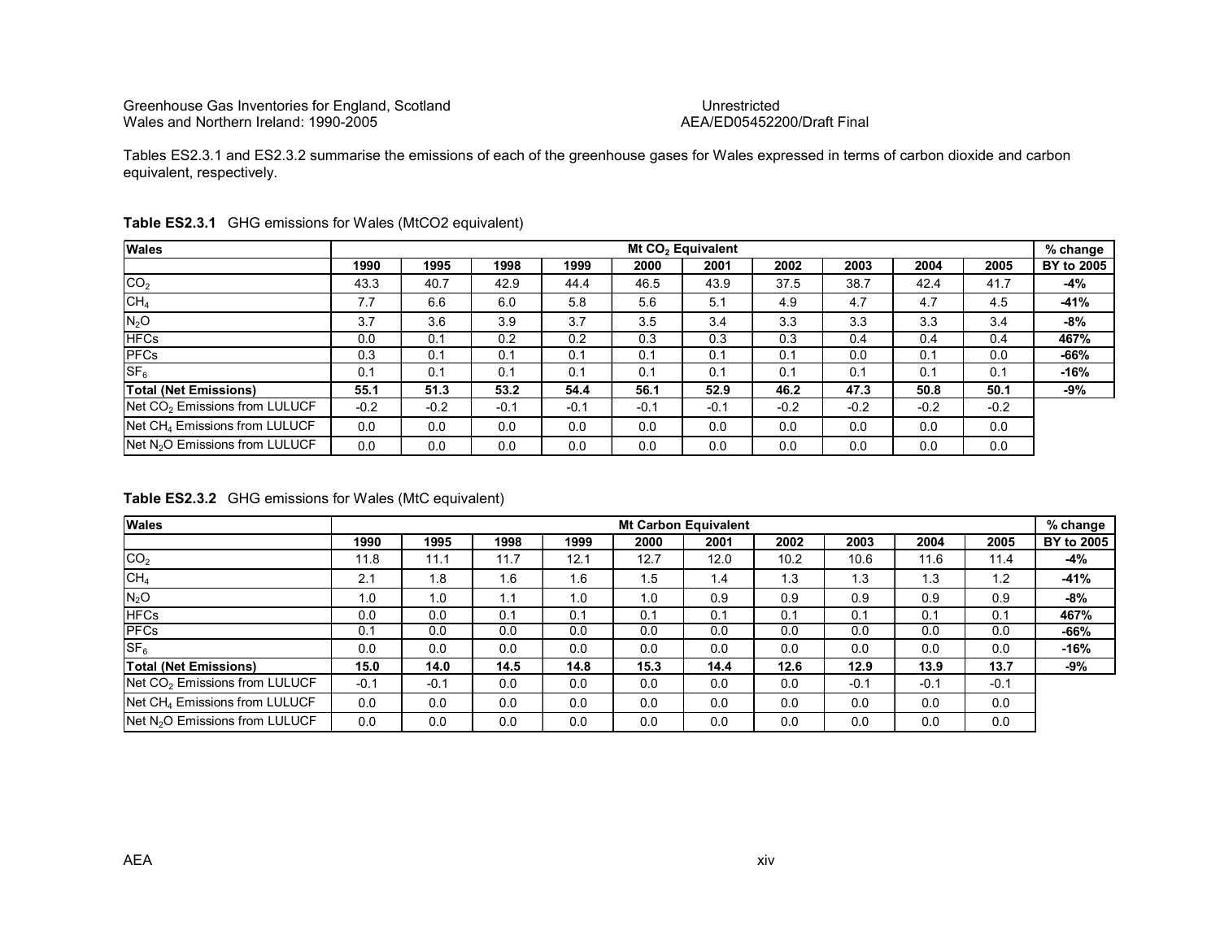Tables ES2.3.1 and ES2.3.2 summarise the emissions of each of the greenhouse gases for Wales expressed in terms of carbon dioxide and carbon equivalent, respectively.

**Table ES2.3.1** GHG emissions for Wales (MtCO2 equivalent)

| Wales | Mt $CO_2$ Equivalent | | | | | | | | | | % change |
|---|---|---|---|---|---|---|---|---|---|---|---|
| | 1990 | 1995 | 1998 | 1999 | 2000 | 2001 | 2002 | 2003 | 2004 | 2005 | BY to 2005 |
| $CO_2$ | 43.3 | 40.7 | 42.9 | 44.4 | 46.5 | 43.9 | 37.5 | 38.7 | 42.4 | 41.7 | **-4%** |
| $CH_4$ | 7.7 | 6.6 | 6.0 | 5.8 | 5.6 | 5.1 | 4.9 | 4.7 | 4.7 | 4.5 | **-41%** |
| $N_2O$ | 3.7 | 3.6 | 3.9 | 3.7 | 3.5 | 3.4 | 3.3 | 3.3 | 3.3 | 3.4 | **-8%** |
| HFCs | 0.0 | 0.1 | 0.2 | 0.2 | 0.3 | 0.3 | 0.3 | 0.4 | 0.4 | 0.4 | **467%** |
| PFCs | 0.3 | 0.1 | 0.1 | 0.1 | 0.1 | 0.1 | 0.1 | 0.0 | 0.1 | 0.0 | **-66%** |
| $SF_6$ | 0.1 | 0.1 | 0.1 | 0.1 | 0.1 | 0.1 | 0.1 | 0.1 | 0.1 | 0.1 | **-16%** |
| **Total (Net Emissions)** | **55.1** | **51.3** | **53.2** | **54.4** | **56.1** | **52.9** | **46.2** | **47.3** | **50.8** | **50.1** | **-9%** |
| Net $CO_2$ Emissions from LULUCF | -0.2 | -0.2 | -0.1 | -0.1 | -0.1 | -0.1 | -0.2 | -0.2 | -0.2 | -0.2 | |
| Net $CH_4$ Emissions from LULUCF | 0.0 | 0.0 | 0.0 | 0.0 | 0.0 | 0.0 | 0.0 | 0.0 | 0.0 | 0.0 | |
| Net $N_2O$ Emissions from LULUCF | 0.0 | 0.0 | 0.0 | 0.0 | 0.0 | 0.0 | 0.0 | 0.0 | 0.0 | 0.0 | |

**Table ES2.3.2** GHG emissions for Wales (MtC equivalent)

| Wales | Mt Carbon Equivalent | | | | | | | | | | % change |
|---|---|---|---|---|---|---|---|---|---|---|---|
| | 1990 | 1995 | 1998 | 1999 | 2000 | 2001 | 2002 | 2003 | 2004 | 2005 | BY to 2005 |
| $CO_2$ | 11.8 | 11.1 | 11.7 | 12.1 | 12.7 | 12.0 | 10.2 | 10.6 | 11.6 | 11.4 | **-4%** |
| $CH_4$ | 2.1 | 1.8 | 1.6 | 1.6 | 1.5 | 1.4 | 1.3 | 1.3 | 1.3 | 1.2 | **-41%** |
| $N_2O$ | 1.0 | 1.0 | 1.1 | 1.0 | 1.0 | 0.9 | 0.9 | 0.9 | 0.9 | 0.9 | **-8%** |
| HFCs | 0.0 | 0.0 | 0.1 | 0.1 | 0.1 | 0.1 | 0.1 | 0.1 | 0.1 | 0.1 | **467%** |
| PFCs | 0.1 | 0.0 | 0.0 | 0.0 | 0.0 | 0.0 | 0.0 | 0.0 | 0.0 | 0.0 | **-66%** |
| $SF_6$ | 0.0 | 0.0 | 0.0 | 0.0 | 0.0 | 0.0 | 0.0 | 0.0 | 0.0 | 0.0 | **-16%** |
| **Total (Net Emissions)** | **15.0** | **14.0** | **14.5** | **14.8** | **15.3** | **14.4** | **12.6** | **12.9** | **13.9** | **13.7** | **-9%** |
| Net $CO_2$ Emissions from LULUCF | -0.1 | -0.1 | 0.0 | 0.0 | 0.0 | 0.0 | 0.0 | -0.1 | -0.1 | -0.1 | |
| Net $CH_4$ Emissions from LULUCF | 0.0 | 0.0 | 0.0 | 0.0 | 0.0 | 0.0 | 0.0 | 0.0 | 0.0 | 0.0 | |
| Net $N_2O$ Emissions from LULUCF | 0.0 | 0.0 | 0.0 | 0.0 | 0.0 | 0.0 | 0.0 | 0.0 | 0.0 | 0.0 | |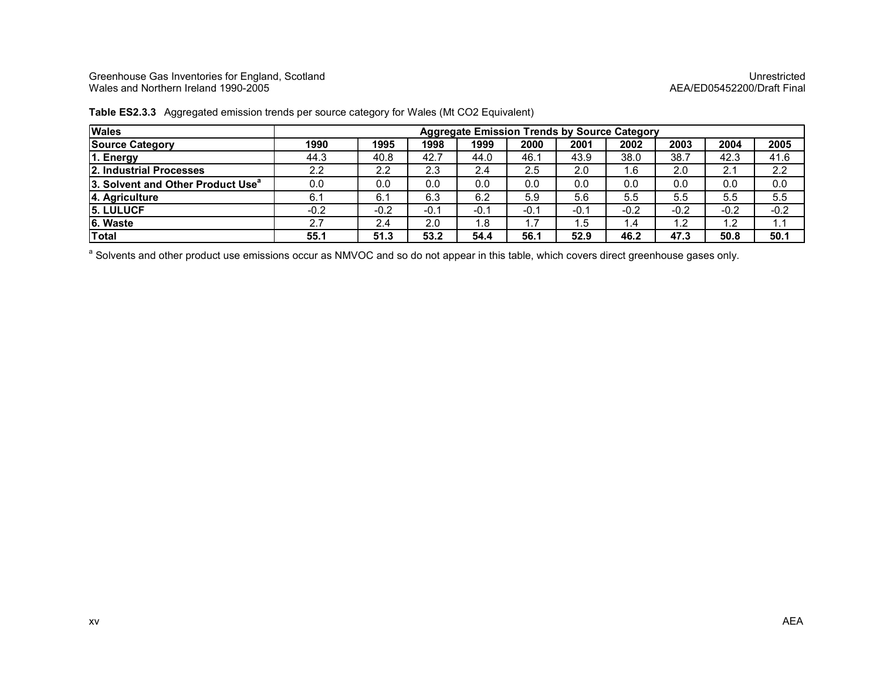**Table ES2.3.3** Aggregated emission trends per source category for Wales (Mt CO2 Equivalent)

| Wales | Aggregate Emission Trends by Source Category | | | | | | | | | |
|---|---|---|---|---|---|---|---|---|---|---|
| **Source Category** | **1990** | **1995** | **1998** | **1999** | **2000** | **2001** | **2002** | **2003** | **2004** | **2005** |
| **1. Energy** | 44.3 | 40.8 | 42.7 | 44.0 | 46.1 | 43.9 | 38.0 | 38.7 | 42.3 | 41.6 |
| **2. Industrial Processes** | 2.2 | 2.2 | 2.3 | 2.4 | 2.5 | 2.0 | 1.6 | 2.0 | 2.1 | 2.2 |
| **3. Solvent and Other Product Use[a]** | 0.0 | 0.0 | 0.0 | 0.0 | 0.0 | 0.0 | 0.0 | 0.0 | 0.0 | 0.0 |
| **4. Agriculture** | 6.1 | 6.1 | 6.3 | 6.2 | 5.9 | 5.6 | 5.5 | 5.5 | 5.5 | 5.5 |
| **5. LULUCF** | -0.2 | -0.2 | -0.1 | -0.1 | -0.1 | -0.1 | -0.2 | -0.2 | -0.2 | -0.2 |
| **6. Waste** | 2.7 | 2.4 | 2.0 | 1.8 | 1.7 | 1.5 | 1.4 | 1.2 | 1.2 | 1.1 |
| **Total** | **55.1** | **51.3** | **53.2** | **54.4** | **56.1** | **52.9** | **46.2** | **47.3** | **50.8** | **50.1** |

[a] Solvents and other product use emissions occur as NMVOC and so do not appear in this table, which covers direct greenhouse gases only.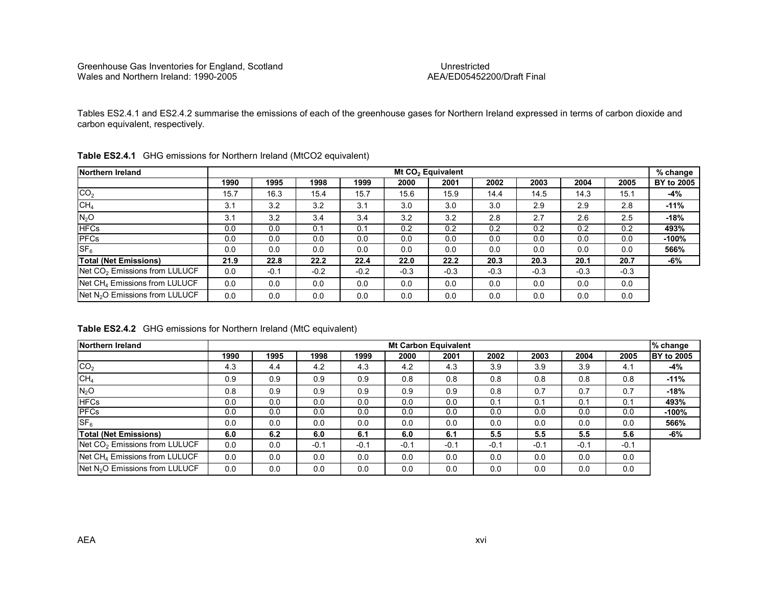Tables ES2.4.1 and ES2.4.2 summarise the emissions of each of the greenhouse gases for Northern Ireland expressed in terms of carbon dioxide and carbon equivalent, respectively.

**Table ES2.4.1** GHG emissions for Northern Ireland (MtCO2 equivalent)

| Northern Ireland | Mt $CO_2$ Equivalent | | | | | | | | | | % change |
|---|---|---|---|---|---|---|---|---|---|---|---|
| | 1990 | 1995 | 1998 | 1999 | 2000 | 2001 | 2002 | 2003 | 2004 | 2005 | BY to 2005 |
| $CO_2$ | 15.7 | 16.3 | 15.4 | 15.7 | 15.6 | 15.9 | 14.4 | 14.5 | 14.3 | 15.1 | **-4%** |
| $CH_4$ | 3.1 | 3.2 | 3.2 | 3.1 | 3.0 | 3.0 | 3.0 | 2.9 | 2.9 | 2.8 | **-11%** |
| $N_2O$ | 3.1 | 3.2 | 3.4 | 3.4 | 3.2 | 3.2 | 2.8 | 2.7 | 2.6 | 2.5 | **-18%** |
| HFCs | 0.0 | 0.0 | 0.1 | 0.1 | 0.2 | 0.2 | 0.2 | 0.2 | 0.2 | 0.2 | **493%** |
| PFCs | 0.0 | 0.0 | 0.0 | 0.0 | 0.0 | 0.0 | 0.0 | 0.0 | 0.0 | 0.0 | **-100%** |
| $SF_6$ | 0.0 | 0.0 | 0.0 | 0.0 | 0.0 | 0.0 | 0.0 | 0.0 | 0.0 | 0.0 | **566%** |
| **Total (Net Emissions)** | **21.9** | **22.8** | **22.2** | **22.4** | **22.0** | **22.2** | **20.3** | **20.3** | **20.1** | **20.7** | **-6%** |
| Net $CO_2$ Emissions from LULUCF | 0.0 | -0.1 | -0.2 | -0.2 | -0.3 | -0.3 | -0.3 | -0.3 | -0.3 | -0.3 | |
| Net $CH_4$ Emissions from LULUCF | 0.0 | 0.0 | 0.0 | 0.0 | 0.0 | 0.0 | 0.0 | 0.0 | 0.0 | 0.0 | |
| Net $N_2O$ Emissions from LULUCF | 0.0 | 0.0 | 0.0 | 0.0 | 0.0 | 0.0 | 0.0 | 0.0 | 0.0 | 0.0 | |

**Table ES2.4.2** GHG emissions for Northern Ireland (MtC equivalent)

| Northern Ireland | Mt Carbon Equivalent | | | | | | | | | | % change |
|---|---|---|---|---|---|---|---|---|---|---|---|
| | 1990 | 1995 | 1998 | 1999 | 2000 | 2001 | 2002 | 2003 | 2004 | 2005 | BY to 2005 |
| $CO_2$ | 4.3 | 4.4 | 4.2 | 4.3 | 4.2 | 4.3 | 3.9 | 3.9 | 3.9 | 4.1 | **-4%** |
| $CH_4$ | 0.9 | 0.9 | 0.9 | 0.9 | 0.8 | 0.8 | 0.8 | 0.8 | 0.8 | 0.8 | **-11%** |
| $N_2O$ | 0.8 | 0.9 | 0.9 | 0.9 | 0.9 | 0.9 | 0.8 | 0.7 | 0.7 | 0.7 | **-18%** |
| HFCs | 0.0 | 0.0 | 0.0 | 0.0 | 0.0 | 0.0 | 0.1 | 0.1 | 0.1 | 0.1 | **493%** |
| PFCs | 0.0 | 0.0 | 0.0 | 0.0 | 0.0 | 0.0 | 0.0 | 0.0 | 0.0 | 0.0 | **-100%** |
| $SF_6$ | 0.0 | 0.0 | 0.0 | 0.0 | 0.0 | 0.0 | 0.0 | 0.0 | 0.0 | 0.0 | **566%** |
| **Total (Net Emissions)** | **6.0** | **6.2** | **6.0** | **6.1** | **6.0** | **6.1** | **5.5** | **5.5** | **5.5** | **5.6** | **-6%** |
| Net $CO_2$ Emissions from LULUCF | 0.0 | 0.0 | -0.1 | -0.1 | -0.1 | -0.1 | -0.1 | -0.1 | -0.1 | -0.1 | |
| Net $CH_4$ Emissions from LULUCF | 0.0 | 0.0 | 0.0 | 0.0 | 0.0 | 0.0 | 0.0 | 0.0 | 0.0 | 0.0 | |
| Net $N_2O$ Emissions from LULUCF | 0.0 | 0.0 | 0.0 | 0.0 | 0.0 | 0.0 | 0.0 | 0.0 | 0.0 | 0.0 | |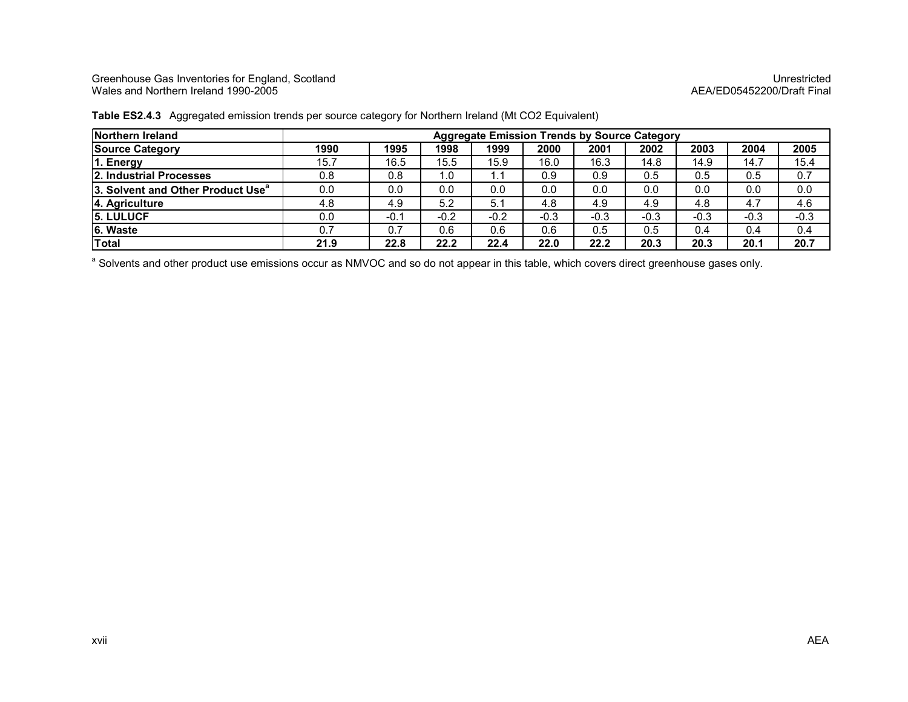**Table ES2.4.3** Aggregated emission trends per source category for Northern Ireland (Mt CO2 Equivalent)

| Northern Ireland | Aggregate Emission Trends by Source Category | | | | | | | | | |
|---|---|---|---|---|---|---|---|---|---|---|
| **Source Category** | **1990** | **1995** | **1998** | **1999** | **2000** | **2001** | **2002** | **2003** | **2004** | **2005** |
| **1. Energy** | 15.7 | 16.5 | 15.5 | 15.9 | 16.0 | 16.3 | 14.8 | 14.9 | 14.7 | 15.4 |
| **2. Industrial Processes** | 0.8 | 0.8 | 1.0 | 1.1 | 0.9 | 0.9 | 0.5 | 0.5 | 0.5 | 0.7 |
| **3. Solvent and Other Product Use**[a] | 0.0 | 0.0 | 0.0 | 0.0 | 0.0 | 0.0 | 0.0 | 0.0 | 0.0 | 0.0 |
| **4. Agriculture** | 4.8 | 4.9 | 5.2 | 5.1 | 4.8 | 4.9 | 4.9 | 4.8 | 4.7 | 4.6 |
| **5. LULUCF** | 0.0 | -0.1 | -0.2 | -0.2 | -0.3 | -0.3 | -0.3 | -0.3 | -0.3 | -0.3 |
| **6. Waste** | 0.7 | 0.7 | 0.6 | 0.6 | 0.6 | 0.5 | 0.5 | 0.4 | 0.4 | 0.4 |
| **Total** | **21.9** | **22.8** | **22.2** | **22.4** | **22.0** | **22.2** | **20.3** | **20.3** | **20.1** | **20.7** |

[a] Solvents and other product use emissions occur as NMVOC and so do not appear in this table, which covers direct greenhouse gases only.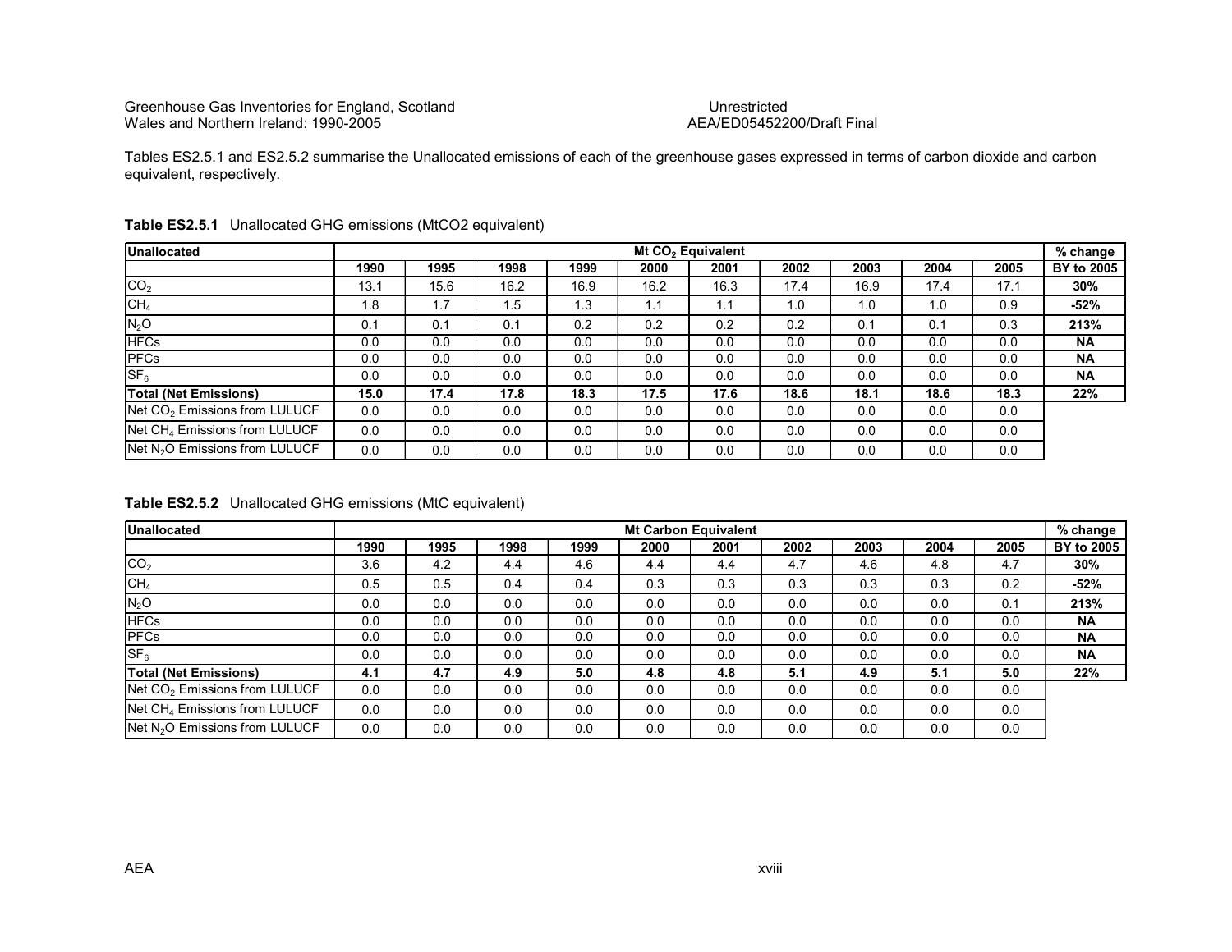Tables ES2.5.1 and ES2.5.2 summarise the Unallocated emissions of each of the greenhouse gases expressed in terms of carbon dioxide and carbon equivalent, respectively.

**Table ES2.5.1** Unallocated GHG emissions (MtCO2 equivalent)

| Unallocated | Mt $CO_2$ Equivalent | | | | | | | | | | % change |
|---|---|---|---|---|---|---|---|---|---|---|---|
| | 1990 | 1995 | 1998 | 1999 | 2000 | 2001 | 2002 | 2003 | 2004 | 2005 | BY to 2005 |
| $CO_2$ | 13.1 | 15.6 | 16.2 | 16.9 | 16.2 | 16.3 | 17.4 | 16.9 | 17.4 | 17.1 | **30%** |
| $CH_4$ | 1.8 | 1.7 | 1.5 | 1.3 | 1.1 | 1.1 | 1.0 | 1.0 | 1.0 | 0.9 | **-52%** |
| $N_2O$ | 0.1 | 0.1 | 0.1 | 0.2 | 0.2 | 0.2 | 0.2 | 0.1 | 0.1 | 0.3 | **213%** |
| HFCs | 0.0 | 0.0 | 0.0 | 0.0 | 0.0 | 0.0 | 0.0 | 0.0 | 0.0 | 0.0 | **NA** |
| PFCs | 0.0 | 0.0 | 0.0 | 0.0 | 0.0 | 0.0 | 0.0 | 0.0 | 0.0 | 0.0 | **NA** |
| $SF_6$ | 0.0 | 0.0 | 0.0 | 0.0 | 0.0 | 0.0 | 0.0 | 0.0 | 0.0 | 0.0 | **NA** |
| **Total (Net Emissions)** | **15.0** | **17.4** | **17.8** | **18.3** | **17.5** | **17.6** | **18.6** | **18.1** | **18.6** | **18.3** | **22%** |
| Net $CO_2$ Emissions from LULUCF | 0.0 | 0.0 | 0.0 | 0.0 | 0.0 | 0.0 | 0.0 | 0.0 | 0.0 | 0.0 | |
| Net $CH_4$ Emissions from LULUCF | 0.0 | 0.0 | 0.0 | 0.0 | 0.0 | 0.0 | 0.0 | 0.0 | 0.0 | 0.0 | |
| Net $N_2O$ Emissions from LULUCF | 0.0 | 0.0 | 0.0 | 0.0 | 0.0 | 0.0 | 0.0 | 0.0 | 0.0 | 0.0 | |

**Table ES2.5.2** Unallocated GHG emissions (MtC equivalent)

| Unallocated | Mt Carbon Equivalent | | | | | | | | | | % change |
|---|---|---|---|---|---|---|---|---|---|---|---|
| | 1990 | 1995 | 1998 | 1999 | 2000 | 2001 | 2002 | 2003 | 2004 | 2005 | BY to 2005 |
| $CO_2$ | 3.6 | 4.2 | 4.4 | 4.6 | 4.4 | 4.4 | 4.7 | 4.6 | 4.8 | 4.7 | **30%** |
| $CH_4$ | 0.5 | 0.5 | 0.4 | 0.4 | 0.3 | 0.3 | 0.3 | 0.3 | 0.3 | 0.2 | **-52%** |
| $N_2O$ | 0.0 | 0.0 | 0.0 | 0.0 | 0.0 | 0.0 | 0.0 | 0.0 | 0.0 | 0.1 | **213%** |
| HFCs | 0.0 | 0.0 | 0.0 | 0.0 | 0.0 | 0.0 | 0.0 | 0.0 | 0.0 | 0.0 | **NA** |
| PFCs | 0.0 | 0.0 | 0.0 | 0.0 | 0.0 | 0.0 | 0.0 | 0.0 | 0.0 | 0.0 | **NA** |
| $SF_6$ | 0.0 | 0.0 | 0.0 | 0.0 | 0.0 | 0.0 | 0.0 | 0.0 | 0.0 | 0.0 | **NA** |
| **Total (Net Emissions)** | **4.1** | **4.7** | **4.9** | **5.0** | **4.8** | **4.8** | **5.1** | **4.9** | **5.1** | **5.0** | **22%** |
| Net $CO_2$ Emissions from LULUCF | 0.0 | 0.0 | 0.0 | 0.0 | 0.0 | 0.0 | 0.0 | 0.0 | 0.0 | 0.0 | |
| Net $CH_4$ Emissions from LULUCF | 0.0 | 0.0 | 0.0 | 0.0 | 0.0 | 0.0 | 0.0 | 0.0 | 0.0 | 0.0 | |
| Net $N_2O$ Emissions from LULUCF | 0.0 | 0.0 | 0.0 | 0.0 | 0.0 | 0.0 | 0.0 | 0.0 | 0.0 | 0.0 | |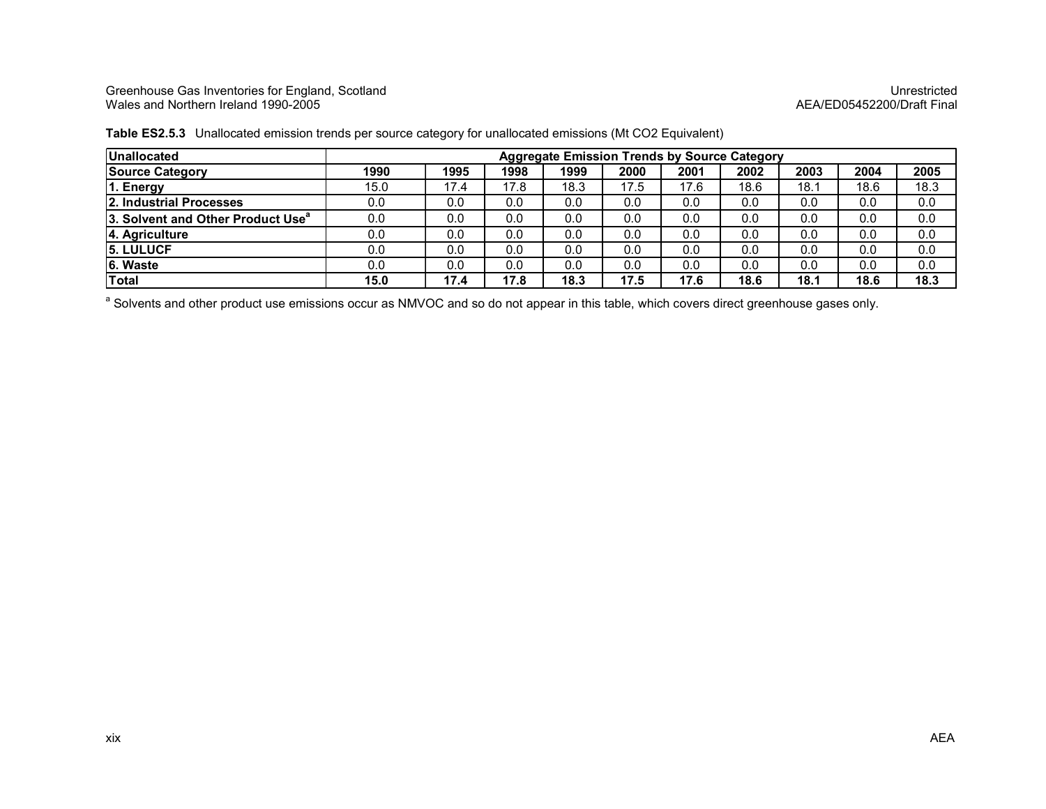**Table ES2.5.3** Unallocated emission trends per source category for unallocated emissions (Mt CO2 Equivalent)

| **Unallocated** | **Aggregate Emission Trends by Source Category** | | | | | | | | | |
|---|---|---|---|---|---|---|---|---|---|---|
| **Source Category** | **1990** | **1995** | **1998** | **1999** | **2000** | **2001** | **2002** | **2003** | **2004** | **2005** |
| **1. Energy** | 15.0 | 17.4 | 17.8 | 18.3 | 17.5 | 17.6 | 18.6 | 18.1 | 18.6 | 18.3 |
| **2. Industrial Processes** | 0.0 | 0.0 | 0.0 | 0.0 | 0.0 | 0.0 | 0.0 | 0.0 | 0.0 | 0.0 |
| **3. Solvent and Other Product Use[a]** | 0.0 | 0.0 | 0.0 | 0.0 | 0.0 | 0.0 | 0.0 | 0.0 | 0.0 | 0.0 |
| **4. Agriculture** | 0.0 | 0.0 | 0.0 | 0.0 | 0.0 | 0.0 | 0.0 | 0.0 | 0.0 | 0.0 |
| **5. LULUCF** | 0.0 | 0.0 | 0.0 | 0.0 | 0.0 | 0.0 | 0.0 | 0.0 | 0.0 | 0.0 |
| **6. Waste** | 0.0 | 0.0 | 0.0 | 0.0 | 0.0 | 0.0 | 0.0 | 0.0 | 0.0 | 0.0 |
| **Total** | **15.0** | **17.4** | **17.8** | **18.3** | **17.5** | **17.6** | **18.6** | **18.1** | **18.6** | **18.3** |

[a] Solvents and other product use emissions occur as NMVOC and so do not appear in this table, which covers direct greenhouse gases only.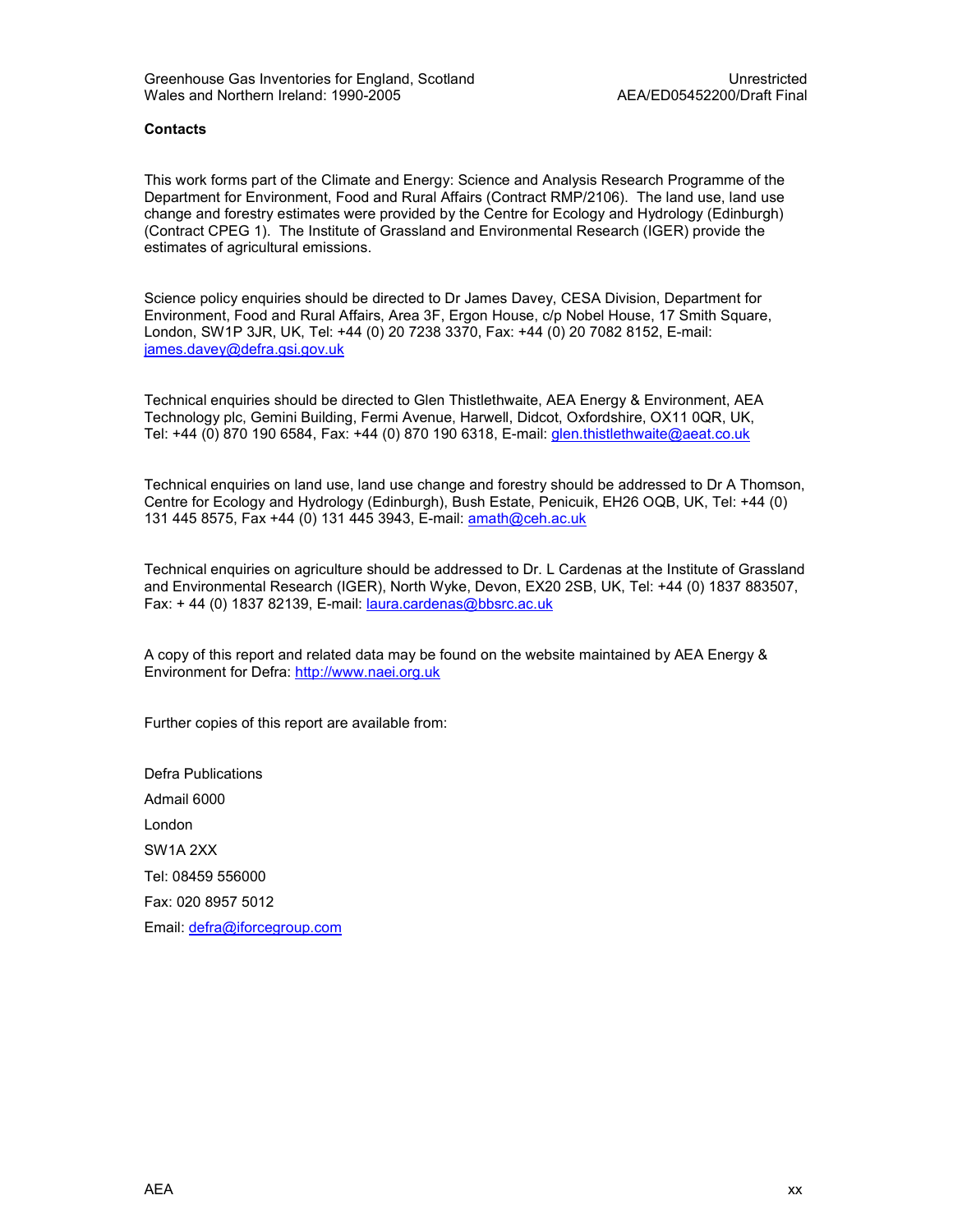**Contacts**

This work forms part of the Climate and Energy: Science and Analysis Research Programme of the Department for Environment, Food and Rural Affairs (Contract RMP/2106). The land use, land use change and forestry estimates were provided by the Centre for Ecology and Hydrology (Edinburgh) (Contract CPEG 1). The Institute of Grassland and Environmental Research (IGER) provide the estimates of agricultural emissions.

Science policy enquiries should be directed to Dr James Davey, CESA Division, Department for Environment, Food and Rural Affairs, Area 3F, Ergon House, c/p Nobel House, 17 Smith Square, London, SW1P 3JR, UK, Tel: +44 (0) 20 7238 3370, Fax: +44 (0) 20 7082 8152, E-mail: james.davey@defra.gsi.gov.uk

Technical enquiries should be directed to Glen Thistlethwaite, AEA Energy & Environment, AEA Technology plc, Gemini Building, Fermi Avenue, Harwell, Didcot, Oxfordshire, OX11 0QR, UK, Tel: +44 (0) 870 190 6584, Fax: +44 (0) 870 190 6318, E-mail: glen.thistlethwaite@aeat.co.uk

Technical enquiries on land use, land use change and forestry should be addressed to Dr A Thomson, Centre for Ecology and Hydrology (Edinburgh), Bush Estate, Penicuik, EH26 OQB, UK, Tel: +44 (0) 131 445 8575, Fax +44 (0) 131 445 3943, E-mail: amath@ceh.ac.uk

Technical enquiries on agriculture should be addressed to Dr. L Cardenas at the Institute of Grassland and Environmental Research (IGER), North Wyke, Devon, EX20 2SB, UK, Tel: +44 (0) 1837 883507, Fax: + 44 (0) 1837 82139, E-mail: laura.cardenas@bbsrc.ac.uk

A copy of this report and related data may be found on the website maintained by AEA Energy & Environment for Defra: http://www.naei.org.uk

Further copies of this report are available from:

Defra Publications

Admail 6000

London

SW1A 2XX

Tel: 08459 556000

Fax: 020 8957 5012

Email: defra@iforcegroup.com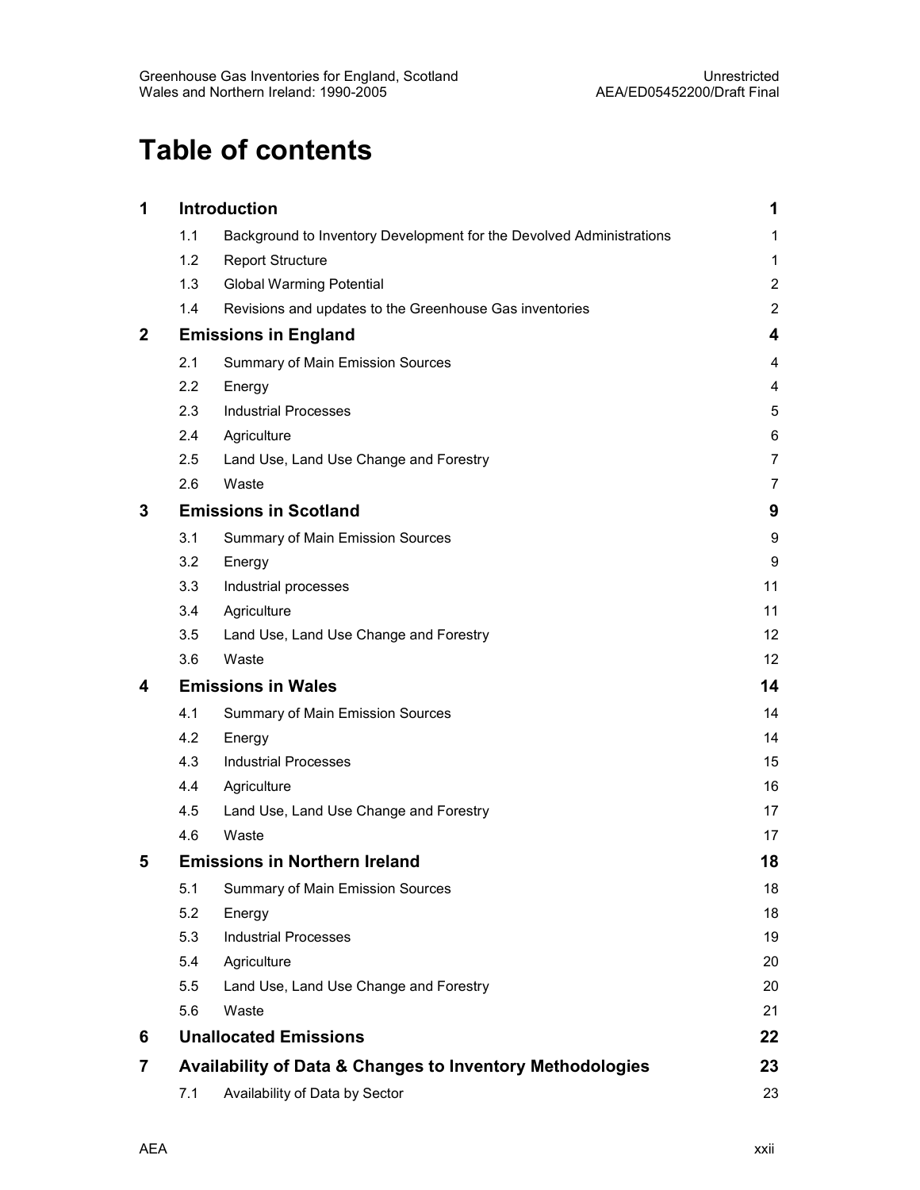# Table of contents

| | | | |
|---|---|---|---|
| **1** | **Introduction** | | **1** |
| | 1.1 | Background to Inventory Development for the Devolved Administrations | 1 |
| | 1.2 | Report Structure | 1 |
| | 1.3 | Global Warming Potential | 2 |
| | 1.4 | Revisions and updates to the Greenhouse Gas inventories | 2 |
| **2** | **Emissions in England** | | **4** |
| | 2.1 | Summary of Main Emission Sources | 4 |
| | 2.2 | Energy | 4 |
| | 2.3 | Industrial Processes | 5 |
| | 2.4 | Agriculture | 6 |
| | 2.5 | Land Use, Land Use Change and Forestry | 7 |
| | 2.6 | Waste | 7 |
| **3** | **Emissions in Scotland** | | **9** |
| | 3.1 | Summary of Main Emission Sources | 9 |
| | 3.2 | Energy | 9 |
| | 3.3 | Industrial processes | 11 |
| | 3.4 | Agriculture | 11 |
| | 3.5 | Land Use, Land Use Change and Forestry | 12 |
| | 3.6 | Waste | 12 |
| **4** | **Emissions in Wales** | | **14** |
| | 4.1 | Summary of Main Emission Sources | 14 |
| | 4.2 | Energy | 14 |
| | 4.3 | Industrial Processes | 15 |
| | 4.4 | Agriculture | 16 |
| | 4.5 | Land Use, Land Use Change and Forestry | 17 |
| | 4.6 | Waste | 17 |
| **5** | **Emissions in Northern Ireland** | | **18** |
| | 5.1 | Summary of Main Emission Sources | 18 |
| | 5.2 | Energy | 18 |
| | 5.3 | Industrial Processes | 19 |
| | 5.4 | Agriculture | 20 |
| | 5.5 | Land Use, Land Use Change and Forestry | 20 |
| | 5.6 | Waste | 21 |
| **6** | **Unallocated Emissions** | | **22** |
| **7** | **Availability of Data & Changes to Inventory Methodologies** | | **23** |
| | 7.1 | Availability of Data by Sector | 23 |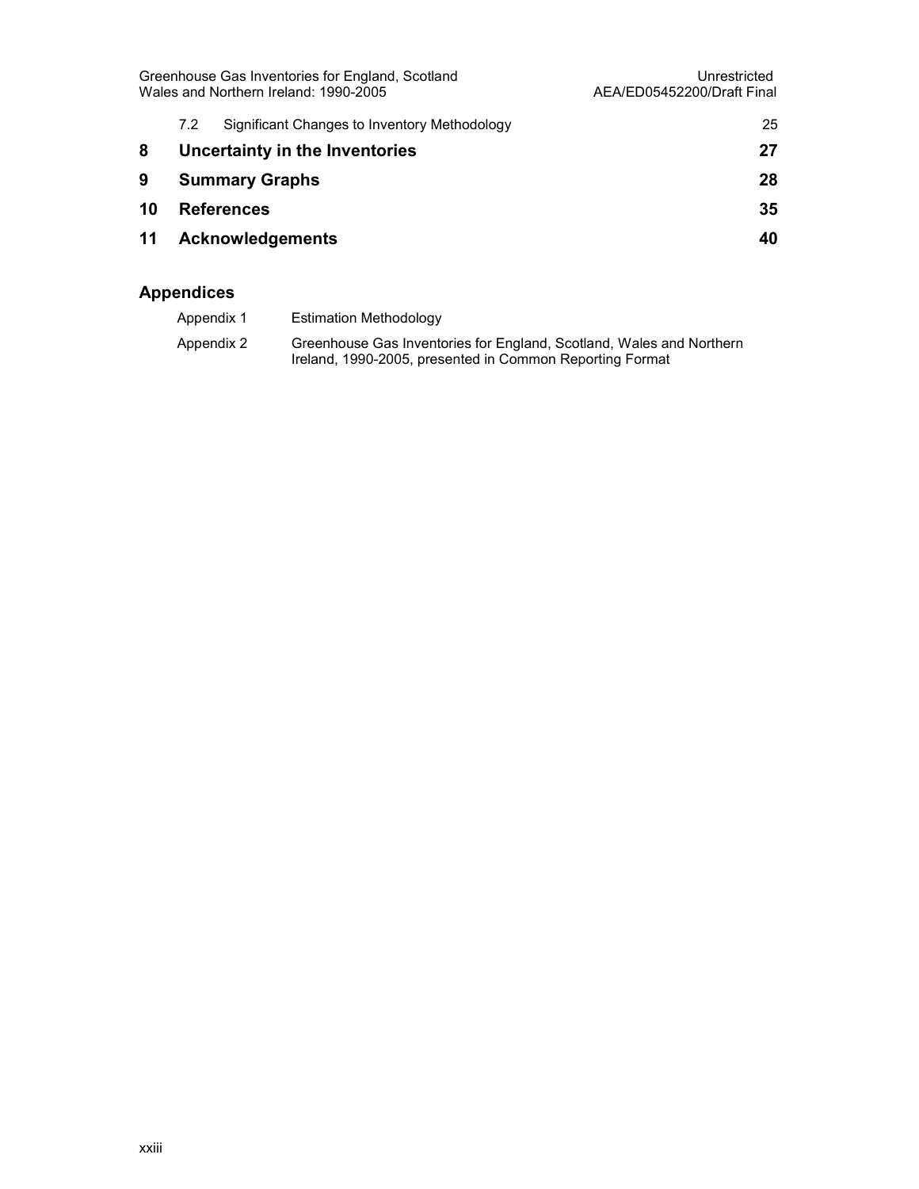| | | |
|---|---|---|
| 7.2 | Significant Changes to Inventory Methodology | 25 |
| **8** | **Uncertainty in the Inventories** | **27** |
| **9** | **Summary Graphs** | **28** |
| **10** | **References** | **35** |
| **11** | **Acknowledgements** | **40** |

## Appendices

| | |
|---|---|
| Appendix 1 | Estimation Methodology |
| Appendix 2 | Greenhouse Gas Inventories for England, Scotland, Wales and Northern Ireland, 1990-2005, presented in Common Reporting Format |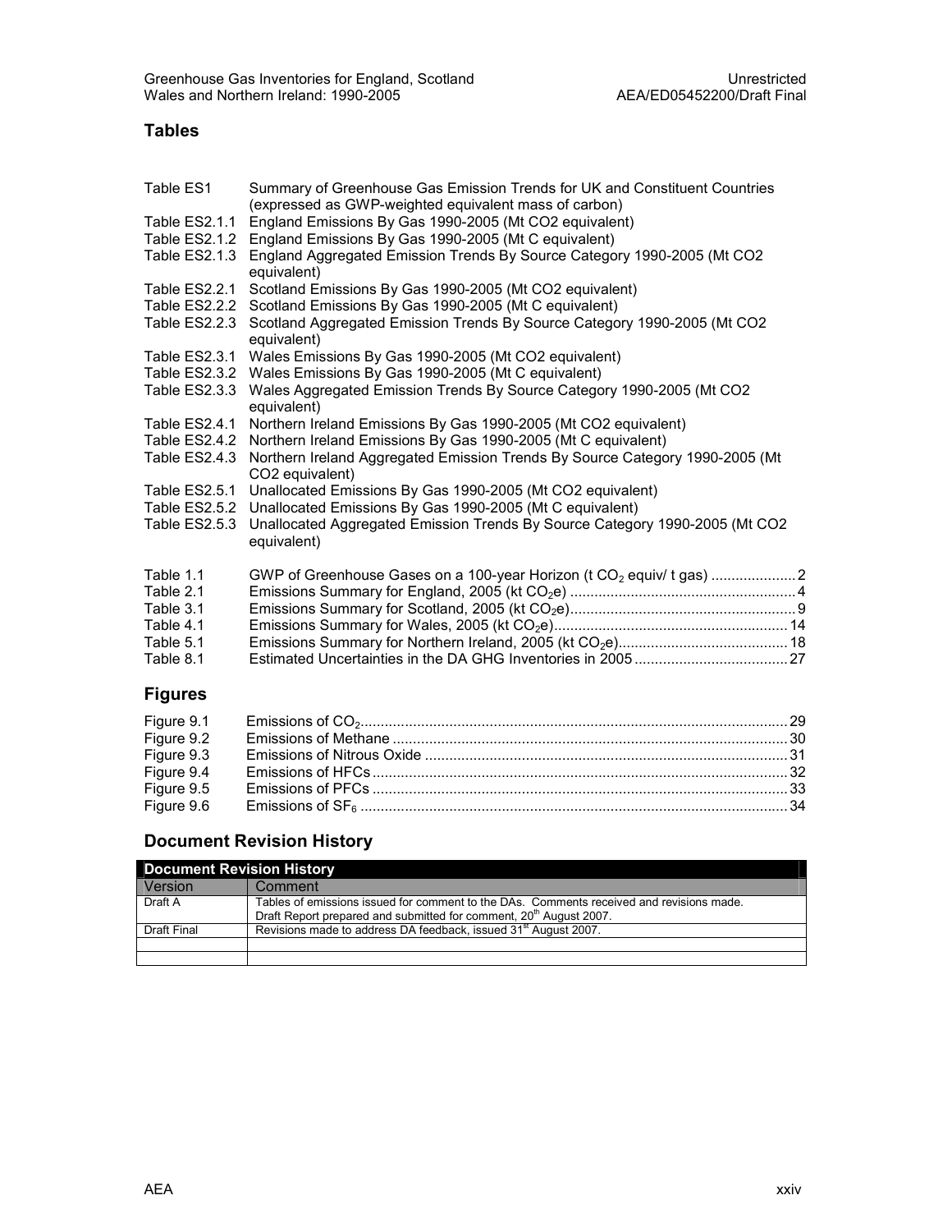## Tables

| | |
|---|---|
| Table ES1 | Summary of Greenhouse Gas Emission Trends for UK and Constituent Countries (expressed as GWP-weighted equivalent mass of carbon) |
| Table ES2.1.1 | England Emissions By Gas 1990-2005 (Mt CO2 equivalent) |
| Table ES2.1.2 | England Emissions By Gas 1990-2005 (Mt C equivalent) |
| Table ES2.1.3 | England Aggregated Emission Trends By Source Category 1990-2005 (Mt CO2 equivalent) |
| Table ES2.2.1 | Scotland Emissions By Gas 1990-2005 (Mt CO2 equivalent) |
| Table ES2.2.2 | Scotland Emissions By Gas 1990-2005 (Mt C equivalent) |
| Table ES2.2.3 | Scotland Aggregated Emission Trends By Source Category 1990-2005 (Mt CO2 equivalent) |
| Table ES2.3.1 | Wales Emissions By Gas 1990-2005 (Mt CO2 equivalent) |
| Table ES2.3.2 | Wales Emissions By Gas 1990-2005 (Mt C equivalent) |
| Table ES2.3.3 | Wales Aggregated Emission Trends By Source Category 1990-2005 (Mt CO2 equivalent) |
| Table ES2.4.1 | Northern Ireland Emissions By Gas 1990-2005 (Mt CO2 equivalent) |
| Table ES2.4.2 | Northern Ireland Emissions By Gas 1990-2005 (Mt C equivalent) |
| Table ES2.4.3 | Northern Ireland Aggregated Emission Trends By Source Category 1990-2005 (Mt CO2 equivalent) |
| Table ES2.5.1 | Unallocated Emissions By Gas 1990-2005 (Mt CO2 equivalent) |
| Table ES2.5.2 | Unallocated Emissions By Gas 1990-2005 (Mt C equivalent) |
| Table ES2.5.3 | Unallocated Aggregated Emission Trends By Source Category 1990-2005 (Mt CO2 equivalent) |

| | | |
|---|---|---|
| Table 1.1 | GWP of Greenhouse Gases on a 100-year Horizon (t $CO_2$ equiv/ t gas) | 2 |
| Table 2.1 | Emissions Summary for England, 2005 (kt $CO_2$e) | 4 |
| Table 3.1 | Emissions Summary for Scotland, 2005 (kt $CO_2$e) | 9 |
| Table 4.1 | Emissions Summary for Wales, 2005 (kt $CO_2$e) | 14 |
| Table 5.1 | Emissions Summary for Northern Ireland, 2005 (kt $CO_2$e) | 18 |
| Table 8.1 | Estimated Uncertainties in the DA GHG Inventories in 2005 | 27 |

## Figures

| | | |
|---|---|---|
| Figure 9.1 | Emissions of $CO_2$ | 29 |
| Figure 9.2 | Emissions of Methane | 30 |
| Figure 9.3 | Emissions of Nitrous Oxide | 31 |
| Figure 9.4 | Emissions of HFCs | 32 |
| Figure 9.5 | Emissions of PFCs | 33 |
| Figure 9.6 | Emissions of $SF_6$ | 34 |

## Document Revision History

| Document Revision History | |
|---|---|
| Version | Comment |
| Draft A | Tables of emissions issued for comment to the DAs. Comments received and revisions made. Draft Report prepared and submitted for comment, 20th August 2007. |
| Draft Final | Revisions made to address DA feedback, issued 31st August 2007. |
| | |
| | |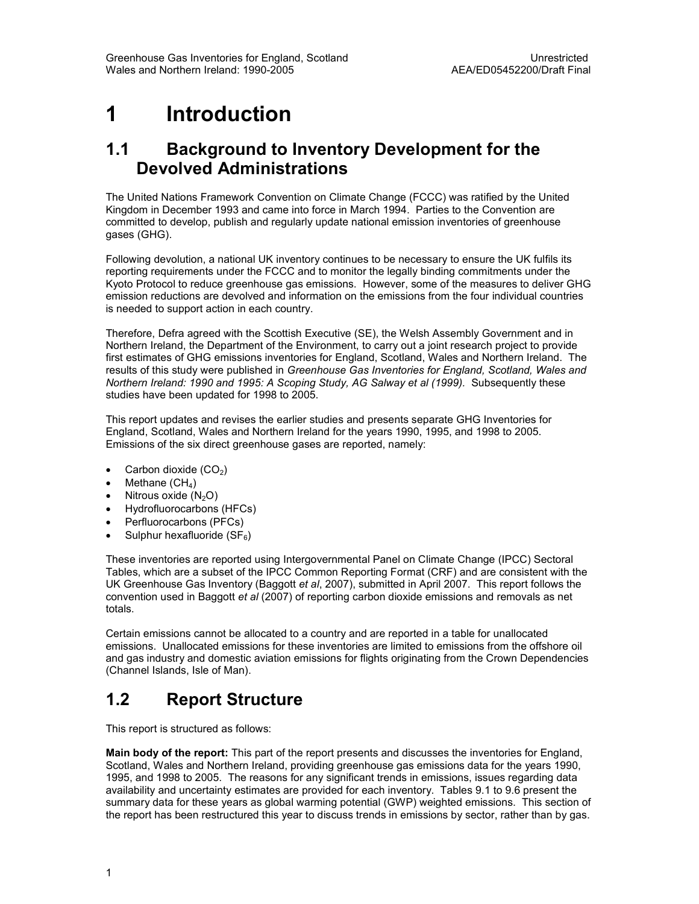# 1 Introduction

## 1.1 Background to Inventory Development for the Devolved Administrations

The United Nations Framework Convention on Climate Change (FCCC) was ratified by the United Kingdom in December 1993 and came into force in March 1994. Parties to the Convention are committed to develop, publish and regularly update national emission inventories of greenhouse gases (GHG).

Following devolution, a national UK inventory continues to be necessary to ensure the UK fulfils its reporting requirements under the FCCC and to monitor the legally binding commitments under the Kyoto Protocol to reduce greenhouse gas emissions. However, some of the measures to deliver GHG emission reductions are devolved and information on the emissions from the four individual countries is needed to support action in each country.

Therefore, Defra agreed with the Scottish Executive (SE), the Welsh Assembly Government and in Northern Ireland, the Department of the Environment, to carry out a joint research project to provide first estimates of GHG emissions inventories for England, Scotland, Wales and Northern Ireland. The results of this study were published in *Greenhouse Gas Inventories for England, Scotland, Wales and Northern Ireland: 1990 and 1995: A Scoping Study, AG Salway et al (1999).* Subsequently these studies have been updated for 1998 to 2005.

This report updates and revises the earlier studies and presents separate GHG Inventories for England, Scotland, Wales and Northern Ireland for the years 1990, 1995, and 1998 to 2005. Emissions of the six direct greenhouse gases are reported, namely:

- Carbon dioxide ($CO_2$)
- Methane ($CH_4$)
- Nitrous oxide ($N_2O$)
- Hydrofluorocarbons (HFCs)
- Perfluorocarbons (PFCs)
- Sulphur hexafluoride ($SF_6$)

These inventories are reported using Intergovernmental Panel on Climate Change (IPCC) Sectoral Tables, which are a subset of the IPCC Common Reporting Format (CRF) and are consistent with the UK Greenhouse Gas Inventory (Baggott *et al*, 2007), submitted in April 2007. This report follows the convention used in Baggott *et al* (2007) of reporting carbon dioxide emissions and removals as net totals.

Certain emissions cannot be allocated to a country and are reported in a table for unallocated emissions. Unallocated emissions for these inventories are limited to emissions from the offshore oil and gas industry and domestic aviation emissions for flights originating from the Crown Dependencies (Channel Islands, Isle of Man).

## 1.2 Report Structure

This report is structured as follows:

**Main body of the report:** This part of the report presents and discusses the inventories for England, Scotland, Wales and Northern Ireland, providing greenhouse gas emissions data for the years 1990, 1995, and 1998 to 2005. The reasons for any significant trends in emissions, issues regarding data availability and uncertainty estimates are provided for each inventory. Tables 9.1 to 9.6 present the summary data for these years as global warming potential (GWP) weighted emissions. This section of the report has been restructured this year to discuss trends in emissions by sector, rather than by gas.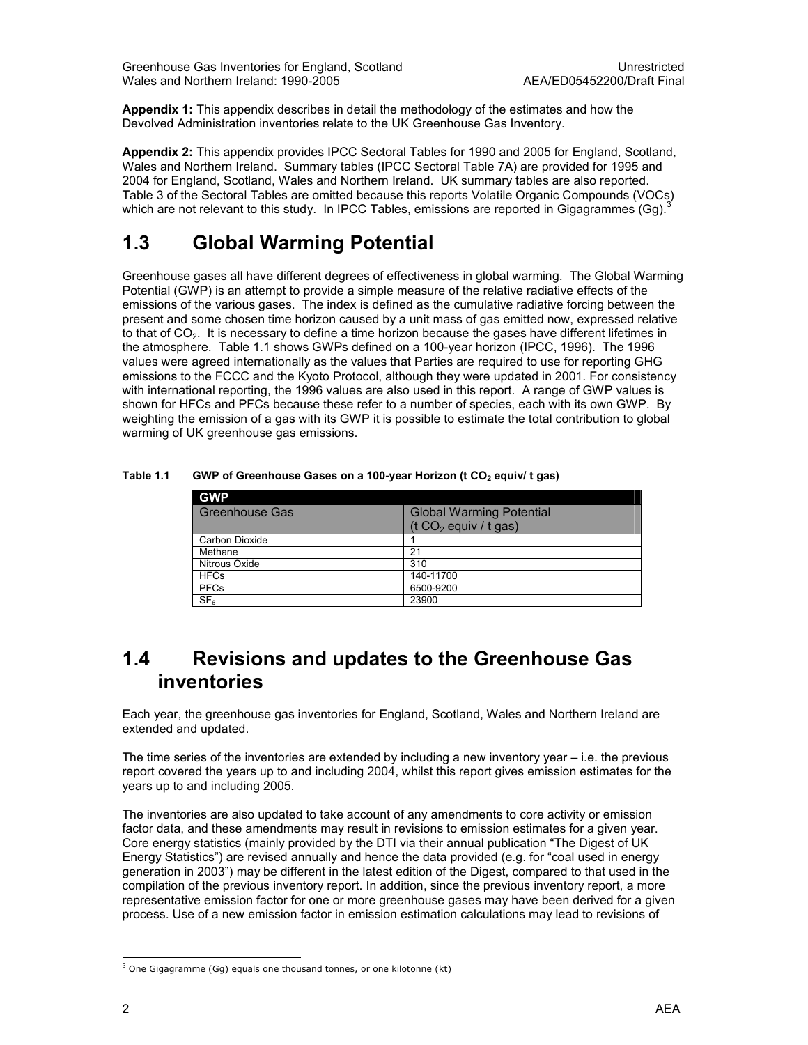**Appendix 1:** This appendix describes in detail the methodology of the estimates and how the Devolved Administration inventories relate to the UK Greenhouse Gas Inventory.

**Appendix 2:** This appendix provides IPCC Sectoral Tables for 1990 and 2005 for England, Scotland, Wales and Northern Ireland. Summary tables (IPCC Sectoral Table 7A) are provided for 1995 and 2004 for England, Scotland, Wales and Northern Ireland. UK summary tables are also reported. Table 3 of the Sectoral Tables are omitted because this reports Volatile Organic Compounds (VOCs) which are not relevant to this study. In IPCC Tables, emissions are reported in Gigagrammes (Gg).[3]

## 1.3 Global Warming Potential

Greenhouse gases all have different degrees of effectiveness in global warming. The Global Warming Potential (GWP) is an attempt to provide a simple measure of the relative radiative effects of the emissions of the various gases. The index is defined as the cumulative radiative forcing between the present and some chosen time horizon caused by a unit mass of gas emitted now, expressed relative to that of $CO_2$. It is necessary to define a time horizon because the gases have different lifetimes in the atmosphere. Table 1.1 shows GWPs defined on a 100-year horizon (IPCC, 1996). The 1996 values were agreed internationally as the values that Parties are required to use for reporting GHG emissions to the FCCC and the Kyoto Protocol, although they were updated in 2001. For consistency with international reporting, the 1996 values are also used in this report. A range of GWP values is shown for HFCs and PFCs because these refer to a number of species, each with its own GWP. By weighting the emission of a gas with its GWP it is possible to estimate the total contribution to global warming of UK greenhouse gas emissions.

**Table 1.1 GWP of Greenhouse Gases on a 100-year Horizon (t $CO_2$ equiv/ t gas)**

| GWP | |
|---|---|
| Greenhouse Gas | Global Warming Potential (t $CO_2$ equiv / t gas) |
| Carbon Dioxide | 1 |
| Methane | 21 |
| Nitrous Oxide | 310 |
| HFCs | 140-11700 |
| PFCs | 6500-9200 |
| $SF_6$ | 23900 |

## 1.4 Revisions and updates to the Greenhouse Gas inventories

Each year, the greenhouse gas inventories for England, Scotland, Wales and Northern Ireland are extended and updated.

The time series of the inventories are extended by including a new inventory year – i.e. the previous report covered the years up to and including 2004, whilst this report gives emission estimates for the years up to and including 2005.

The inventories are also updated to take account of any amendments to core activity or emission factor data, and these amendments may result in revisions to emission estimates for a given year. Core energy statistics (mainly provided by the DTI via their annual publication "The Digest of UK Energy Statistics") are revised annually and hence the data provided (e.g. for "coal used in energy generation in 2003") may be different in the latest edition of the Digest, compared to that used in the compilation of the previous inventory report. In addition, since the previous inventory report, a more representative emission factor for one or more greenhouse gases may have been derived for a given process. Use of a new emission factor in emission estimation calculations may lead to revisions of

[3] One Gigagramme (Gg) equals one thousand tonnes, or one kilotonne (kt)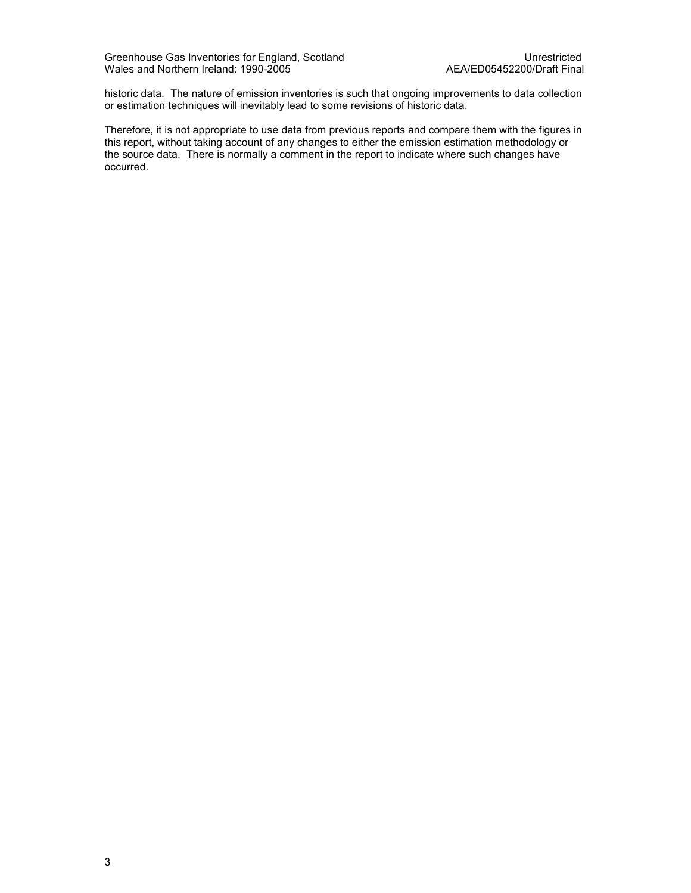historic data. The nature of emission inventories is such that ongoing improvements to data collection or estimation techniques will inevitably lead to some revisions of historic data.

Therefore, it is not appropriate to use data from previous reports and compare them with the figures in this report, without taking account of any changes to either the emission estimation methodology or the source data. There is normally a comment in the report to indicate where such changes have occurred.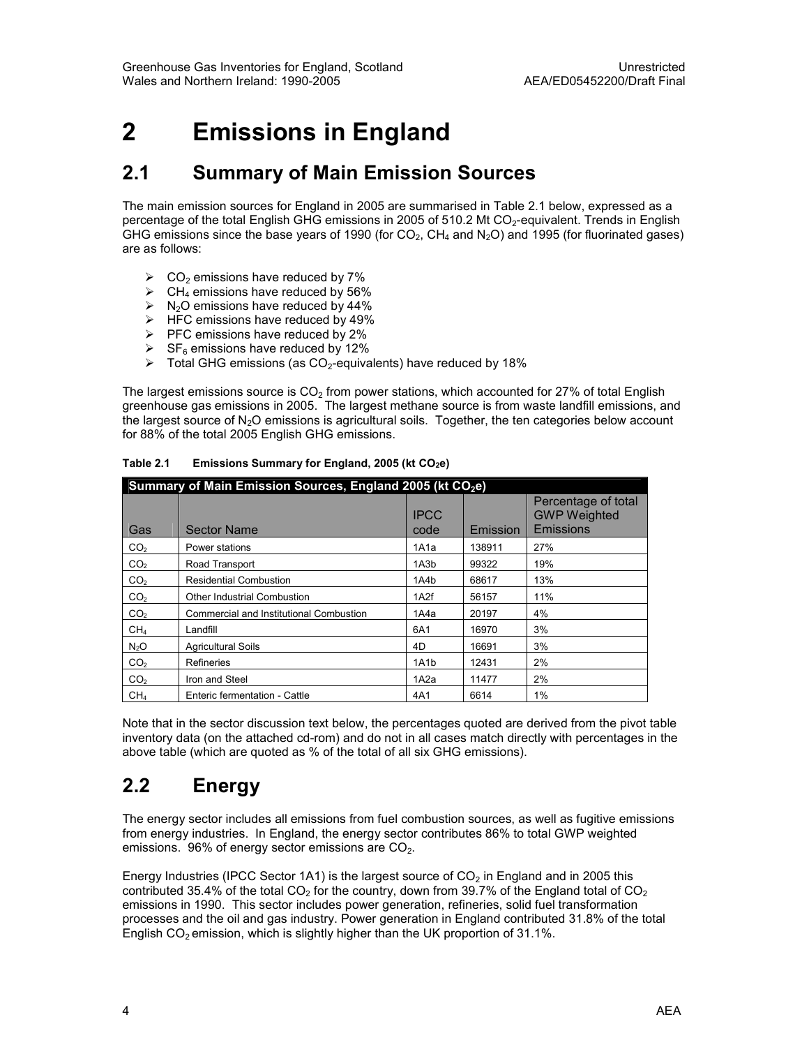# 2 Emissions in England

## 2.1 Summary of Main Emission Sources

The main emission sources for England in 2005 are summarised in Table 2.1 below, expressed as a percentage of the total English GHG emissions in 2005 of 510.2 Mt $CO_2$-equivalent. Trends in English GHG emissions since the base years of 1990 (for $CO_2$, $CH_4$ and $N_2O$) and 1995 (for fluorinated gases) are as follows:

- $CO_2$ emissions have reduced by 7%
- $CH_4$ emissions have reduced by 56%
- $N_2O$ emissions have reduced by 44%
- HFC emissions have reduced by 49%
- PFC emissions have reduced by 2%
- $SF_6$ emissions have reduced by 12%
- Total GHG emissions (as $CO_2$-equivalents) have reduced by 18%

The largest emissions source is $CO_2$ from power stations, which accounted for 27% of total English greenhouse gas emissions in 2005. The largest methane source is from waste landfill emissions, and the largest source of $N_2O$ emissions is agricultural soils. Together, the ten categories below account for 88% of the total 2005 English GHG emissions.

**Table 2.1 Emissions Summary for England, 2005 (kt $CO_2$e)**

| Summary of Main Emission Sources, England 2005 (kt $CO_2$e) | | | | |
|---|---|---|---|---|
| Gas | Sector Name | IPCC code | Emission | Percentage of total GWP Weighted Emissions |
| $CO_2$ | Power stations | 1A1a | 138911 | 27% |
| $CO_2$ | Road Transport | 1A3b | 99322 | 19% |
| $CO_2$ | Residential Combustion | 1A4b | 68617 | 13% |
| $CO_2$ | Other Industrial Combustion | 1A2f | 56157 | 11% |
| $CO_2$ | Commercial and Institutional Combustion | 1A4a | 20197 | 4% |
| $CH_4$ | Landfill | 6A1 | 16970 | 3% |
| $N_2O$ | Agricultural Soils | 4D | 16691 | 3% |
| $CO_2$ | Refineries | 1A1b | 12431 | 2% |
| $CO_2$ | Iron and Steel | 1A2a | 11477 | 2% |
| $CH_4$ | Enteric fermentation - Cattle | 4A1 | 6614 | 1% |

Note that in the sector discussion text below, the percentages quoted are derived from the pivot table inventory data (on the attached cd-rom) and do not in all cases match directly with percentages in the above table (which are quoted as % of the total of all six GHG emissions).

## 2.2 Energy

The energy sector includes all emissions from fuel combustion sources, as well as fugitive emissions from energy industries. In England, the energy sector contributes 86% to total GWP weighted emissions. 96% of energy sector emissions are $CO_2$.

Energy Industries (IPCC Sector 1A1) is the largest source of $CO_2$ in England and in 2005 this contributed 35.4% of the total $CO_2$ for the country, down from 39.7% of the England total of $CO_2$ emissions in 1990. This sector includes power generation, refineries, solid fuel transformation processes and the oil and gas industry. Power generation in England contributed 31.8% of the total English $CO_2$ emission, which is slightly higher than the UK proportion of 31.1%.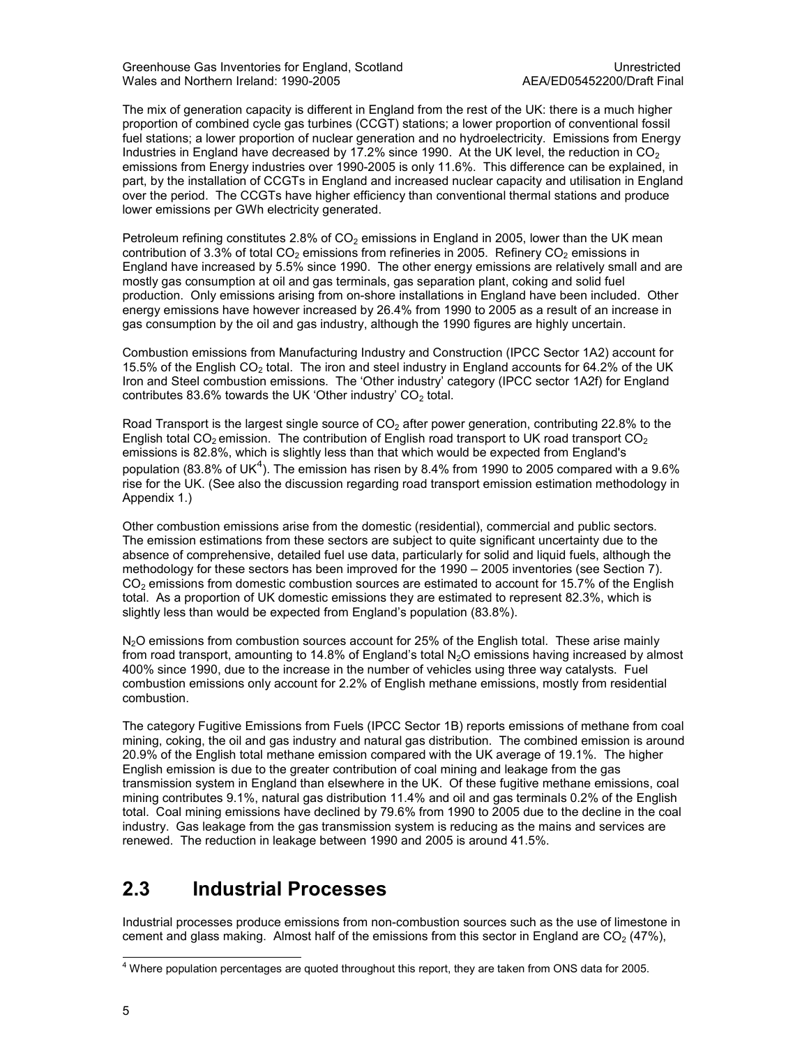The mix of generation capacity is different in England from the rest of the UK: there is a much higher proportion of combined cycle gas turbines (CCGT) stations; a lower proportion of conventional fossil fuel stations; a lower proportion of nuclear generation and no hydroelectricity. Emissions from Energy Industries in England have decreased by 17.2% since 1990. At the UK level, the reduction in $CO_2$ emissions from Energy industries over 1990-2005 is only 11.6%. This difference can be explained, in part, by the installation of CCGTs in England and increased nuclear capacity and utilisation in England over the period. The CCGTs have higher efficiency than conventional thermal stations and produce lower emissions per GWh electricity generated.

Petroleum refining constitutes 2.8% of $CO_2$ emissions in England in 2005, lower than the UK mean contribution of 3.3% of total $CO_2$ emissions from refineries in 2005. Refinery $CO_2$ emissions in England have increased by 5.5% since 1990. The other energy emissions are relatively small and are mostly gas consumption at oil and gas terminals, gas separation plant, coking and solid fuel production. Only emissions arising from on-shore installations in England have been included. Other energy emissions have however increased by 26.4% from 1990 to 2005 as a result of an increase in gas consumption by the oil and gas industry, although the 1990 figures are highly uncertain.

Combustion emissions from Manufacturing Industry and Construction (IPCC Sector 1A2) account for 15.5% of the English $CO_2$ total. The iron and steel industry in England accounts for 64.2% of the UK Iron and Steel combustion emissions. The 'Other industry' category (IPCC sector 1A2f) for England contributes 83.6% towards the UK 'Other industry' $CO_2$ total.

Road Transport is the largest single source of $CO_2$ after power generation, contributing 22.8% to the English total $CO_2$ emission. The contribution of English road transport to UK road transport $CO_2$ emissions is 82.8%, which is slightly less than that which would be expected from England's population (83.8% of UK[4]). The emission has risen by 8.4% from 1990 to 2005 compared with a 9.6% rise for the UK. (See also the discussion regarding road transport emission estimation methodology in Appendix 1.)

Other combustion emissions arise from the domestic (residential), commercial and public sectors. The emission estimations from these sectors are subject to quite significant uncertainty due to the absence of comprehensive, detailed fuel use data, particularly for solid and liquid fuels, although the methodology for these sectors has been improved for the 1990 – 2005 inventories (see Section 7). $CO_2$ emissions from domestic combustion sources are estimated to account for 15.7% of the English total. As a proportion of UK domestic emissions they are estimated to represent 82.3%, which is slightly less than would be expected from England's population (83.8%).

$N_2O$ emissions from combustion sources account for 25% of the English total. These arise mainly from road transport, amounting to 14.8% of England's total $N_2O$ emissions having increased by almost 400% since 1990, due to the increase in the number of vehicles using three way catalysts. Fuel combustion emissions only account for 2.2% of English methane emissions, mostly from residential combustion.

The category Fugitive Emissions from Fuels (IPCC Sector 1B) reports emissions of methane from coal mining, coking, the oil and gas industry and natural gas distribution. The combined emission is around 20.9% of the English total methane emission compared with the UK average of 19.1%. The higher English emission is due to the greater contribution of coal mining and leakage from the gas transmission system in England than elsewhere in the UK. Of these fugitive methane emissions, coal mining contributes 9.1%, natural gas distribution 11.4% and oil and gas terminals 0.2% of the English total. Coal mining emissions have declined by 79.6% from 1990 to 2005 due to the decline in the coal industry. Gas leakage from the gas transmission system is reducing as the mains and services are renewed. The reduction in leakage between 1990 and 2005 is around 41.5%.

## 2.3 Industrial Processes

Industrial processes produce emissions from non-combustion sources such as the use of limestone in cement and glass making. Almost half of the emissions from this sector in England are $CO_2$ (47%),

---

[4] Where population percentages are quoted throughout this report, they are taken from ONS data for 2005.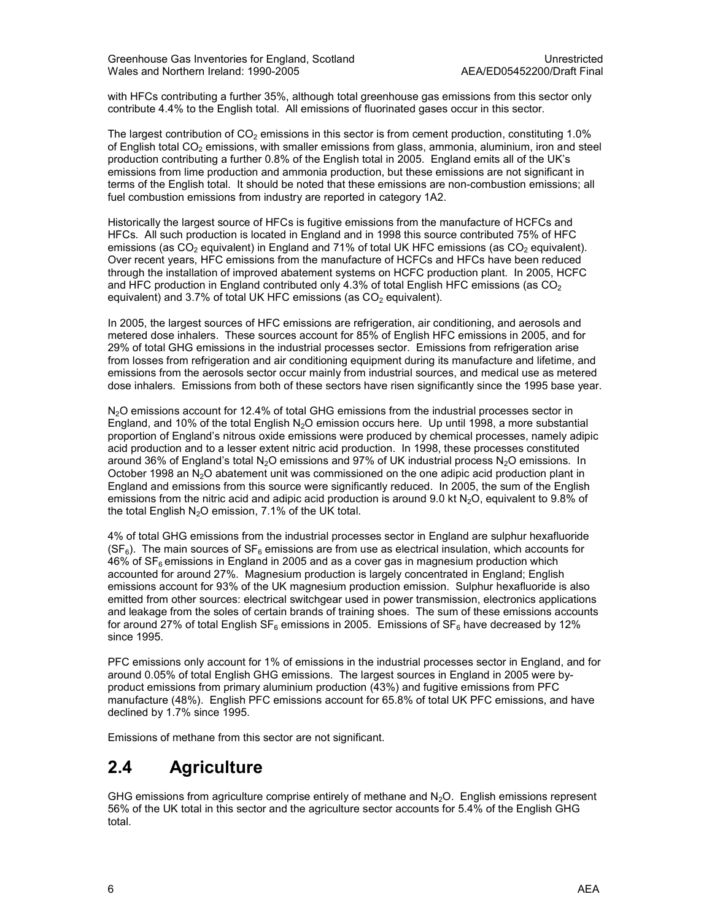with HFCs contributing a further 35%, although total greenhouse gas emissions from this sector only contribute 4.4% to the English total. All emissions of fluorinated gases occur in this sector.

The largest contribution of $CO_2$ emissions in this sector is from cement production, constituting 1.0% of English total $CO_2$ emissions, with smaller emissions from glass, ammonia, aluminium, iron and steel production contributing a further 0.8% of the English total in 2005. England emits all of the UK's emissions from lime production and ammonia production, but these emissions are not significant in terms of the English total. It should be noted that these emissions are non-combustion emissions; all fuel combustion emissions from industry are reported in category 1A2.

Historically the largest source of HFCs is fugitive emissions from the manufacture of HCFCs and HFCs. All such production is located in England and in 1998 this source contributed 75% of HFC emissions (as $CO_2$ equivalent) in England and 71% of total UK HFC emissions (as $CO_2$ equivalent). Over recent years, HFC emissions from the manufacture of HCFCs and HFCs have been reduced through the installation of improved abatement systems on HCFC production plant. In 2005, HCFC and HFC production in England contributed only 4.3% of total English HFC emissions (as $CO_2$ equivalent) and 3.7% of total UK HFC emissions (as $CO_2$ equivalent).

In 2005, the largest sources of HFC emissions are refrigeration, air conditioning, and aerosols and metered dose inhalers. These sources account for 85% of English HFC emissions in 2005, and for 29% of total GHG emissions in the industrial processes sector. Emissions from refrigeration arise from losses from refrigeration and air conditioning equipment during its manufacture and lifetime, and emissions from the aerosols sector occur mainly from industrial sources, and medical use as metered dose inhalers. Emissions from both of these sectors have risen significantly since the 1995 base year.

$N_2O$ emissions account for 12.4% of total GHG emissions from the industrial processes sector in England, and 10% of the total English $N_2O$ emission occurs here. Up until 1998, a more substantial proportion of England's nitrous oxide emissions were produced by chemical processes, namely adipic acid production and to a lesser extent nitric acid production. In 1998, these processes constituted around 36% of England's total $N_2O$ emissions and 97% of UK industrial process $N_2O$ emissions. In October 1998 an $N_2O$ abatement unit was commissioned on the one adipic acid production plant in England and emissions from this source were significantly reduced. In 2005, the sum of the English emissions from the nitric acid and adipic acid production is around 9.0 kt $N_2O$, equivalent to 9.8% of the total English $N_2O$ emission, 7.1% of the UK total.

4% of total GHG emissions from the industrial processes sector in England are sulphur hexafluoride ($SF_6$). The main sources of $SF_6$ emissions are from use as electrical insulation, which accounts for 46% of $SF_6$ emissions in England in 2005 and as a cover gas in magnesium production which accounted for around 27%. Magnesium production is largely concentrated in England; English emissions account for 93% of the UK magnesium production emission. Sulphur hexafluoride is also emitted from other sources: electrical switchgear used in power transmission, electronics applications and leakage from the soles of certain brands of training shoes. The sum of these emissions accounts for around 27% of total English $SF_6$ emissions in 2005. Emissions of $SF_6$ have decreased by 12% since 1995.

PFC emissions only account for 1% of emissions in the industrial processes sector in England, and for around 0.05% of total English GHG emissions. The largest sources in England in 2005 were by-product emissions from primary aluminium production (43%) and fugitive emissions from PFC manufacture (48%). English PFC emissions account for 65.8% of total UK PFC emissions, and have declined by 1.7% since 1995.

Emissions of methane from this sector are not significant.

## 2.4 Agriculture

GHG emissions from agriculture comprise entirely of methane and $N_2O$. English emissions represent 56% of the UK total in this sector and the agriculture sector accounts for 5.4% of the English GHG total.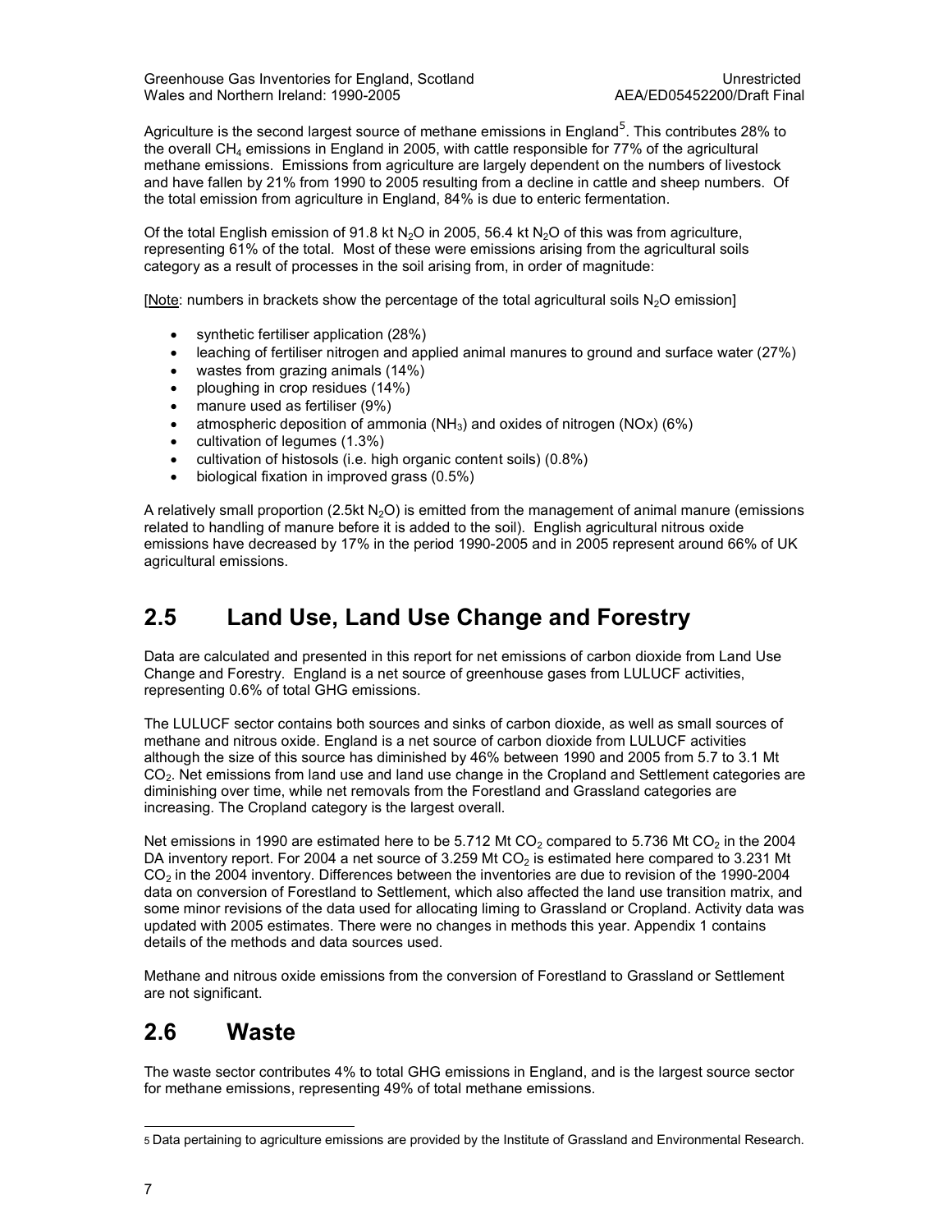Agriculture is the second largest source of methane emissions in England[5]. This contributes 28% to the overall $CH_4$ emissions in England in 2005, with cattle responsible for 77% of the agricultural methane emissions. Emissions from agriculture are largely dependent on the numbers of livestock and have fallen by 21% from 1990 to 2005 resulting from a decline in cattle and sheep numbers. Of the total emission from agriculture in England, 84% is due to enteric fermentation.

Of the total English emission of 91.8 kt $N_2O$ in 2005, 56.4 kt $N_2O$ of this was from agriculture, representing 61% of the total. Most of these were emissions arising from the agricultural soils category as a result of processes in the soil arising from, in order of magnitude:

[Note: numbers in brackets show the percentage of the total agricultural soils $N_2O$ emission]

- synthetic fertiliser application (28%)
- leaching of fertiliser nitrogen and applied animal manures to ground and surface water (27%)
- wastes from grazing animals (14%)
- ploughing in crop residues (14%)
- manure used as fertiliser (9%)
- atmospheric deposition of ammonia ($NH_3$) and oxides of nitrogen (NOx) (6%)
- cultivation of legumes (1.3%)
- cultivation of histosols (i.e. high organic content soils) (0.8%)
- biological fixation in improved grass (0.5%)

A relatively small proportion (2.5kt $N_2O$) is emitted from the management of animal manure (emissions related to handling of manure before it is added to the soil). English agricultural nitrous oxide emissions have decreased by 17% in the period 1990-2005 and in 2005 represent around 66% of UK agricultural emissions.

## 2.5 Land Use, Land Use Change and Forestry

Data are calculated and presented in this report for net emissions of carbon dioxide from Land Use Change and Forestry. England is a net source of greenhouse gases from LULUCF activities, representing 0.6% of total GHG emissions.

The LULUCF sector contains both sources and sinks of carbon dioxide, as well as small sources of methane and nitrous oxide. England is a net source of carbon dioxide from LULUCF activities although the size of this source has diminished by 46% between 1990 and 2005 from 5.7 to 3.1 Mt $CO_2$. Net emissions from land use and land use change in the Cropland and Settlement categories are diminishing over time, while net removals from the Forestland and Grassland categories are increasing. The Cropland category is the largest overall.

Net emissions in 1990 are estimated here to be 5.712 Mt $CO_2$ compared to 5.736 Mt $CO_2$ in the 2004 DA inventory report. For 2004 a net source of 3.259 Mt $CO_2$ is estimated here compared to 3.231 Mt $CO_2$ in the 2004 inventory. Differences between the inventories are due to revision of the 1990-2004 data on conversion of Forestland to Settlement, which also affected the land use transition matrix, and some minor revisions of the data used for allocating liming to Grassland or Cropland. Activity data was updated with 2005 estimates. There were no changes in methods this year. Appendix 1 contains details of the methods and data sources used.

Methane and nitrous oxide emissions from the conversion of Forestland to Grassland or Settlement are not significant.

## 2.6 Waste

The waste sector contributes 4% to total GHG emissions in England, and is the largest source sector for methane emissions, representing 49% of total methane emissions.

---

[5] Data pertaining to agriculture emissions are provided by the Institute of Grassland and Environmental Research.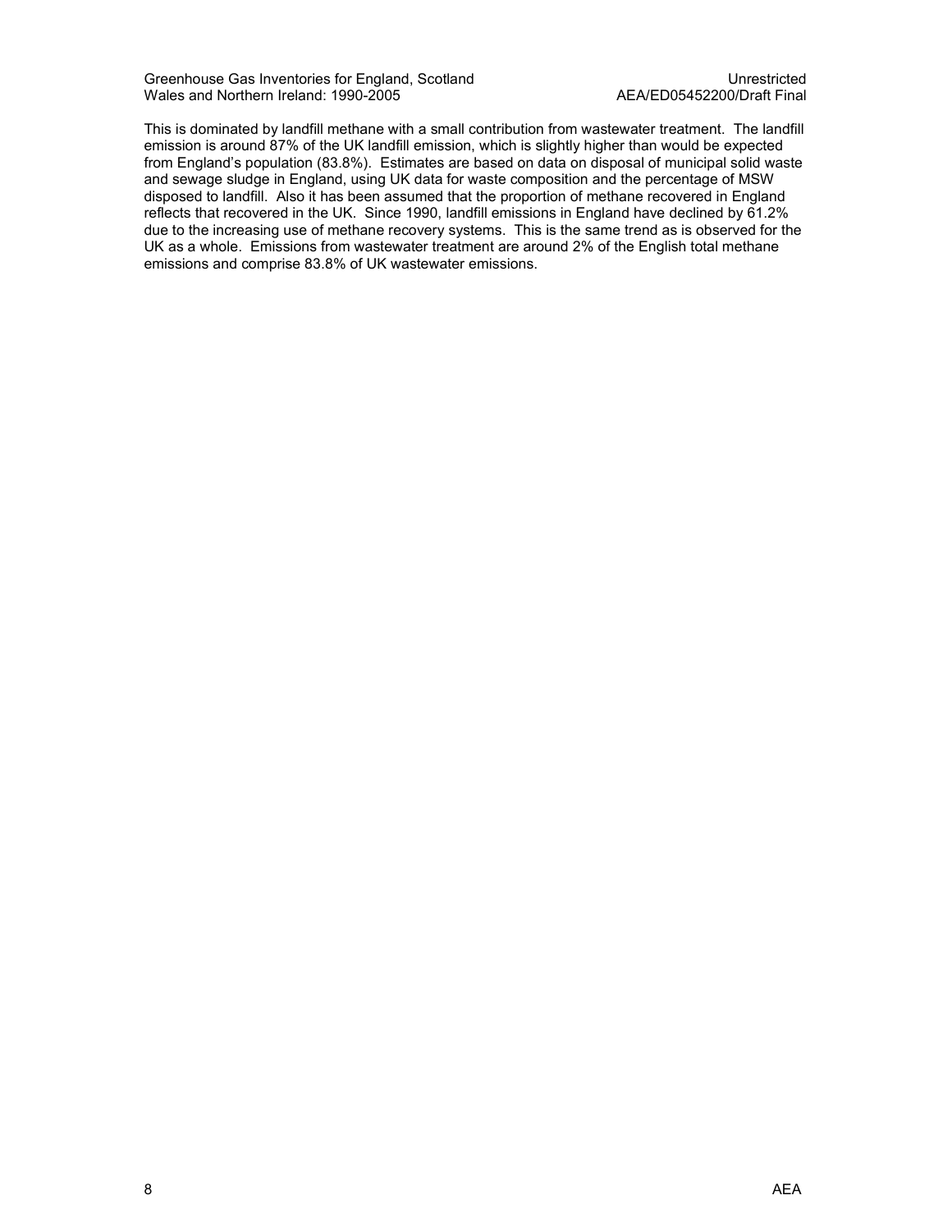This is dominated by landfill methane with a small contribution from wastewater treatment. The landfill emission is around 87% of the UK landfill emission, which is slightly higher than would be expected from England's population (83.8%). Estimates are based on data on disposal of municipal solid waste and sewage sludge in England, using UK data for waste composition and the percentage of MSW disposed to landfill. Also it has been assumed that the proportion of methane recovered in England reflects that recovered in the UK. Since 1990, landfill emissions in England have declined by 61.2% due to the increasing use of methane recovery systems. This is the same trend as is observed for the UK as a whole. Emissions from wastewater treatment are around 2% of the English total methane emissions and comprise 83.8% of UK wastewater emissions.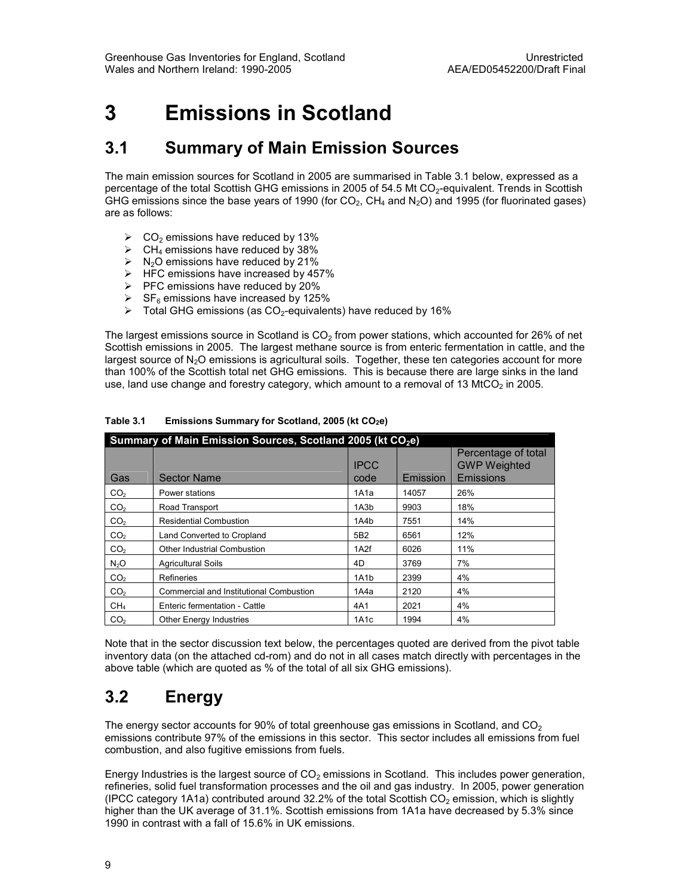#  3 Emissions in Scotland

## 3.1 Summary of Main Emission Sources

The main emission sources for Scotland in 2005 are summarised in Table 3.1 below, expressed as a percentage of the total Scottish GHG emissions in 2005 of 54.5 Mt $CO_2$-equivalent. Trends in Scottish GHG emissions since the base years of 1990 (for $CO_2$, $CH_4$ and $N_2O$) and 1995 (for fluorinated gases) are as follows:

- $CO_2$ emissions have reduced by 13%
- $CH_4$ emissions have reduced by 38%
- $N_2O$ emissions have reduced by 21%
- HFC emissions have increased by 457%
- PFC emissions have reduced by 20%
- $SF_6$ emissions have increased by 125%
- Total GHG emissions (as $CO_2$-equivalents) have reduced by 16%

The largest emissions source in Scotland is $CO_2$ from power stations, which accounted for 26% of net Scottish emissions in 2005. The largest methane source is from enteric fermentation in cattle, and the largest source of $N_2O$ emissions is agricultural soils. Together, these ten categories account for more than 100% of the Scottish total net GHG emissions. This is because there are large sinks in the land use, land use change and forestry category, which amount to a removal of 13 $MtCO_2$ in 2005.

**Table 3.1 Emissions Summary for Scotland, 2005 (kt $CO_2e$)**

| Summary of Main Emission Sources, Scotland 2005 (kt $CO_2e$) | | | | |
|---|---|---|---|---|
| Gas | Sector Name | IPCC code | Emission | Percentage of total GWP Weighted Emissions |
| $CO_2$ | Power stations | 1A1a | 14057 | 26% |
| $CO_2$ | Road Transport | 1A3b | 9903 | 18% |
| $CO_2$ | Residential Combustion | 1A4b | 7551 | 14% |
| $CO_2$ | Land Converted to Cropland | 5B2 | 6561 | 12% |
| $CO_2$ | Other Industrial Combustion | 1A2f | 6026 | 11% |
| $N_2O$ | Agricultural Soils | 4D | 3769 | 7% |
| $CO_2$ | Refineries | 1A1b | 2399 | 4% |
| $CO_2$ | Commercial and Institutional Combustion | 1A4a | 2120 | 4% |
| $CH_4$ | Enteric fermentation - Cattle | 4A1 | 2021 | 4% |
| $CO_2$ | Other Energy Industries | 1A1c | 1994 | 4% |

Note that in the sector discussion text below, the percentages quoted are derived from the pivot table inventory data (on the attached cd-rom) and do not in all cases match directly with percentages in the above table (which are quoted as % of the total of all six GHG emissions).

## 3.2 Energy

The energy sector accounts for 90% of total greenhouse gas emissions in Scotland, and $CO_2$ emissions contribute 97% of the emissions in this sector. This sector includes all emissions from fuel combustion, and also fugitive emissions from fuels.

Energy Industries is the largest source of $CO_2$ emissions in Scotland. This includes power generation, refineries, solid fuel transformation processes and the oil and gas industry. In 2005, power generation (IPCC category 1A1a) contributed around 32.2% of the total Scottish $CO_2$ emission, which is slightly higher than the UK average of 31.1%. Scottish emissions from 1A1a have decreased by 5.3% since 1990 in contrast with a fall of 15.6% in UK emissions.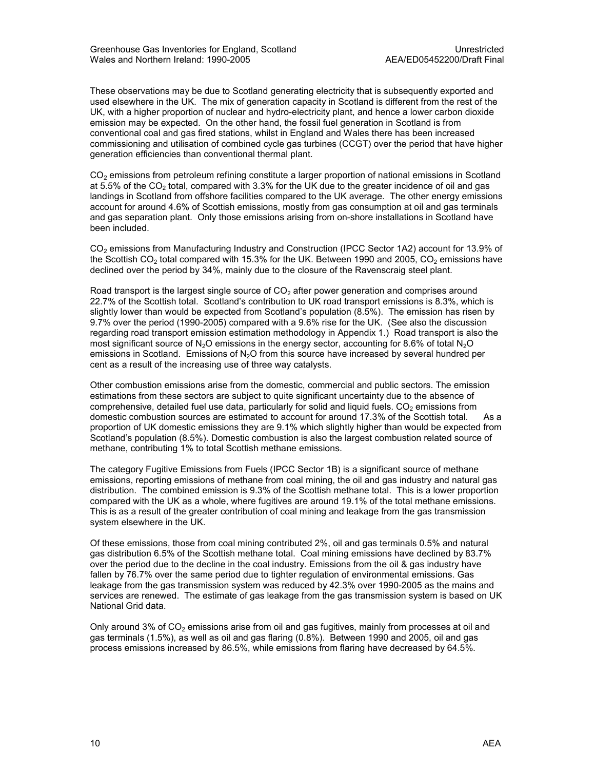These observations may be due to Scotland generating electricity that is subsequently exported and used elsewhere in the UK. The mix of generation capacity in Scotland is different from the rest of the UK, with a higher proportion of nuclear and hydro-electricity plant, and hence a lower carbon dioxide emission may be expected. On the other hand, the fossil fuel generation in Scotland is from conventional coal and gas fired stations, whilst in England and Wales there has been increased commissioning and utilisation of combined cycle gas turbines (CCGT) over the period that have higher generation efficiencies than conventional thermal plant.

$CO_2$ emissions from petroleum refining constitute a larger proportion of national emissions in Scotland at 5.5% of the $CO_2$ total, compared with 3.3% for the UK due to the greater incidence of oil and gas landings in Scotland from offshore facilities compared to the UK average. The other energy emissions account for around 4.6% of Scottish emissions, mostly from gas consumption at oil and gas terminals and gas separation plant. Only those emissions arising from on-shore installations in Scotland have been included.

$CO_2$ emissions from Manufacturing Industry and Construction (IPCC Sector 1A2) account for 13.9% of the Scottish $CO_2$ total compared with 15.3% for the UK. Between 1990 and 2005, $CO_2$ emissions have declined over the period by 34%, mainly due to the closure of the Ravenscraig steel plant.

Road transport is the largest single source of $CO_2$ after power generation and comprises around 22.7% of the Scottish total. Scotland's contribution to UK road transport emissions is 8.3%, which is slightly lower than would be expected from Scotland's population (8.5%). The emission has risen by 9.7% over the period (1990-2005) compared with a 9.6% rise for the UK. (See also the discussion regarding road transport emission estimation methodology in Appendix 1.) Road transport is also the most significant source of $N_2O$ emissions in the energy sector, accounting for 8.6% of total $N_2O$ emissions in Scotland. Emissions of $N_2O$ from this source have increased by several hundred per cent as a result of the increasing use of three way catalysts.

Other combustion emissions arise from the domestic, commercial and public sectors. The emission estimations from these sectors are subject to quite significant uncertainty due to the absence of comprehensive, detailed fuel use data, particularly for solid and liquid fuels. $CO_2$ emissions from domestic combustion sources are estimated to account for around 17.3% of the Scottish total. As a proportion of UK domestic emissions they are 9.1% which slightly higher than would be expected from Scotland's population (8.5%). Domestic combustion is also the largest combustion related source of methane, contributing 1% to total Scottish methane emissions.

The category Fugitive Emissions from Fuels (IPCC Sector 1B) is a significant source of methane emissions, reporting emissions of methane from coal mining, the oil and gas industry and natural gas distribution. The combined emission is 9.3% of the Scottish methane total. This is a lower proportion compared with the UK as a whole, where fugitives are around 19.1% of the total methane emissions. This is as a result of the greater contribution of coal mining and leakage from the gas transmission system elsewhere in the UK.

Of these emissions, those from coal mining contributed 2%, oil and gas terminals 0.5% and natural gas distribution 6.5% of the Scottish methane total. Coal mining emissions have declined by 83.7% over the period due to the decline in the coal industry. Emissions from the oil & gas industry have fallen by 76.7% over the same period due to tighter regulation of environmental emissions. Gas leakage from the gas transmission system was reduced by 42.3% over 1990-2005 as the mains and services are renewed. The estimate of gas leakage from the gas transmission system is based on UK National Grid data.

Only around 3% of $CO_2$ emissions arise from oil and gas fugitives, mainly from processes at oil and gas terminals (1.5%), as well as oil and gas flaring (0.8%). Between 1990 and 2005, oil and gas process emissions increased by 86.5%, while emissions from flaring have decreased by 64.5%.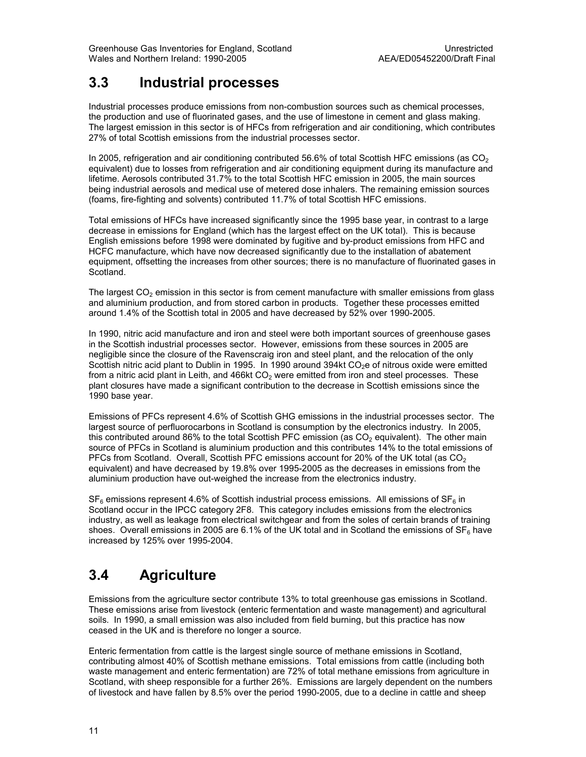## 3.3 Industrial processes

Industrial processes produce emissions from non-combustion sources such as chemical processes, the production and use of fluorinated gases, and the use of limestone in cement and glass making. The largest emission in this sector is of HFCs from refrigeration and air conditioning, which contributes 27% of total Scottish emissions from the industrial processes sector.

In 2005, refrigeration and air conditioning contributed 56.6% of total Scottish HFC emissions (as $CO_2$ equivalent) due to losses from refrigeration and air conditioning equipment during its manufacture and lifetime. Aerosols contributed 31.7% to the total Scottish HFC emission in 2005, the main sources being industrial aerosols and medical use of metered dose inhalers. The remaining emission sources (foams, fire-fighting and solvents) contributed 11.7% of total Scottish HFC emissions.

Total emissions of HFCs have increased significantly since the 1995 base year, in contrast to a large decrease in emissions for England (which has the largest effect on the UK total). This is because English emissions before 1998 were dominated by fugitive and by-product emissions from HFC and HCFC manufacture, which have now decreased significantly due to the installation of abatement equipment, offsetting the increases from other sources; there is no manufacture of fluorinated gases in Scotland.

The largest $CO_2$ emission in this sector is from cement manufacture with smaller emissions from glass and aluminium production, and from stored carbon in products. Together these processes emitted around 1.4% of the Scottish total in 2005 and have decreased by 52% over 1990-2005.

In 1990, nitric acid manufacture and iron and steel were both important sources of greenhouse gases in the Scottish industrial processes sector. However, emissions from these sources in 2005 are negligible since the closure of the Ravenscraig iron and steel plant, and the relocation of the only Scottish nitric acid plant to Dublin in 1995. In 1990 around 394kt $CO_2$e of nitrous oxide were emitted from a nitric acid plant in Leith, and 466kt $CO_2$ were emitted from iron and steel processes. These plant closures have made a significant contribution to the decrease in Scottish emissions since the 1990 base year.

Emissions of PFCs represent 4.6% of Scottish GHG emissions in the industrial processes sector. The largest source of perfluorocarbons in Scotland is consumption by the electronics industry. In 2005, this contributed around 86% to the total Scottish PFC emission (as $CO_2$ equivalent). The other main source of PFCs in Scotland is aluminium production and this contributes 14% to the total emissions of PFCs from Scotland. Overall, Scottish PFC emissions account for 20% of the UK total (as $CO_2$ equivalent) and have decreased by 19.8% over 1995-2005 as the decreases in emissions from the aluminium production have out-weighed the increase from the electronics industry.

$SF_6$ emissions represent 4.6% of Scottish industrial process emissions. All emissions of $SF_6$ in Scotland occur in the IPCC category 2F8. This category includes emissions from the electronics industry, as well as leakage from electrical switchgear and from the soles of certain brands of training shoes. Overall emissions in 2005 are 6.1% of the UK total and in Scotland the emissions of $SF_6$ have increased by 125% over 1995-2004.

## 3.4 Agriculture

Emissions from the agriculture sector contribute 13% to total greenhouse gas emissions in Scotland. These emissions arise from livestock (enteric fermentation and waste management) and agricultural soils. In 1990, a small emission was also included from field burning, but this practice has now ceased in the UK and is therefore no longer a source.

Enteric fermentation from cattle is the largest single source of methane emissions in Scotland, contributing almost 40% of Scottish methane emissions. Total emissions from cattle (including both waste management and enteric fermentation) are 72% of total methane emissions from agriculture in Scotland, with sheep responsible for a further 26%. Emissions are largely dependent on the numbers of livestock and have fallen by 8.5% over the period 1990-2005, due to a decline in cattle and sheep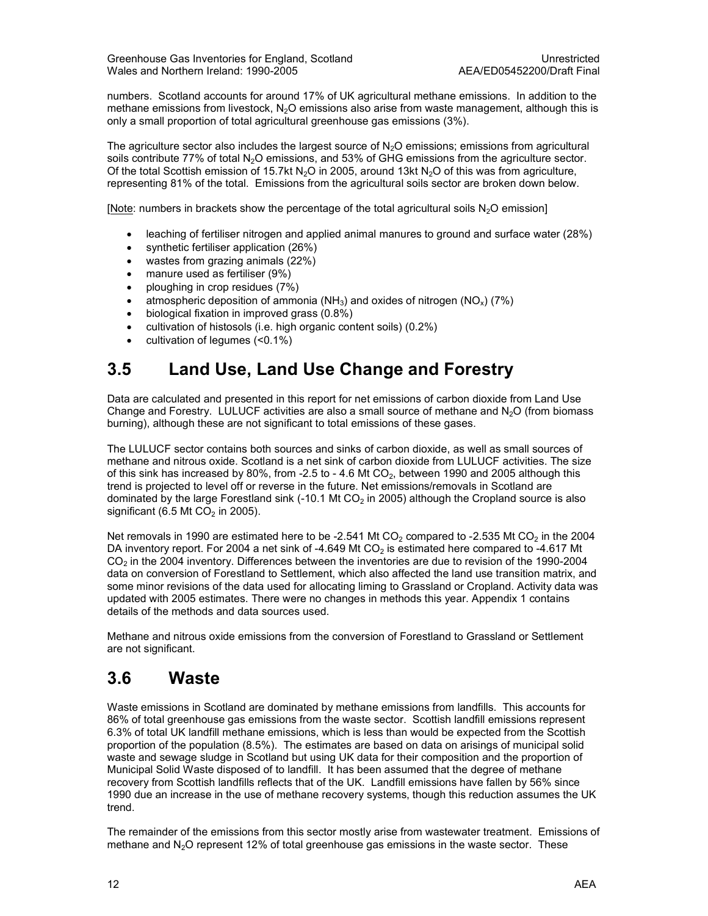numbers. Scotland accounts for around 17% of UK agricultural methane emissions. In addition to the methane emissions from livestock, $N_2O$ emissions also arise from waste management, although this is only a small proportion of total agricultural greenhouse gas emissions (3%).

The agriculture sector also includes the largest source of $N_2O$ emissions; emissions from agricultural soils contribute 77% of total $N_2O$ emissions, and 53% of GHG emissions from the agriculture sector. Of the total Scottish emission of 15.7kt $N_2O$ in 2005, around 13kt $N_2O$ of this was from agriculture, representing 81% of the total. Emissions from the agricultural soils sector are broken down below.

[Note: numbers in brackets show the percentage of the total agricultural soils $N_2O$ emission]

- leaching of fertiliser nitrogen and applied animal manures to ground and surface water (28%)
- synthetic fertiliser application (26%)
- wastes from grazing animals (22%)
- manure used as fertiliser (9%)
- ploughing in crop residues (7%)
- atmospheric deposition of ammonia ($NH_3$) and oxides of nitrogen ($NO_x$) (7%)
- biological fixation in improved grass (0.8%)
- cultivation of histosols (i.e. high organic content soils) (0.2%)
- cultivation of legumes (<0.1%)

## 3.5 Land Use, Land Use Change and Forestry

Data are calculated and presented in this report for net emissions of carbon dioxide from Land Use Change and Forestry. LULUCF activities are also a small source of methane and $N_2O$ (from biomass burning), although these are not significant to total emissions of these gases.

The LULUCF sector contains both sources and sinks of carbon dioxide, as well as small sources of methane and nitrous oxide. Scotland is a net sink of carbon dioxide from LULUCF activities. The size of this sink has increased by 80%, from -2.5 to - 4.6 Mt $CO_2$, between 1990 and 2005 although this trend is projected to level off or reverse in the future. Net emissions/removals in Scotland are dominated by the large Forestland sink (-10.1 Mt $CO_2$ in 2005) although the Cropland source is also significant (6.5 Mt $CO_2$ in 2005).

Net removals in 1990 are estimated here to be -2.541 Mt $CO_2$ compared to -2.535 Mt $CO_2$ in the 2004 DA inventory report. For 2004 a net sink of -4.649 Mt $CO_2$ is estimated here compared to -4.617 Mt $CO_2$ in the 2004 inventory. Differences between the inventories are due to revision of the 1990-2004 data on conversion of Forestland to Settlement, which also affected the land use transition matrix, and some minor revisions of the data used for allocating liming to Grassland or Cropland. Activity data was updated with 2005 estimates. There were no changes in methods this year. Appendix 1 contains details of the methods and data sources used.

Methane and nitrous oxide emissions from the conversion of Forestland to Grassland or Settlement are not significant.

## 3.6 Waste

Waste emissions in Scotland are dominated by methane emissions from landfills. This accounts for 86% of total greenhouse gas emissions from the waste sector. Scottish landfill emissions represent 6.3% of total UK landfill methane emissions, which is less than would be expected from the Scottish proportion of the population (8.5%). The estimates are based on data on arisings of municipal solid waste and sewage sludge in Scotland but using UK data for their composition and the proportion of Municipal Solid Waste disposed of to landfill. It has been assumed that the degree of methane recovery from Scottish landfills reflects that of the UK. Landfill emissions have fallen by 56% since 1990 due an increase in the use of methane recovery systems, though this reduction assumes the UK trend.

The remainder of the emissions from this sector mostly arise from wastewater treatment. Emissions of methane and $N_2O$ represent 12% of total greenhouse gas emissions in the waste sector. These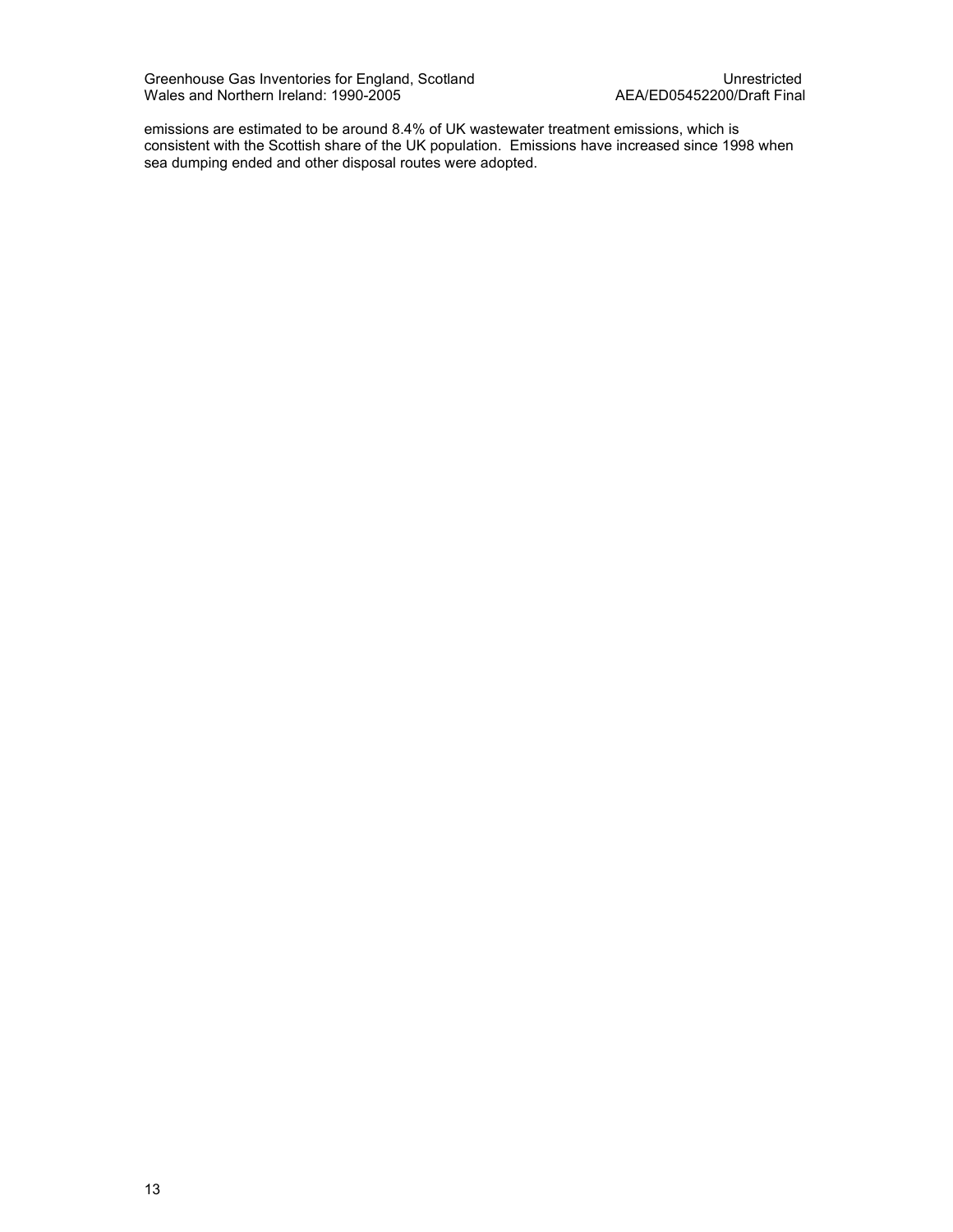emissions are estimated to be around 8.4% of UK wastewater treatment emissions, which is consistent with the Scottish share of the UK population. Emissions have increased since 1998 when sea dumping ended and other disposal routes were adopted.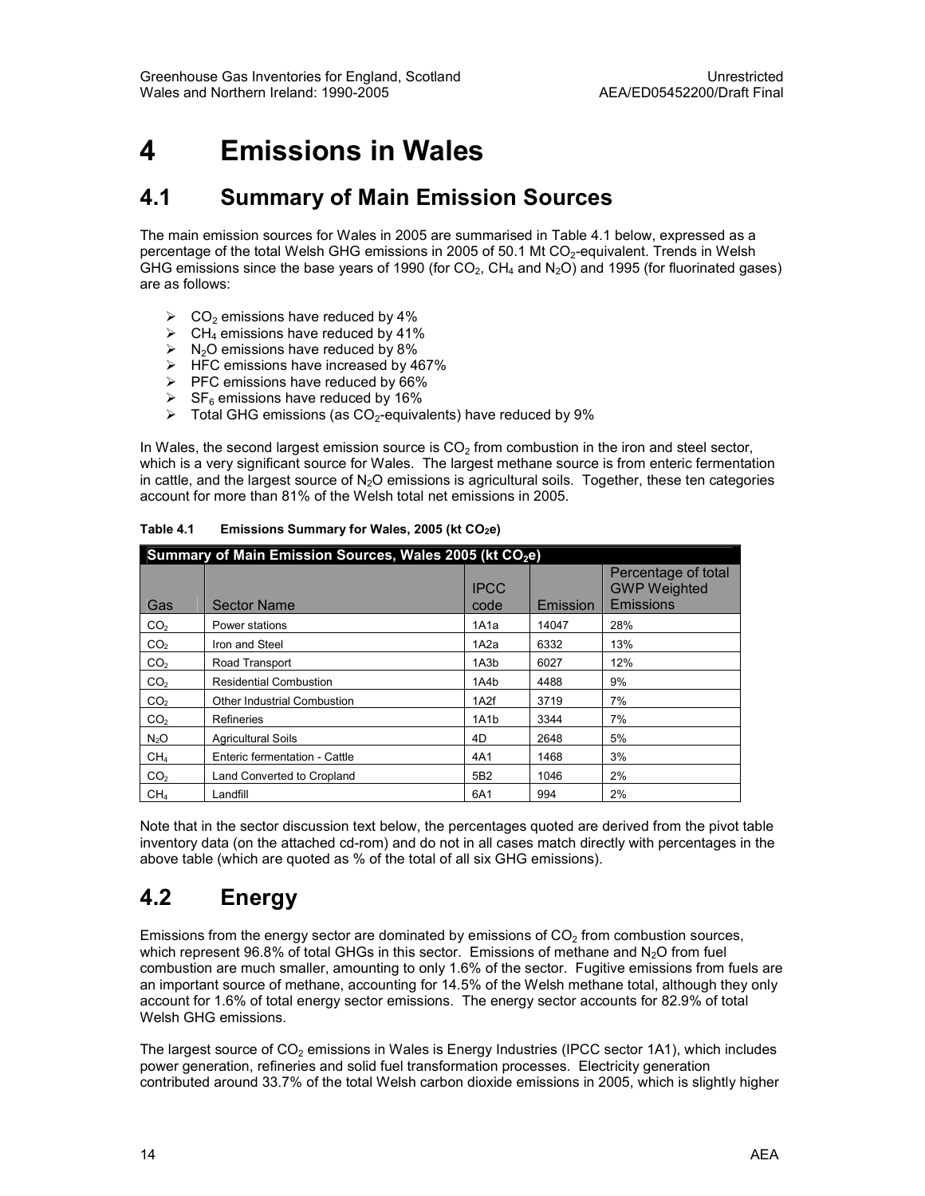# 4 Emissions in Wales

## 4.1 Summary of Main Emission Sources

The main emission sources for Wales in 2005 are summarised in Table 4.1 below, expressed as a percentage of the total Welsh GHG emissions in 2005 of 50.1 Mt $CO_2$-equivalent. Trends in Welsh GHG emissions since the base years of 1990 (for $CO_2$, $CH_4$ and $N_2O$) and 1995 (for fluorinated gases) are as follows:

- $CO_2$ emissions have reduced by 4%
- $CH_4$ emissions have reduced by 41%
- $N_2O$ emissions have reduced by 8%
- HFC emissions have increased by 467%
- PFC emissions have reduced by 66%
- $SF_6$ emissions have reduced by 16%
- Total GHG emissions (as $CO_2$-equivalents) have reduced by 9%

In Wales, the second largest emission source is $CO_2$ from combustion in the iron and steel sector, which is a very significant source for Wales. The largest methane source is from enteric fermentation in cattle, and the largest source of $N_2O$ emissions is agricultural soils. Together, these ten categories account for more than 81% of the Welsh total net emissions in 2005.

**Table 4.1 Emissions Summary for Wales, 2005 (kt $CO_2$e)**

| Summary of Main Emission Sources, Wales 2005 (kt $CO_2$e) | | | | |
|---|---|---|---|---|
| Gas | Sector Name | IPCC code | Emission | Percentage of total GWP Weighted Emissions |
| $CO_2$ | Power stations | 1A1a | 14047 | 28% |
| $CO_2$ | Iron and Steel | 1A2a | 6332 | 13% |
| $CO_2$ | Road Transport | 1A3b | 6027 | 12% |
| $CO_2$ | Residential Combustion | 1A4b | 4488 | 9% |
| $CO_2$ | Other Industrial Combustion | 1A2f | 3719 | 7% |
| $CO_2$ | Refineries | 1A1b | 3344 | 7% |
| $N_2O$ | Agricultural Soils | 4D | 2648 | 5% |
| $CH_4$ | Enteric fermentation - Cattle | 4A1 | 1468 | 3% |
| $CO_2$ | Land Converted to Cropland | 5B2 | 1046 | 2% |
| $CH_4$ | Landfill | 6A1 | 994 | 2% |

Note that in the sector discussion text below, the percentages quoted are derived from the pivot table inventory data (on the attached cd-rom) and do not in all cases match directly with percentages in the above table (which are quoted as % of the total of all six GHG emissions).

## 4.2 Energy

Emissions from the energy sector are dominated by emissions of $CO_2$ from combustion sources, which represent 96.8% of total GHGs in this sector. Emissions of methane and $N_2O$ from fuel combustion are much smaller, amounting to only 1.6% of the sector. Fugitive emissions from fuels are an important source of methane, accounting for 14.5% of the Welsh methane total, although they only account for 1.6% of total energy sector emissions. The energy sector accounts for 82.9% of total Welsh GHG emissions.

The largest source of $CO_2$ emissions in Wales is Energy Industries (IPCC sector 1A1), which includes power generation, refineries and solid fuel transformation processes. Electricity generation contributed around 33.7% of the total Welsh carbon dioxide emissions in 2005, which is slightly higher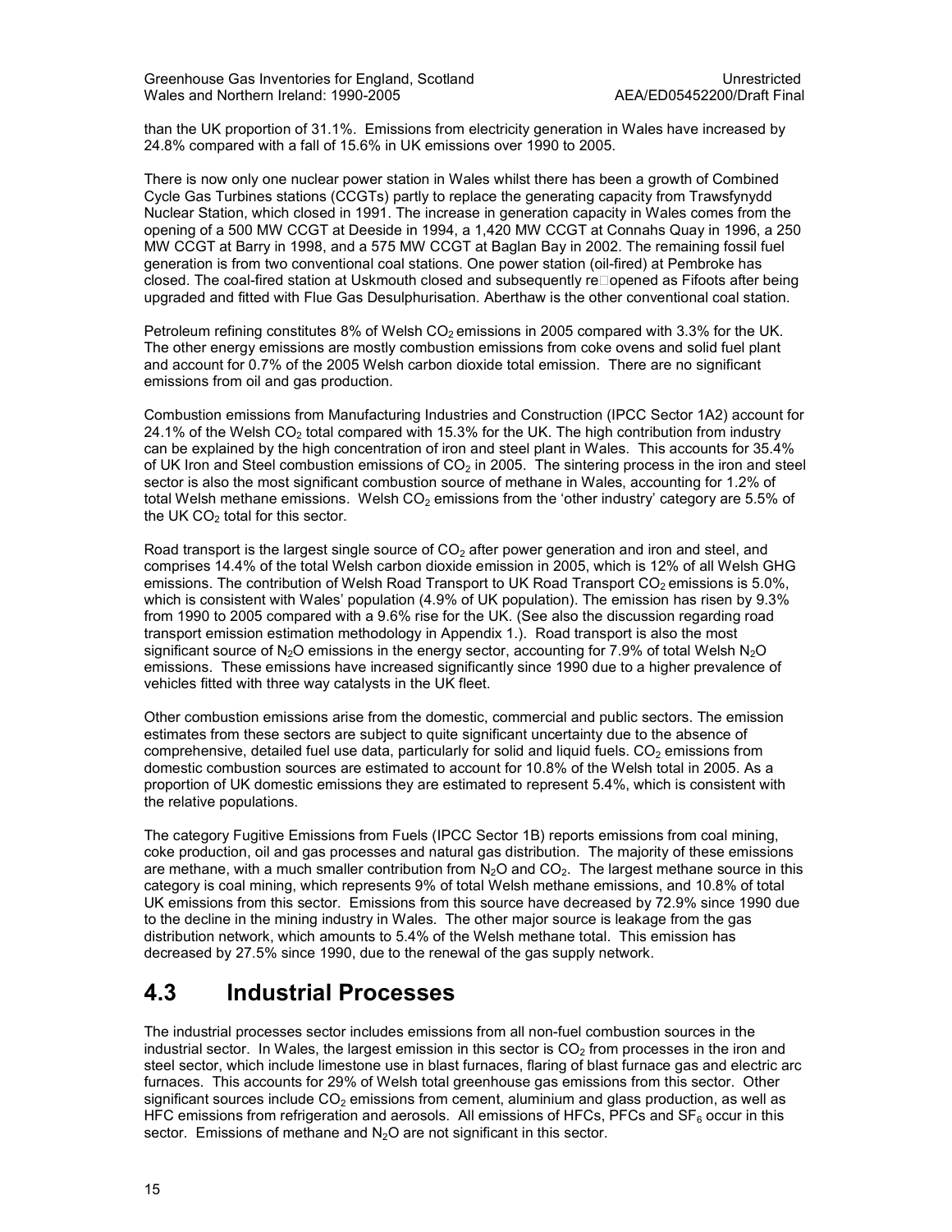than the UK proportion of 31.1%. Emissions from electricity generation in Wales have increased by 24.8% compared with a fall of 15.6% in UK emissions over 1990 to 2005.

There is now only one nuclear power station in Wales whilst there has been a growth of Combined Cycle Gas Turbines stations (CCGTs) partly to replace the generating capacity from Trawsfynydd Nuclear Station, which closed in 1991. The increase in generation capacity in Wales comes from the opening of a 500 MW CCGT at Deeside in 1994, a 1,420 MW CCGT at Connahs Quay in 1996, a 250 MW CCGT at Barry in 1998, and a 575 MW CCGT at Baglan Bay in 2002. The remaining fossil fuel generation is from two conventional coal stations. One power station (oil-fired) at Pembroke has closed. The coal-fired station at Uskmouth closed and subsequently re-opened as Fifoots after being upgraded and fitted with Flue Gas Desulphurisation. Aberthaw is the other conventional coal station.

Petroleum refining constitutes 8% of Welsh $CO_2$ emissions in 2005 compared with 3.3% for the UK. The other energy emissions are mostly combustion emissions from coke ovens and solid fuel plant and account for 0.7% of the 2005 Welsh carbon dioxide total emission. There are no significant emissions from oil and gas production.

Combustion emissions from Manufacturing Industries and Construction (IPCC Sector 1A2) account for 24.1% of the Welsh $CO_2$ total compared with 15.3% for the UK. The high contribution from industry can be explained by the high concentration of iron and steel plant in Wales. This accounts for 35.4% of UK Iron and Steel combustion emissions of $CO_2$ in 2005. The sintering process in the iron and steel sector is also the most significant combustion source of methane in Wales, accounting for 1.2% of total Welsh methane emissions. Welsh $CO_2$ emissions from the 'other industry' category are 5.5% of the UK $CO_2$ total for this sector.

Road transport is the largest single source of $CO_2$ after power generation and iron and steel, and comprises 14.4% of the total Welsh carbon dioxide emission in 2005, which is 12% of all Welsh GHG emissions. The contribution of Welsh Road Transport to UK Road Transport $CO_2$ emissions is 5.0%, which is consistent with Wales' population (4.9% of UK population). The emission has risen by 9.3% from 1990 to 2005 compared with a 9.6% rise for the UK. (See also the discussion regarding road transport emission estimation methodology in Appendix 1.). Road transport is also the most significant source of $N_2O$ emissions in the energy sector, accounting for 7.9% of total Welsh $N_2O$ emissions. These emissions have increased significantly since 1990 due to a higher prevalence of vehicles fitted with three way catalysts in the UK fleet.

Other combustion emissions arise from the domestic, commercial and public sectors. The emission estimates from these sectors are subject to quite significant uncertainty due to the absence of comprehensive, detailed fuel use data, particularly for solid and liquid fuels. $CO_2$ emissions from domestic combustion sources are estimated to account for 10.8% of the Welsh total in 2005. As a proportion of UK domestic emissions they are estimated to represent 5.4%, which is consistent with the relative populations.

The category Fugitive Emissions from Fuels (IPCC Sector 1B) reports emissions from coal mining, coke production, oil and gas processes and natural gas distribution. The majority of these emissions are methane, with a much smaller contribution from $N_2O$ and $CO_2$. The largest methane source in this category is coal mining, which represents 9% of total Welsh methane emissions, and 10.8% of total UK emissions from this sector. Emissions from this source have decreased by 72.9% since 1990 due to the decline in the mining industry in Wales. The other major source is leakage from the gas distribution network, which amounts to 5.4% of the Welsh methane total. This emission has decreased by 27.5% since 1990, due to the renewal of the gas supply network.

## 4.3 Industrial Processes

The industrial processes sector includes emissions from all non-fuel combustion sources in the industrial sector. In Wales, the largest emission in this sector is $CO_2$ from processes in the iron and steel sector, which include limestone use in blast furnaces, flaring of blast furnace gas and electric arc furnaces. This accounts for 29% of Welsh total greenhouse gas emissions from this sector. Other significant sources include $CO_2$ emissions from cement, aluminium and glass production, as well as HFC emissions from refrigeration and aerosols. All emissions of HFCs, PFCs and $SF_6$ occur in this sector. Emissions of methane and $N_2O$ are not significant in this sector.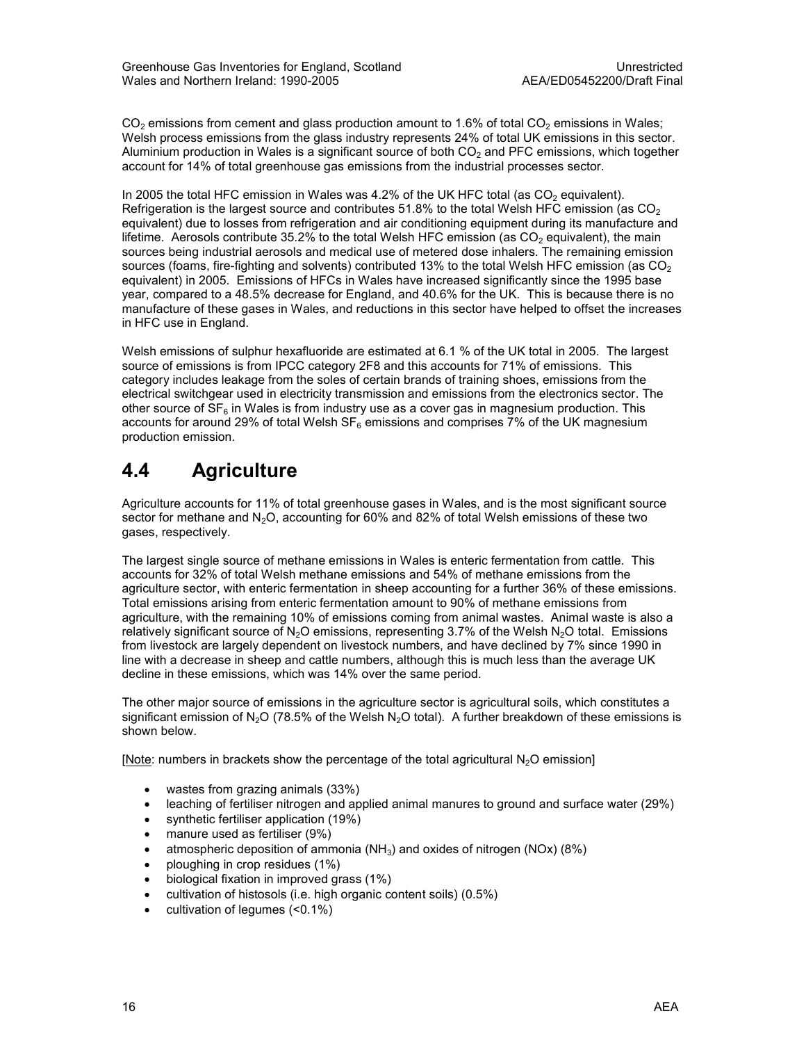$CO_2$ emissions from cement and glass production amount to 1.6% of total $CO_2$ emissions in Wales; Welsh process emissions from the glass industry represents 24% of total UK emissions in this sector. Aluminium production in Wales is a significant source of both $CO_2$ and PFC emissions, which together account for 14% of total greenhouse gas emissions from the industrial processes sector.

In 2005 the total HFC emission in Wales was 4.2% of the UK HFC total (as $CO_2$ equivalent). Refrigeration is the largest source and contributes 51.8% to the total Welsh HFC emission (as $CO_2$ equivalent) due to losses from refrigeration and air conditioning equipment during its manufacture and lifetime. Aerosols contribute 35.2% to the total Welsh HFC emission (as $CO_2$ equivalent), the main sources being industrial aerosols and medical use of metered dose inhalers. The remaining emission sources (foams, fire-fighting and solvents) contributed 13% to the total Welsh HFC emission (as $CO_2$ equivalent) in 2005. Emissions of HFCs in Wales have increased significantly since the 1995 base year, compared to a 48.5% decrease for England, and 40.6% for the UK. This is because there is no manufacture of these gases in Wales, and reductions in this sector have helped to offset the increases in HFC use in England.

Welsh emissions of sulphur hexafluoride are estimated at 6.1 % of the UK total in 2005. The largest source of emissions is from IPCC category 2F8 and this accounts for 71% of emissions. This category includes leakage from the soles of certain brands of training shoes, emissions from the electrical switchgear used in electricity transmission and emissions from the electronics sector. The other source of $SF_6$ in Wales is from industry use as a cover gas in magnesium production. This accounts for around 29% of total Welsh $SF_6$ emissions and comprises 7% of the UK magnesium production emission.

## 4.4 Agriculture

Agriculture accounts for 11% of total greenhouse gases in Wales, and is the most significant source sector for methane and $N_2O$, accounting for 60% and 82% of total Welsh emissions of these two gases, respectively.

The largest single source of methane emissions in Wales is enteric fermentation from cattle. This accounts for 32% of total Welsh methane emissions and 54% of methane emissions from the agriculture sector, with enteric fermentation in sheep accounting for a further 36% of these emissions. Total emissions arising from enteric fermentation amount to 90% of methane emissions from agriculture, with the remaining 10% of emissions coming from animal wastes. Animal waste is also a relatively significant source of $N_2O$ emissions, representing 3.7% of the Welsh $N_2O$ total. Emissions from livestock are largely dependent on livestock numbers, and have declined by 7% since 1990 in line with a decrease in sheep and cattle numbers, although this is much less than the average UK decline in these emissions, which was 14% over the same period.

The other major source of emissions in the agriculture sector is agricultural soils, which constitutes a significant emission of $N_2O$ (78.5% of the Welsh $N_2O$ total). A further breakdown of these emissions is shown below.

[Note: numbers in brackets show the percentage of the total agricultural $N_2O$ emission]

- wastes from grazing animals (33%)
- leaching of fertiliser nitrogen and applied animal manures to ground and surface water (29%)
- synthetic fertiliser application (19%)
- manure used as fertiliser (9%)
- atmospheric deposition of ammonia ($NH_3$) and oxides of nitrogen (NOx) (8%)
- ploughing in crop residues (1%)
- biological fixation in improved grass (1%)
- cultivation of histosols (i.e. high organic content soils) (0.5%)
- cultivation of legumes (<0.1%)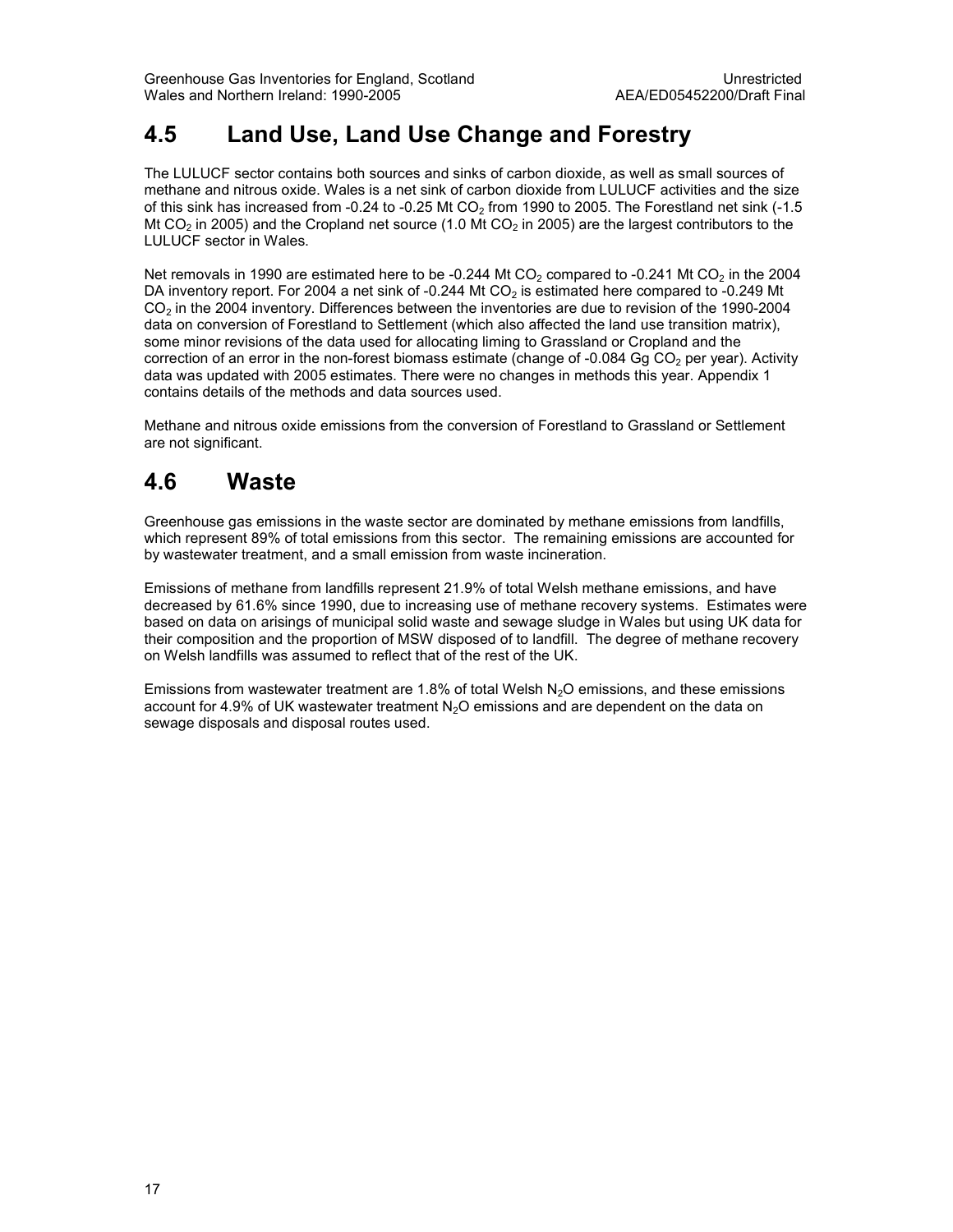## 4.5 Land Use, Land Use Change and Forestry

The LULUCF sector contains both sources and sinks of carbon dioxide, as well as small sources of methane and nitrous oxide. Wales is a net sink of carbon dioxide from LULUCF activities and the size of this sink has increased from -0.24 to -0.25 Mt $CO_2$ from 1990 to 2005. The Forestland net sink (-1.5 Mt $CO_2$ in 2005) and the Cropland net source (1.0 Mt $CO_2$ in 2005) are the largest contributors to the LULUCF sector in Wales.

Net removals in 1990 are estimated here to be -0.244 Mt $CO_2$ compared to -0.241 Mt $CO_2$ in the 2004 DA inventory report. For 2004 a net sink of -0.244 Mt $CO_2$ is estimated here compared to -0.249 Mt $CO_2$ in the 2004 inventory. Differences between the inventories are due to revision of the 1990-2004 data on conversion of Forestland to Settlement (which also affected the land use transition matrix), some minor revisions of the data used for allocating liming to Grassland or Cropland and the correction of an error in the non-forest biomass estimate (change of -0.084 Gg $CO_2$ per year). Activity data was updated with 2005 estimates. There were no changes in methods this year. Appendix 1 contains details of the methods and data sources used.

Methane and nitrous oxide emissions from the conversion of Forestland to Grassland or Settlement are not significant.

## 4.6 Waste

Greenhouse gas emissions in the waste sector are dominated by methane emissions from landfills, which represent 89% of total emissions from this sector. The remaining emissions are accounted for by wastewater treatment, and a small emission from waste incineration.

Emissions of methane from landfills represent 21.9% of total Welsh methane emissions, and have decreased by 61.6% since 1990, due to increasing use of methane recovery systems. Estimates were based on data on arisings of municipal solid waste and sewage sludge in Wales but using UK data for their composition and the proportion of MSW disposed of to landfill. The degree of methane recovery on Welsh landfills was assumed to reflect that of the rest of the UK.

Emissions from wastewater treatment are 1.8% of total Welsh $N_2O$ emissions, and these emissions account for 4.9% of UK wastewater treatment $N_2O$ emissions and are dependent on the data on sewage disposals and disposal routes used.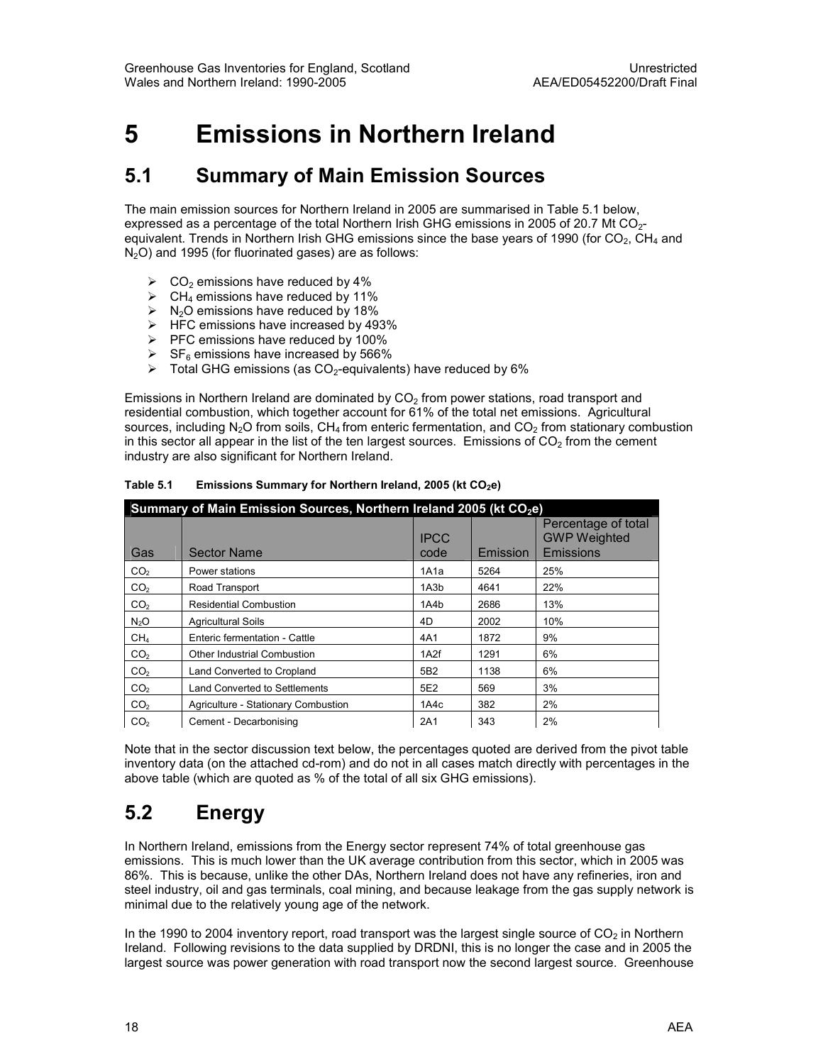# 5 Emissions in Northern Ireland

## 5.1 Summary of Main Emission Sources

The main emission sources for Northern Ireland in 2005 are summarised in Table 5.1 below, expressed as a percentage of the total Northern Irish GHG emissions in 2005 of 20.7 Mt $CO_2$-equivalent. Trends in Northern Irish GHG emissions since the base years of 1990 (for $CO_2$, $CH_4$ and $N_2O$) and 1995 (for fluorinated gases) are as follows:

- $CO_2$ emissions have reduced by 4%
- $CH_4$ emissions have reduced by 11%
- $N_2O$ emissions have reduced by 18%
- HFC emissions have increased by 493%
- PFC emissions have reduced by 100%
- $SF_6$ emissions have increased by 566%
- Total GHG emissions (as $CO_2$-equivalents) have reduced by 6%

Emissions in Northern Ireland are dominated by $CO_2$ from power stations, road transport and residential combustion, which together account for 61% of the total net emissions. Agricultural sources, including $N_2O$ from soils, $CH_4$ from enteric fermentation, and $CO_2$ from stationary combustion in this sector all appear in the list of the ten largest sources. Emissions of $CO_2$ from the cement industry are also significant for Northern Ireland.

**Table 5.1 Emissions Summary for Northern Ireland, 2005 (kt $CO_2$e)**

| Summary of Main Emission Sources, Northern Ireland 2005 (kt $CO_2$e) | | | | |
|---|---|---|---|---|
| Gas | Sector Name | IPCC code | Emission | Percentage of total GWP Weighted Emissions |
| $CO_2$ | Power stations | 1A1a | 5264 | 25% |
| $CO_2$ | Road Transport | 1A3b | 4641 | 22% |
| $CO_2$ | Residential Combustion | 1A4b | 2686 | 13% |
| $N_2O$ | Agricultural Soils | 4D | 2002 | 10% |
| $CH_4$ | Enteric fermentation - Cattle | 4A1 | 1872 | 9% |
| $CO_2$ | Other Industrial Combustion | 1A2f | 1291 | 6% |
| $CO_2$ | Land Converted to Cropland | 5B2 | 1138 | 6% |
| $CO_2$ | Land Converted to Settlements | 5E2 | 569 | 3% |
| $CO_2$ | Agriculture - Stationary Combustion | 1A4c | 382 | 2% |
| $CO_2$ | Cement - Decarbonising | 2A1 | 343 | 2% |

Note that in the sector discussion text below, the percentages quoted are derived from the pivot table inventory data (on the attached cd-rom) and do not in all cases match directly with percentages in the above table (which are quoted as % of the total of all six GHG emissions).

## 5.2 Energy

In Northern Ireland, emissions from the Energy sector represent 74% of total greenhouse gas emissions. This is much lower than the UK average contribution from this sector, which in 2005 was 86%. This is because, unlike the other DAs, Northern Ireland does not have any refineries, iron and steel industry, oil and gas terminals, coal mining, and because leakage from the gas supply network is minimal due to the relatively young age of the network.

In the 1990 to 2004 inventory report, road transport was the largest single source of $CO_2$ in Northern Ireland. Following revisions to the data supplied by DRDNI, this is no longer the case and in 2005 the largest source was power generation with road transport now the second largest source. Greenhouse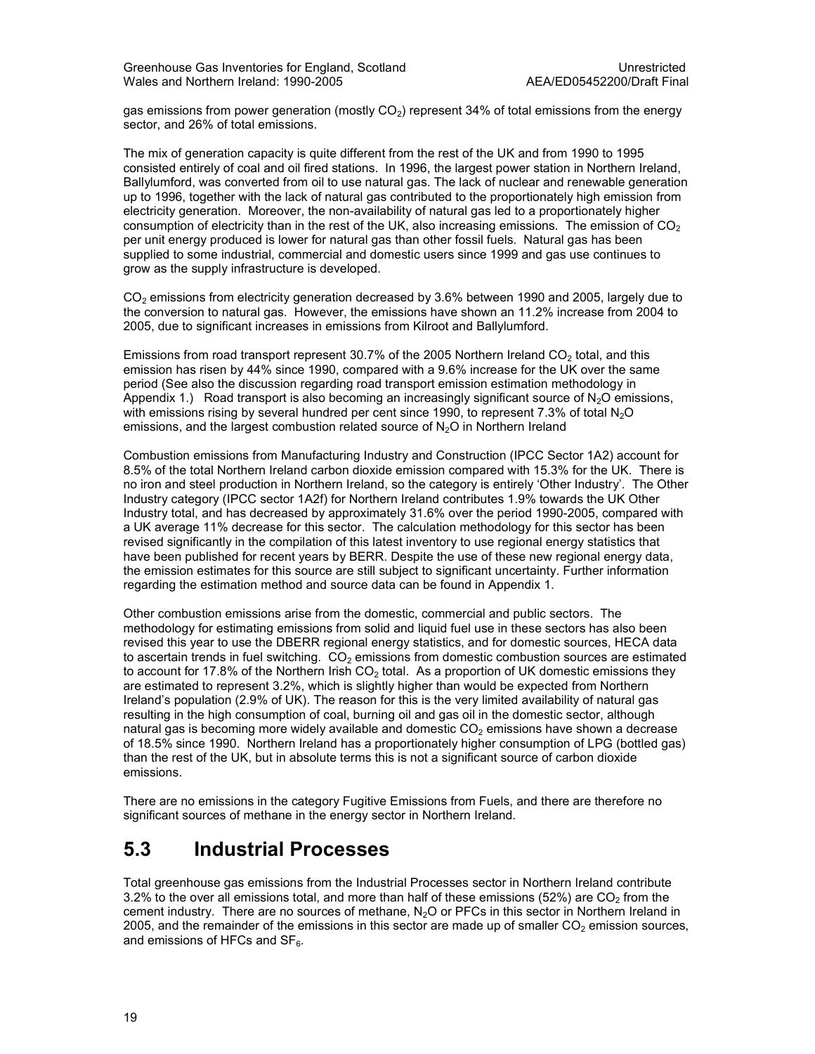gas emissions from power generation (mostly $CO_2$) represent 34% of total emissions from the energy sector, and 26% of total emissions.

The mix of generation capacity is quite different from the rest of the UK and from 1990 to 1995 consisted entirely of coal and oil fired stations. In 1996, the largest power station in Northern Ireland, Ballylumford, was converted from oil to use natural gas. The lack of nuclear and renewable generation up to 1996, together with the lack of natural gas contributed to the proportionately high emission from electricity generation. Moreover, the non-availability of natural gas led to a proportionately higher consumption of electricity than in the rest of the UK, also increasing emissions. The emission of $CO_2$ per unit energy produced is lower for natural gas than other fossil fuels. Natural gas has been supplied to some industrial, commercial and domestic users since 1999 and gas use continues to grow as the supply infrastructure is developed.

$CO_2$ emissions from electricity generation decreased by 3.6% between 1990 and 2005, largely due to the conversion to natural gas. However, the emissions have shown an 11.2% increase from 2004 to 2005, due to significant increases in emissions from Kilroot and Ballylumford.

Emissions from road transport represent 30.7% of the 2005 Northern Ireland $CO_2$ total, and this emission has risen by 44% since 1990, compared with a 9.6% increase for the UK over the same period (See also the discussion regarding road transport emission estimation methodology in Appendix 1.) Road transport is also becoming an increasingly significant source of $N_2O$ emissions, with emissions rising by several hundred per cent since 1990, to represent 7.3% of total $N_2O$ emissions, and the largest combustion related source of $N_2O$ in Northern Ireland

Combustion emissions from Manufacturing Industry and Construction (IPCC Sector 1A2) account for 8.5% of the total Northern Ireland carbon dioxide emission compared with 15.3% for the UK. There is no iron and steel production in Northern Ireland, so the category is entirely 'Other Industry'. The Other Industry category (IPCC sector 1A2f) for Northern Ireland contributes 1.9% towards the UK Other Industry total, and has decreased by approximately 31.6% over the period 1990-2005, compared with a UK average 11% decrease for this sector. The calculation methodology for this sector has been revised significantly in the compilation of this latest inventory to use regional energy statistics that have been published for recent years by BERR. Despite the use of these new regional energy data, the emission estimates for this source are still subject to significant uncertainty. Further information regarding the estimation method and source data can be found in Appendix 1.

Other combustion emissions arise from the domestic, commercial and public sectors. The methodology for estimating emissions from solid and liquid fuel use in these sectors has also been revised this year to use the DBERR regional energy statistics, and for domestic sources, HECA data to ascertain trends in fuel switching. $CO_2$ emissions from domestic combustion sources are estimated to account for 17.8% of the Northern Irish $CO_2$ total. As a proportion of UK domestic emissions they are estimated to represent 3.2%, which is slightly higher than would be expected from Northern Ireland's population (2.9% of UK). The reason for this is the very limited availability of natural gas resulting in the high consumption of coal, burning oil and gas oil in the domestic sector, although natural gas is becoming more widely available and domestic $CO_2$ emissions have shown a decrease of 18.5% since 1990. Northern Ireland has a proportionately higher consumption of LPG (bottled gas) than the rest of the UK, but in absolute terms this is not a significant source of carbon dioxide emissions.

There are no emissions in the category Fugitive Emissions from Fuels, and there are therefore no significant sources of methane in the energy sector in Northern Ireland.

## 5.3 Industrial Processes

Total greenhouse gas emissions from the Industrial Processes sector in Northern Ireland contribute 3.2% to the over all emissions total, and more than half of these emissions (52%) are $CO_2$ from the cement industry. There are no sources of methane, $N_2O$ or PFCs in this sector in Northern Ireland in 2005, and the remainder of the emissions in this sector are made up of smaller $CO_2$ emission sources, and emissions of HFCs and $SF_6$.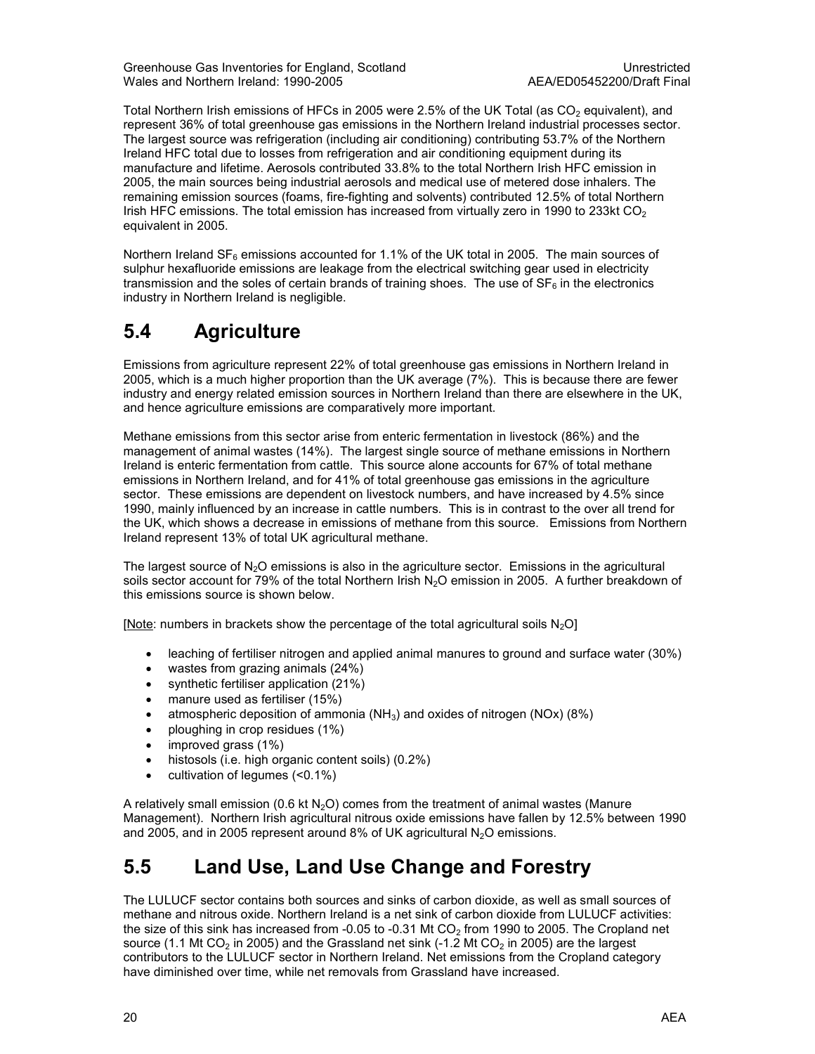Total Northern Irish emissions of HFCs in 2005 were 2.5% of the UK Total (as $CO_2$ equivalent), and represent 36% of total greenhouse gas emissions in the Northern Ireland industrial processes sector. The largest source was refrigeration (including air conditioning) contributing 53.7% of the Northern Ireland HFC total due to losses from refrigeration and air conditioning equipment during its manufacture and lifetime. Aerosols contributed 33.8% to the total Northern Irish HFC emission in 2005, the main sources being industrial aerosols and medical use of metered dose inhalers. The remaining emission sources (foams, fire-fighting and solvents) contributed 12.5% of total Northern Irish HFC emissions. The total emission has increased from virtually zero in 1990 to 233kt $CO_2$ equivalent in 2005.

Northern Ireland $SF_6$ emissions accounted for 1.1% of the UK total in 2005. The main sources of sulphur hexafluoride emissions are leakage from the electrical switching gear used in electricity transmission and the soles of certain brands of training shoes. The use of $SF_6$ in the electronics industry in Northern Ireland is negligible.

## 5.4 Agriculture

Emissions from agriculture represent 22% of total greenhouse gas emissions in Northern Ireland in 2005, which is a much higher proportion than the UK average (7%). This is because there are fewer industry and energy related emission sources in Northern Ireland than there are elsewhere in the UK, and hence agriculture emissions are comparatively more important.

Methane emissions from this sector arise from enteric fermentation in livestock (86%) and the management of animal wastes (14%). The largest single source of methane emissions in Northern Ireland is enteric fermentation from cattle. This source alone accounts for 67% of total methane emissions in Northern Ireland, and for 41% of total greenhouse gas emissions in the agriculture sector. These emissions are dependent on livestock numbers, and have increased by 4.5% since 1990, mainly influenced by an increase in cattle numbers. This is in contrast to the over all trend for the UK, which shows a decrease in emissions of methane from this source. Emissions from Northern Ireland represent 13% of total UK agricultural methane.

The largest source of $N_2O$ emissions is also in the agriculture sector. Emissions in the agricultural soils sector account for 79% of the total Northern Irish $N_2O$ emission in 2005. A further breakdown of this emissions source is shown below.

[Note: numbers in brackets show the percentage of the total agricultural soils $N_2O$]

- leaching of fertiliser nitrogen and applied animal manures to ground and surface water (30%)
- wastes from grazing animals (24%)
- synthetic fertiliser application (21%)
- manure used as fertiliser (15%)
- atmospheric deposition of ammonia ($NH_3$) and oxides of nitrogen (NOx) (8%)
- ploughing in crop residues (1%)
- improved grass (1%)
- histosols (i.e. high organic content soils) (0.2%)
- cultivation of legumes (<0.1%)

A relatively small emission (0.6 kt $N_2O$) comes from the treatment of animal wastes (Manure Management). Northern Irish agricultural nitrous oxide emissions have fallen by 12.5% between 1990 and 2005, and in 2005 represent around 8% of UK agricultural $N_2O$ emissions.

## 5.5 Land Use, Land Use Change and Forestry

The LULUCF sector contains both sources and sinks of carbon dioxide, as well as small sources of methane and nitrous oxide. Northern Ireland is a net sink of carbon dioxide from LULUCF activities: the size of this sink has increased from -0.05 to -0.31 Mt $CO_2$ from 1990 to 2005. The Cropland net source (1.1 Mt $CO_2$ in 2005) and the Grassland net sink (-1.2 Mt $CO_2$ in 2005) are the largest contributors to the LULUCF sector in Northern Ireland. Net emissions from the Cropland category have diminished over time, while net removals from Grassland have increased.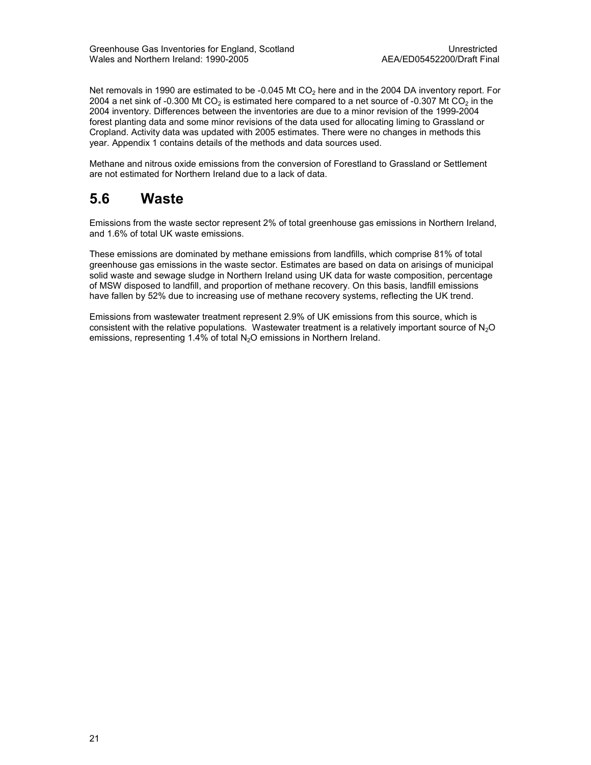Net removals in 1990 are estimated to be -0.045 Mt $CO_2$ here and in the 2004 DA inventory report. For 2004 a net sink of -0.300 Mt $CO_2$ is estimated here compared to a net source of -0.307 Mt $CO_2$ in the 2004 inventory. Differences between the inventories are due to a minor revision of the 1999-2004 forest planting data and some minor revisions of the data used for allocating liming to Grassland or Cropland. Activity data was updated with 2005 estimates. There were no changes in methods this year. Appendix 1 contains details of the methods and data sources used.

Methane and nitrous oxide emissions from the conversion of Forestland to Grassland or Settlement are not estimated for Northern Ireland due to a lack of data.

## 5.6 Waste

Emissions from the waste sector represent 2% of total greenhouse gas emissions in Northern Ireland, and 1.6% of total UK waste emissions.

These emissions are dominated by methane emissions from landfills, which comprise 81% of total greenhouse gas emissions in the waste sector. Estimates are based on data on arisings of municipal solid waste and sewage sludge in Northern Ireland using UK data for waste composition, percentage of MSW disposed to landfill, and proportion of methane recovery. On this basis, landfill emissions have fallen by 52% due to increasing use of methane recovery systems, reflecting the UK trend.

Emissions from wastewater treatment represent 2.9% of UK emissions from this source, which is consistent with the relative populations. Wastewater treatment is a relatively important source of $N_2O$ emissions, representing 1.4% of total $N_2O$ emissions in Northern Ireland.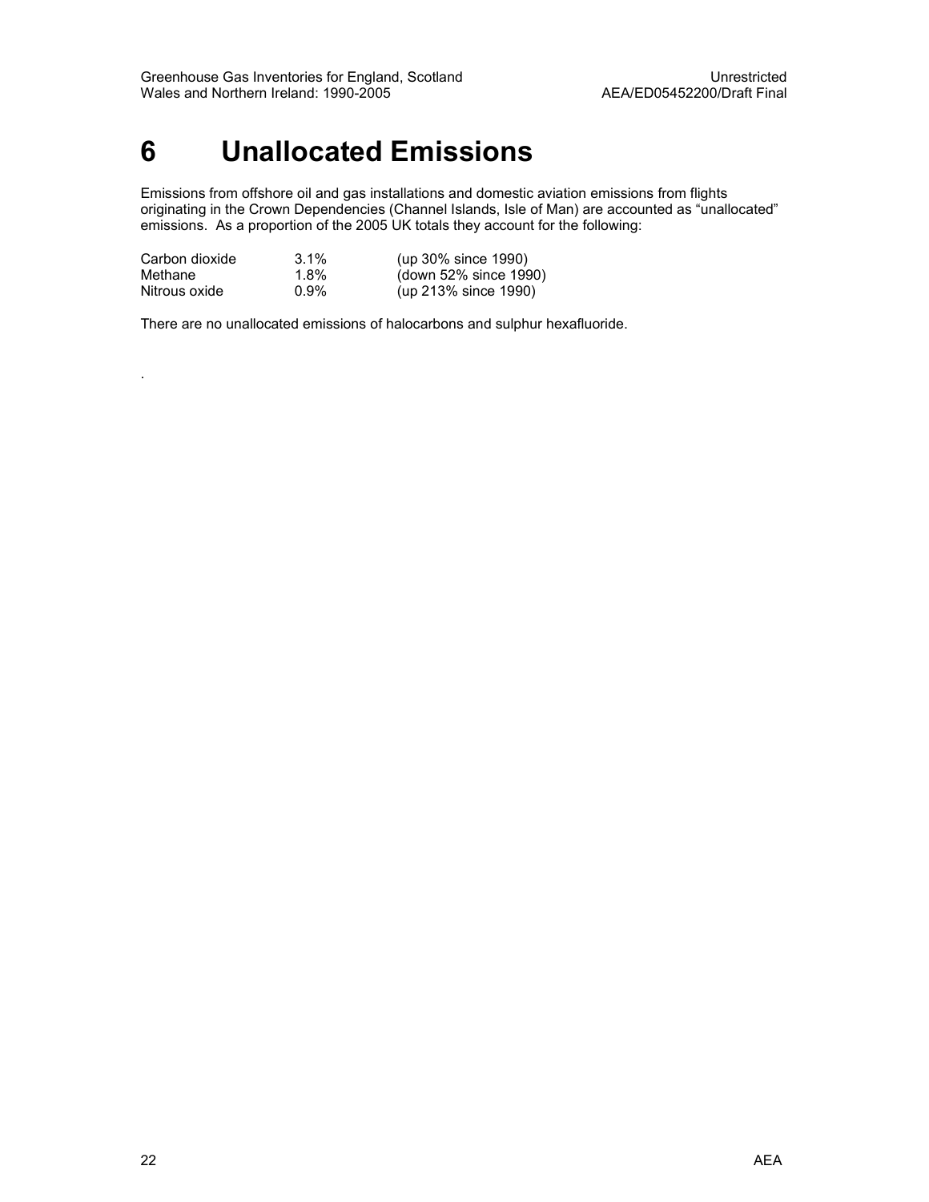# 6 Unallocated Emissions

Emissions from offshore oil and gas installations and domestic aviation emissions from flights originating in the Crown Dependencies (Channel Islands, Isle of Man) are accounted as "unallocated" emissions. As a proportion of the 2005 UK totals they account for the following:

| | | |
|---|---|---|
| Carbon dioxide | 3.1% | (up 30% since 1990) |
| Methane | 1.8% | (down 52% since 1990) |
| Nitrous oxide | 0.9% | (up 213% since 1990) |

There are no unallocated emissions of halocarbons and sulphur hexafluoride.

.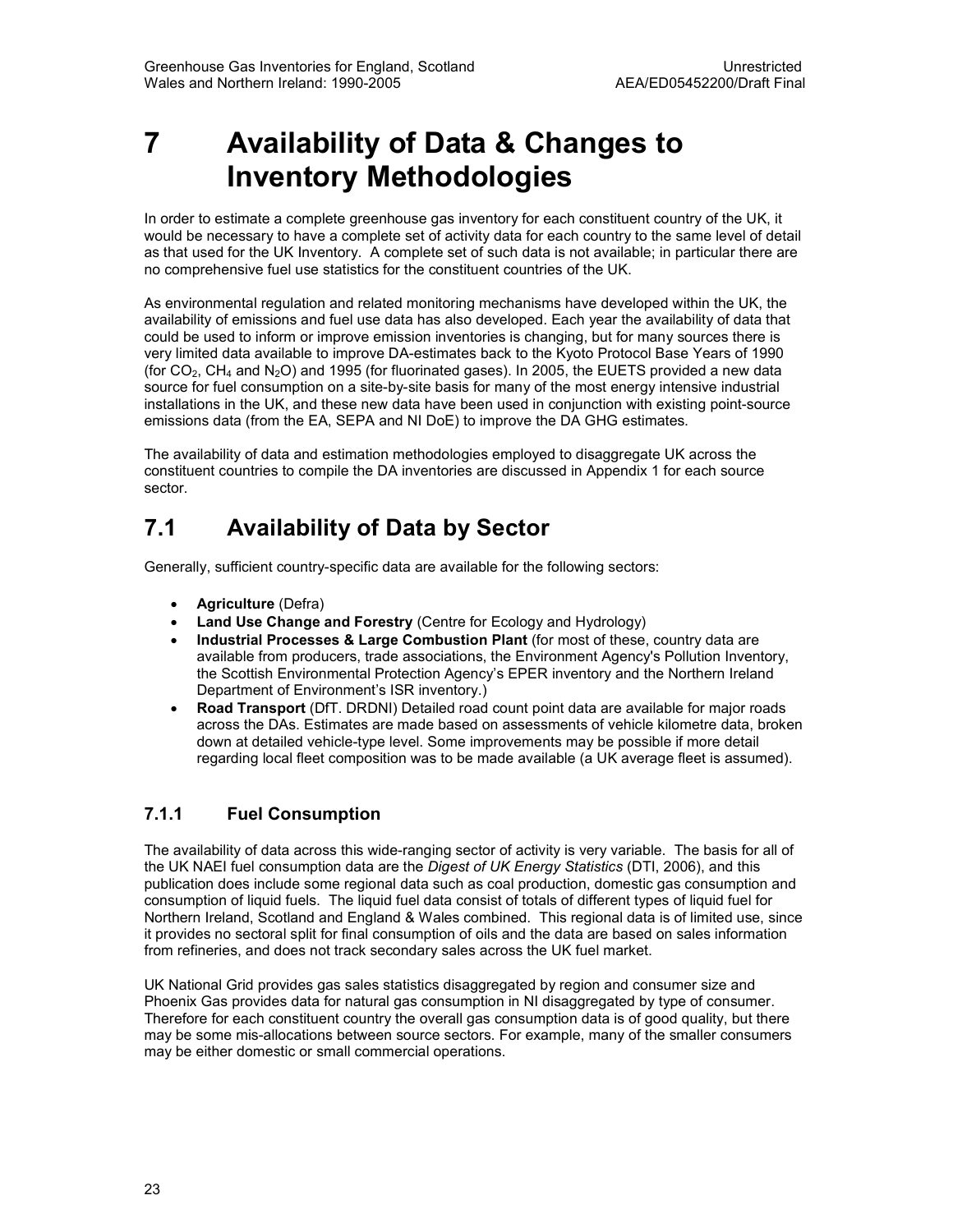# 7 Availability of Data & Changes to Inventory Methodologies

In order to estimate a complete greenhouse gas inventory for each constituent country of the UK, it would be necessary to have a complete set of activity data for each country to the same level of detail as that used for the UK Inventory. A complete set of such data is not available; in particular there are no comprehensive fuel use statistics for the constituent countries of the UK.

As environmental regulation and related monitoring mechanisms have developed within the UK, the availability of emissions and fuel use data has also developed. Each year the availability of data that could be used to inform or improve emission inventories is changing, but for many sources there is very limited data available to improve DA-estimates back to the Kyoto Protocol Base Years of 1990 (for $CO_2$, $CH_4$ and $N_2O$) and 1995 (for fluorinated gases). In 2005, the EUETS provided a new data source for fuel consumption on a site-by-site basis for many of the most energy intensive industrial installations in the UK, and these new data have been used in conjunction with existing point-source emissions data (from the EA, SEPA and NI DoE) to improve the DA GHG estimates.

The availability of data and estimation methodologies employed to disaggregate UK across the constituent countries to compile the DA inventories are discussed in Appendix 1 for each source sector.

## 7.1 Availability of Data by Sector

Generally, sufficient country-specific data are available for the following sectors:

- **Agriculture** (Defra)
- **Land Use Change and Forestry** (Centre for Ecology and Hydrology)
- **Industrial Processes & Large Combustion Plant** (for most of these, country data are available from producers, trade associations, the Environment Agency's Pollution Inventory, the Scottish Environmental Protection Agency's EPER inventory and the Northern Ireland Department of Environment's ISR inventory.)
- **Road Transport** (DfT. DRDNI) Detailed road count point data are available for major roads across the DAs. Estimates are made based on assessments of vehicle kilometre data, broken down at detailed vehicle-type level. Some improvements may be possible if more detail regarding local fleet composition was to be made available (a UK average fleet is assumed).

### 7.1.1 Fuel Consumption

The availability of data across this wide-ranging sector of activity is very variable. The basis for all of the UK NAEI fuel consumption data are the *Digest of UK Energy Statistics* (DTI, 2006), and this publication does include some regional data such as coal production, domestic gas consumption and consumption of liquid fuels. The liquid fuel data consist of totals of different types of liquid fuel for Northern Ireland, Scotland and England & Wales combined. This regional data is of limited use, since it provides no sectoral split for final consumption of oils and the data are based on sales information from refineries, and does not track secondary sales across the UK fuel market.

UK National Grid provides gas sales statistics disaggregated by region and consumer size and Phoenix Gas provides data for natural gas consumption in NI disaggregated by type of consumer. Therefore for each constituent country the overall gas consumption data is of good quality, but there may be some mis-allocations between source sectors. For example, many of the smaller consumers may be either domestic or small commercial operations.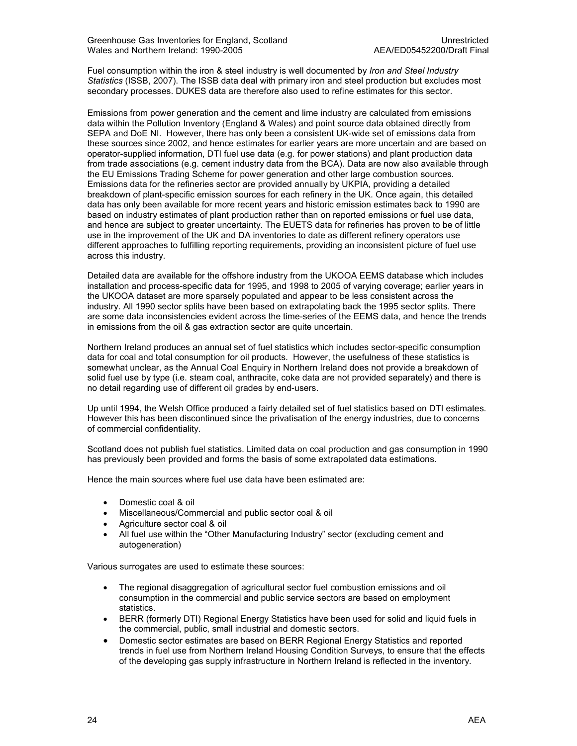Fuel consumption within the iron & steel industry is well documented by *Iron and Steel Industry Statistics* (ISSB, 2007). The ISSB data deal with primary iron and steel production but excludes most secondary processes. DUKES data are therefore also used to refine estimates for this sector.

Emissions from power generation and the cement and lime industry are calculated from emissions data within the Pollution Inventory (England & Wales) and point source data obtained directly from SEPA and DoE NI. However, there has only been a consistent UK-wide set of emissions data from these sources since 2002, and hence estimates for earlier years are more uncertain and are based on operator-supplied information, DTI fuel use data (e.g. for power stations) and plant production data from trade associations (e.g. cement industry data from the BCA). Data are now also available through the EU Emissions Trading Scheme for power generation and other large combustion sources. Emissions data for the refineries sector are provided annually by UKPIA, providing a detailed breakdown of plant-specific emission sources for each refinery in the UK. Once again, this detailed data has only been available for more recent years and historic emission estimates back to 1990 are based on industry estimates of plant production rather than on reported emissions or fuel use data, and hence are subject to greater uncertainty. The EUETS data for refineries has proven to be of little use in the improvement of the UK and DA inventories to date as different refinery operators use different approaches to fulfilling reporting requirements, providing an inconsistent picture of fuel use across this industry.

Detailed data are available for the offshore industry from the UKOOA EEMS database which includes installation and process-specific data for 1995, and 1998 to 2005 of varying coverage; earlier years in the UKOOA dataset are more sparsely populated and appear to be less consistent across the industry. All 1990 sector splits have been based on extrapolating back the 1995 sector splits. There are some data inconsistencies evident across the time-series of the EEMS data, and hence the trends in emissions from the oil & gas extraction sector are quite uncertain.

Northern Ireland produces an annual set of fuel statistics which includes sector-specific consumption data for coal and total consumption for oil products. However, the usefulness of these statistics is somewhat unclear, as the Annual Coal Enquiry in Northern Ireland does not provide a breakdown of solid fuel use by type (i.e. steam coal, anthracite, coke data are not provided separately) and there is no detail regarding use of different oil grades by end-users.

Up until 1994, the Welsh Office produced a fairly detailed set of fuel statistics based on DTI estimates. However this has been discontinued since the privatisation of the energy industries, due to concerns of commercial confidentiality.

Scotland does not publish fuel statistics. Limited data on coal production and gas consumption in 1990 has previously been provided and forms the basis of some extrapolated data estimations.

Hence the main sources where fuel use data have been estimated are:

- Domestic coal & oil
- Miscellaneous/Commercial and public sector coal & oil
- Agriculture sector coal & oil
- All fuel use within the "Other Manufacturing Industry" sector (excluding cement and autogeneration)

Various surrogates are used to estimate these sources:

- The regional disaggregation of agricultural sector fuel combustion emissions and oil consumption in the commercial and public service sectors are based on employment statistics.
- BERR (formerly DTI) Regional Energy Statistics have been used for solid and liquid fuels in the commercial, public, small industrial and domestic sectors.
- Domestic sector estimates are based on BERR Regional Energy Statistics and reported trends in fuel use from Northern Ireland Housing Condition Surveys, to ensure that the effects of the developing gas supply infrastructure in Northern Ireland is reflected in the inventory.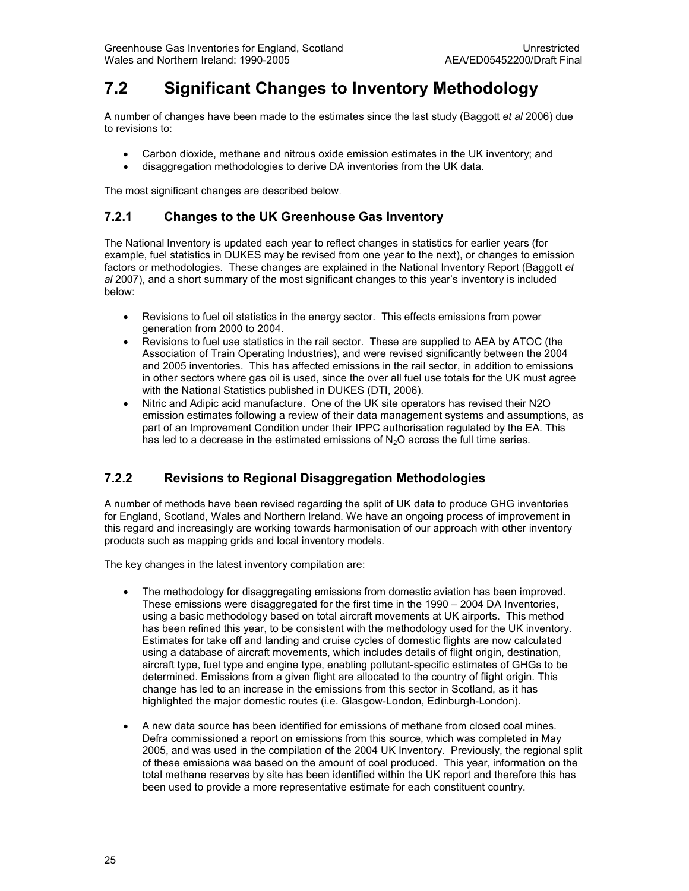## 7.2 Significant Changes to Inventory Methodology

A number of changes have been made to the estimates since the last study (Baggott *et al* 2006) due to revisions to:

- Carbon dioxide, methane and nitrous oxide emission estimates in the UK inventory; and
- disaggregation methodologies to derive DA inventories from the UK data.

The most significant changes are described below.

### 7.2.1 Changes to the UK Greenhouse Gas Inventory

The National Inventory is updated each year to reflect changes in statistics for earlier years (for example, fuel statistics in DUKES may be revised from one year to the next), or changes to emission factors or methodologies. These changes are explained in the National Inventory Report (Baggott *et al* 2007), and a short summary of the most significant changes to this year's inventory is included below:

- Revisions to fuel oil statistics in the energy sector. This effects emissions from power generation from 2000 to 2004.
- Revisions to fuel use statistics in the rail sector. These are supplied to AEA by ATOC (the Association of Train Operating Industries), and were revised significantly between the 2004 and 2005 inventories. This has affected emissions in the rail sector, in addition to emissions in other sectors where gas oil is used, since the over all fuel use totals for the UK must agree with the National Statistics published in DUKES (DTI, 2006).
- Nitric and Adipic acid manufacture. One of the UK site operators has revised their N2O emission estimates following a review of their data management systems and assumptions, as part of an Improvement Condition under their IPPC authorisation regulated by the EA. This has led to a decrease in the estimated emissions of $N_2O$ across the full time series.

### 7.2.2 Revisions to Regional Disaggregation Methodologies

A number of methods have been revised regarding the split of UK data to produce GHG inventories for England, Scotland, Wales and Northern Ireland. We have an ongoing process of improvement in this regard and increasingly are working towards harmonisation of our approach with other inventory products such as mapping grids and local inventory models.

The key changes in the latest inventory compilation are:

- The methodology for disaggregating emissions from domestic aviation has been improved. These emissions were disaggregated for the first time in the 1990 – 2004 DA Inventories, using a basic methodology based on total aircraft movements at UK airports. This method has been refined this year, to be consistent with the methodology used for the UK inventory. Estimates for take off and landing and cruise cycles of domestic flights are now calculated using a database of aircraft movements, which includes details of flight origin, destination, aircraft type, fuel type and engine type, enabling pollutant-specific estimates of GHGs to be determined. Emissions from a given flight are allocated to the country of flight origin. This change has led to an increase in the emissions from this sector in Scotland, as it has highlighted the major domestic routes (i.e. Glasgow-London, Edinburgh-London).

- A new data source has been identified for emissions of methane from closed coal mines. Defra commissioned a report on emissions from this source, which was completed in May 2005, and was used in the compilation of the 2004 UK Inventory. Previously, the regional split of these emissions was based on the amount of coal produced. This year, information on the total methane reserves by site has been identified within the UK report and therefore this has been used to provide a more representative estimate for each constituent country.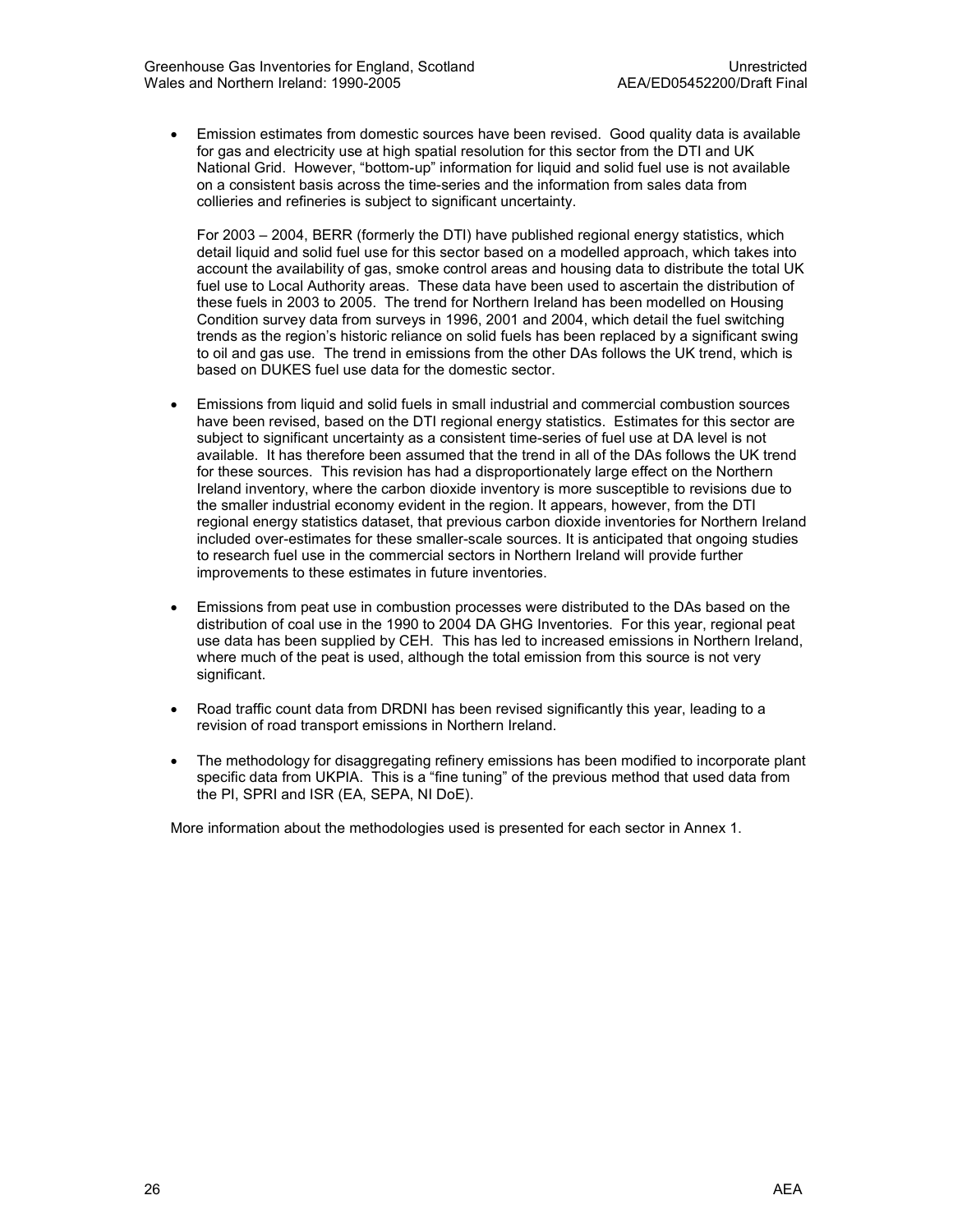- Emission estimates from domestic sources have been revised. Good quality data is available for gas and electricity use at high spatial resolution for this sector from the DTI and UK National Grid. However, "bottom-up" information for liquid and solid fuel use is not available on a consistent basis across the time-series and the information from sales data from collieries and refineries is subject to significant uncertainty.

  For 2003 – 2004, BERR (formerly the DTI) have published regional energy statistics, which detail liquid and solid fuel use for this sector based on a modelled approach, which takes into account the availability of gas, smoke control areas and housing data to distribute the total UK fuel use to Local Authority areas. These data have been used to ascertain the distribution of these fuels in 2003 to 2005. The trend for Northern Ireland has been modelled on Housing Condition survey data from surveys in 1996, 2001 and 2004, which detail the fuel switching trends as the region's historic reliance on solid fuels has been replaced by a significant swing to oil and gas use. The trend in emissions from the other DAs follows the UK trend, which is based on DUKES fuel use data for the domestic sector.

- Emissions from liquid and solid fuels in small industrial and commercial combustion sources have been revised, based on the DTI regional energy statistics. Estimates for this sector are subject to significant uncertainty as a consistent time-series of fuel use at DA level is not available. It has therefore been assumed that the trend in all of the DAs follows the UK trend for these sources. This revision has had a disproportionately large effect on the Northern Ireland inventory, where the carbon dioxide inventory is more susceptible to revisions due to the smaller industrial economy evident in the region. It appears, however, from the DTI regional energy statistics dataset, that previous carbon dioxide inventories for Northern Ireland included over-estimates for these smaller-scale sources. It is anticipated that ongoing studies to research fuel use in the commercial sectors in Northern Ireland will provide further improvements to these estimates in future inventories.

- Emissions from peat use in combustion processes were distributed to the DAs based on the distribution of coal use in the 1990 to 2004 DA GHG Inventories. For this year, regional peat use data has been supplied by CEH. This has led to increased emissions in Northern Ireland, where much of the peat is used, although the total emission from this source is not very significant.

- Road traffic count data from DRDNI has been revised significantly this year, leading to a revision of road transport emissions in Northern Ireland.

- The methodology for disaggregating refinery emissions has been modified to incorporate plant specific data from UKPIA. This is a "fine tuning" of the previous method that used data from the PI, SPRI and ISR (EA, SEPA, NI DoE).

More information about the methodologies used is presented for each sector in Annex 1.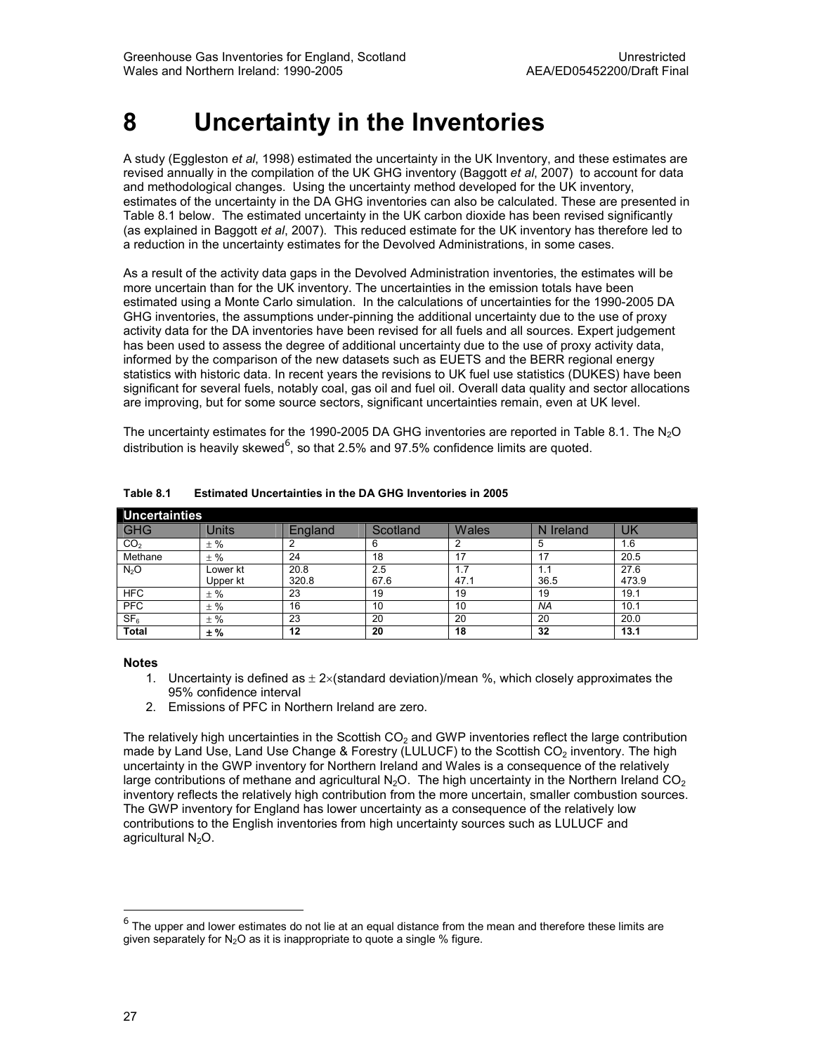／

# 8 Uncertainty in the Inventories

A study (Eggleston *et al*, 1998) estimated the uncertainty in the UK Inventory, and these estimates are revised annually in the compilation of the UK GHG inventory (Baggott *et al*, 2007) to account for data and methodological changes. Using the uncertainty method developed for the UK inventory, estimates of the uncertainty in the DA GHG inventories can also be calculated. These are presented in Table 8.1 below. The estimated uncertainty in the UK carbon dioxide has been revised significantly (as explained in Baggott *et al*, 2007). This reduced estimate for the UK inventory has therefore led to a reduction in the uncertainty estimates for the Devolved Administrations, in some cases.

As a result of the activity data gaps in the Devolved Administration inventories, the estimates will be more uncertain than for the UK inventory. The uncertainties in the emission totals have been estimated using a Monte Carlo simulation. In the calculations of uncertainties for the 1990-2005 DA GHG inventories, the assumptions under-pinning the additional uncertainty due to the use of proxy activity data for the DA inventories have been revised for all fuels and all sources. Expert judgement has been used to assess the degree of additional uncertainty due to the use of proxy activity data, informed by the comparison of the new datasets such as EUETS and the BERR regional energy statistics with historic data. In recent years the revisions to UK fuel use statistics (DUKES) have been significant for several fuels, notably coal, gas oil and fuel oil. Overall data quality and sector allocations are improving, but for some source sectors, significant uncertainties remain, even at UK level.

The uncertainty estimates for the 1990-2005 DA GHG inventories are reported in Table 8.1. The $N_2O$ distribution is heavily skewed[6], so that 2.5% and 97.5% confidence limits are quoted.

**Table 8.1 Estimated Uncertainties in the DA GHG Inventories in 2005**

| Uncertainties | | | | | | |
|---|---|---|---|---|---|---|
| GHG | Units | England | Scotland | Wales | N Ireland | UK |
| $CO_2$ | ± % | 2 | 6 | 2 | 5 | 1.6 |
| Methane | ± % | 24 | 18 | 17 | 17 | 20.5 |
| $N_2O$ | Lower kt<br>Upper kt | 20.8<br>320.8 | 2.5<br>67.6 | 1.7<br>47.1 | 1.1<br>36.5 | 27.6<br>473.9 |
| HFC | ± % | 23 | 19 | 19 | 19 | 19.1 |
| PFC | ± % | 16 | 10 | 10 | *NA* | 10.1 |
| $SF_6$ | ± % | 23 | 20 | 20 | 20 | 20.0 |
| **Total** | **± %** | **12** | **20** | **18** | **32** | **13.1** |

**Notes**

1. Uncertainty is defined as ± 2×(standard deviation)/mean %, which closely approximates the 95% confidence interval
2. Emissions of PFC in Northern Ireland are zero.

The relatively high uncertainties in the Scottish $CO_2$ and GWP inventories reflect the large contribution made by Land Use, Land Use Change & Forestry (LULUCF) to the Scottish $CO_2$ inventory. The high uncertainty in the GWP inventory for Northern Ireland and Wales is a consequence of the relatively large contributions of methane and agricultural $N_2O$. The high uncertainty in the Northern Ireland $CO_2$ inventory reflects the relatively high contribution from the more uncertain, smaller combustion sources. The GWP inventory for England has lower uncertainty as a consequence of the relatively low contributions to the English inventories from high uncertainty sources such as LULUCF and agricultural $N_2O$.

[6] The upper and lower estimates do not lie at an equal distance from the mean and therefore these limits are given separately for $N_2O$ as it is inappropriate to quote a single % figure.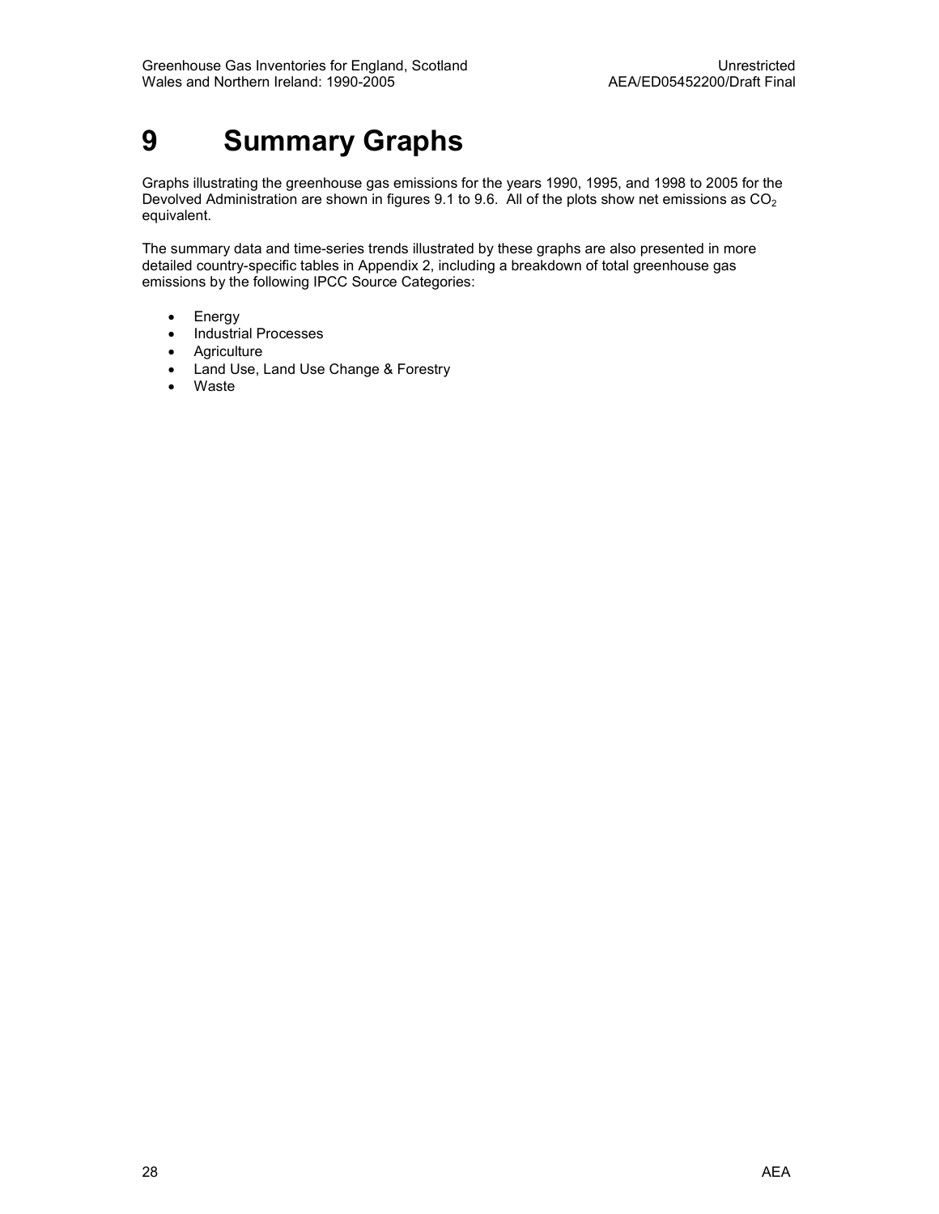# 9 Summary Graphs

Graphs illustrating the greenhouse gas emissions for the years 1990, 1995, and 1998 to 2005 for the Devolved Administration are shown in figures 9.1 to 9.6. All of the plots show net emissions as $CO_2$ equivalent.

The summary data and time-series trends illustrated by these graphs are also presented in more detailed country-specific tables in Appendix 2, including a breakdown of total greenhouse gas emissions by the following IPCC Source Categories:

- Energy
- Industrial Processes
- Agriculture
- Land Use, Land Use Change & Forestry
- Waste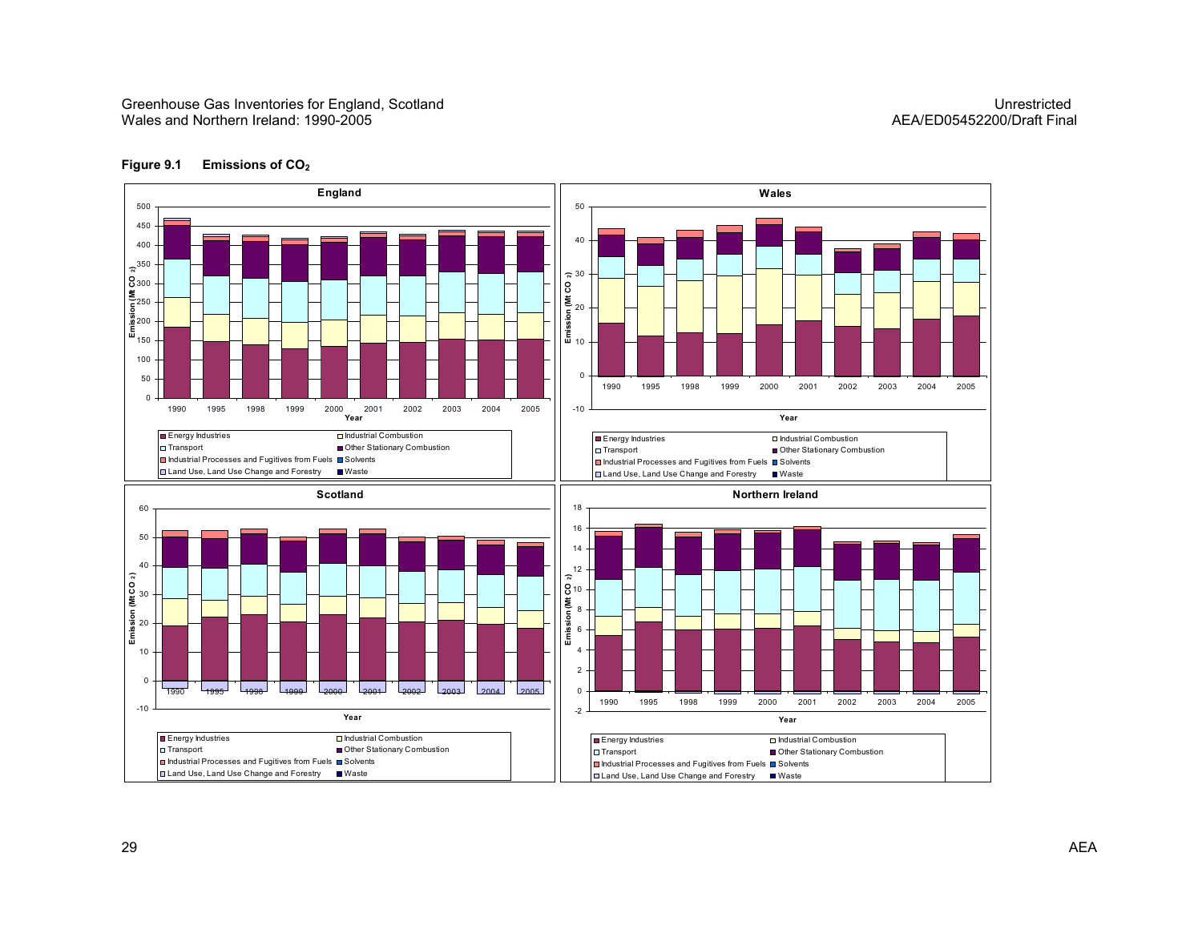**Figure 9.1 Emissions of $CO_2$**

**England**

Emission (Mt CO 2)

Year: 1990, 1995, 1998, 1999, 2000, 2001, 2002, 2003, 2004, 2005

Legend: Energy Industries; Industrial Combustion; Transport; Other Stationary Combustion; Industrial Processes and Fugitives from Fuels; Solvents; Land Use, Land Use Change and Forestry; Waste

**Wales**

Emission (Mt CO 2)

Year: 1990, 1995, 1998, 1999, 2000, 2001, 2002, 2003, 2004, 2005

Legend: Energy Industries; Industrial Combustion; Transport; Other Stationary Combustion; Industrial Processes and Fugitives from Fuels; Solvents; Land Use, Land Use Change and Forestry; Waste

**Scotland**

Emission (Mt CO 2)

Year: 1990, 1995, 1998, 1999, 2000, 2001, 2002, 2003, 2004, 2005

Legend: Energy Industries; Industrial Combustion; Transport; Other Stationary Combustion; Industrial Processes and Fugitives from Fuels; Solvents; Land Use, Land Use Change and Forestry; Waste

**Northern Ireland**

Emission (Mt CO 2)

Year: 1990, 1995, 1998, 1999, 2000, 2001, 2002, 2003, 2004, 2005

Legend: Energy Industries; Industrial Combustion; Transport; Other Stationary Combustion; Industrial Processes and Fugitives from Fuels; Solvents; Land Use, Land Use Change and Forestry; Waste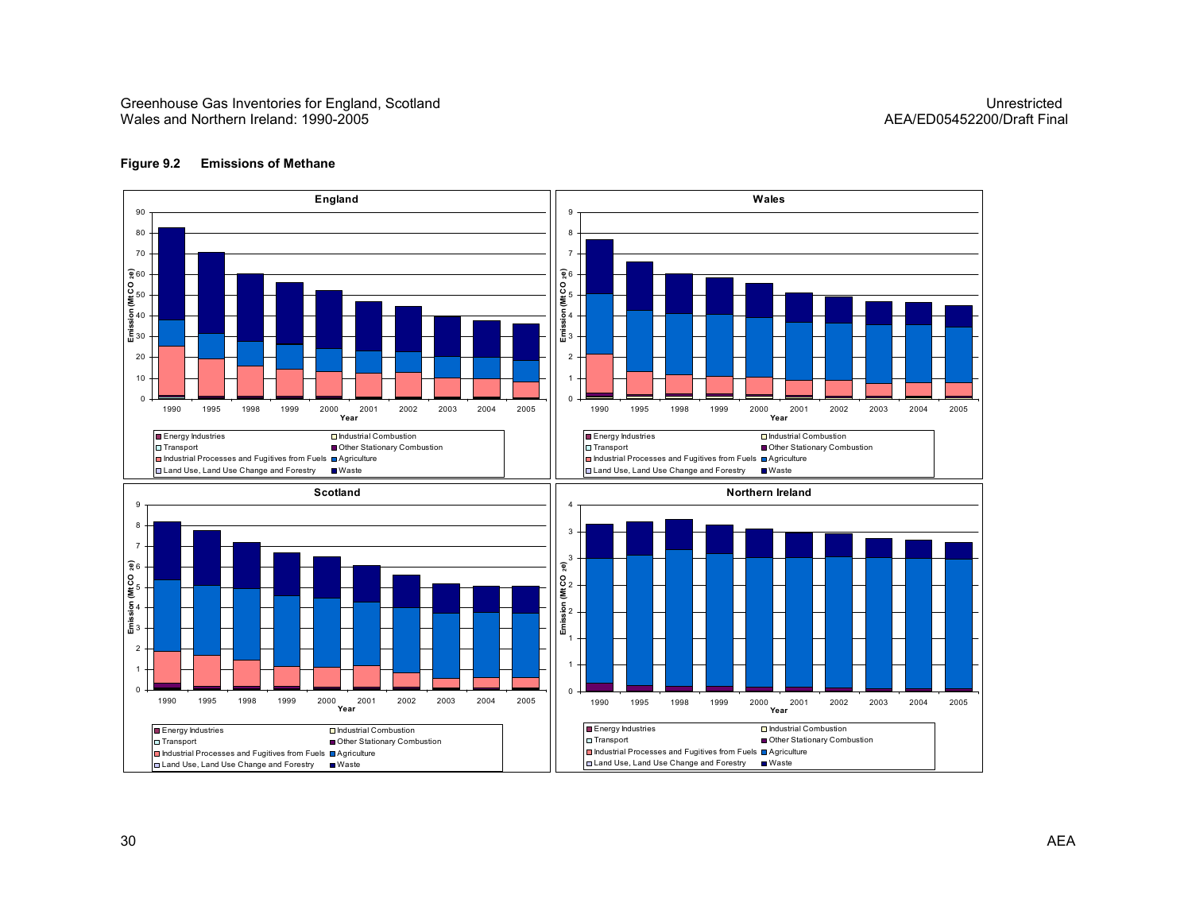**Figure 9.2 Emissions of Methane**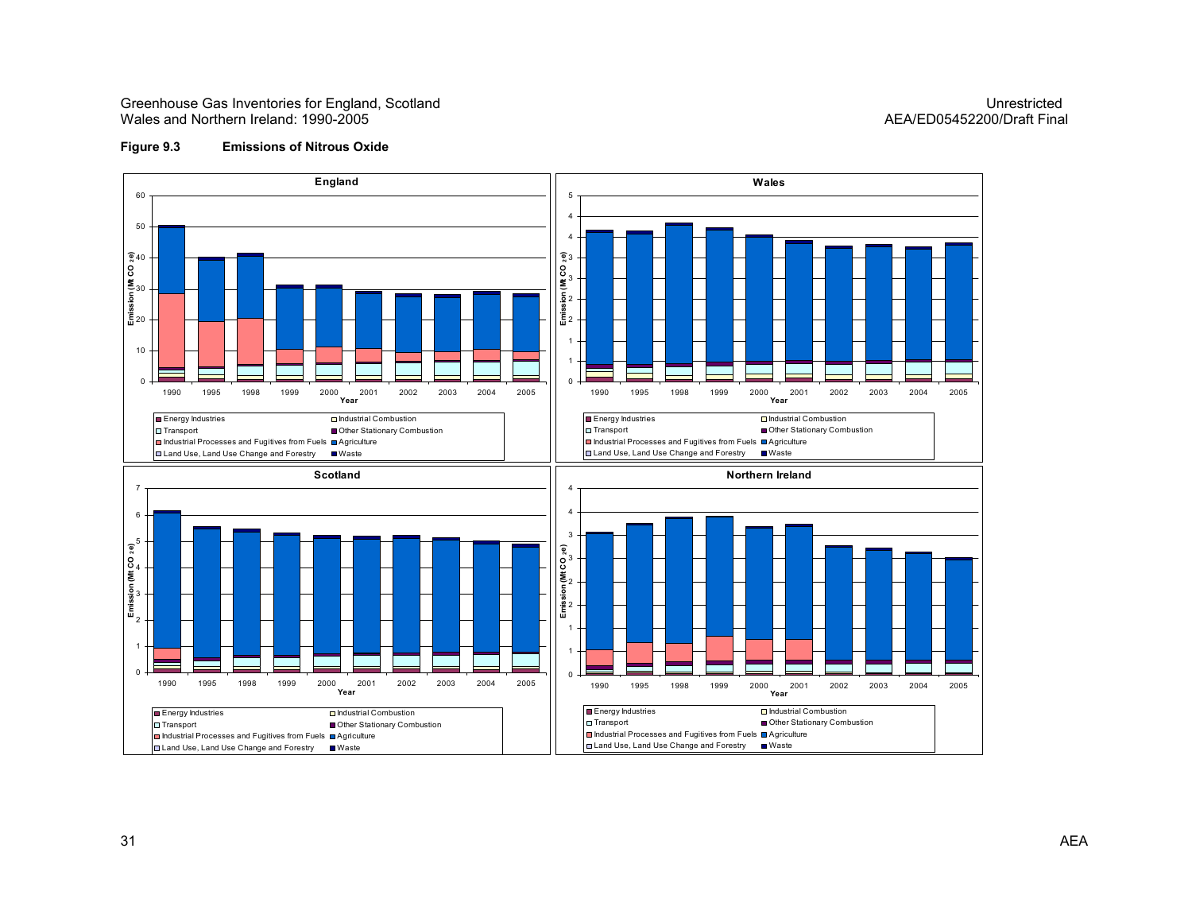**Figure 9.3 Emissions of Nitrous Oxide**

**England**

Emission (Mt CO $_2$e)

Year: 1990, 1995, 1998, 1999, 2000, 2001, 2002, 2003, 2004, 2005

**Wales**

Emission (Mt CO $_2$e)

Year: 1990, 1995, 1998, 1999, 2000, 2001, 2002, 2003, 2004, 2005

**Scotland**

Emission (Mt CO $_2$e)

Year: 1990, 1995, 1998, 1999, 2000, 2001, 2002, 2003, 2004, 2005

**Northern Ireland**

Emission (Mt CO $_2$e)

Year: 1990, 1995, 1998, 1999, 2000, 2001, 2002, 2003, 2004, 2005

Legend (all charts): Energy Industries; Industrial Combustion; Transport; Other Stationary Combustion; Industrial Processes and Fugitives from Fuels; Agriculture; Land Use, Land Use Change and Forestry; Waste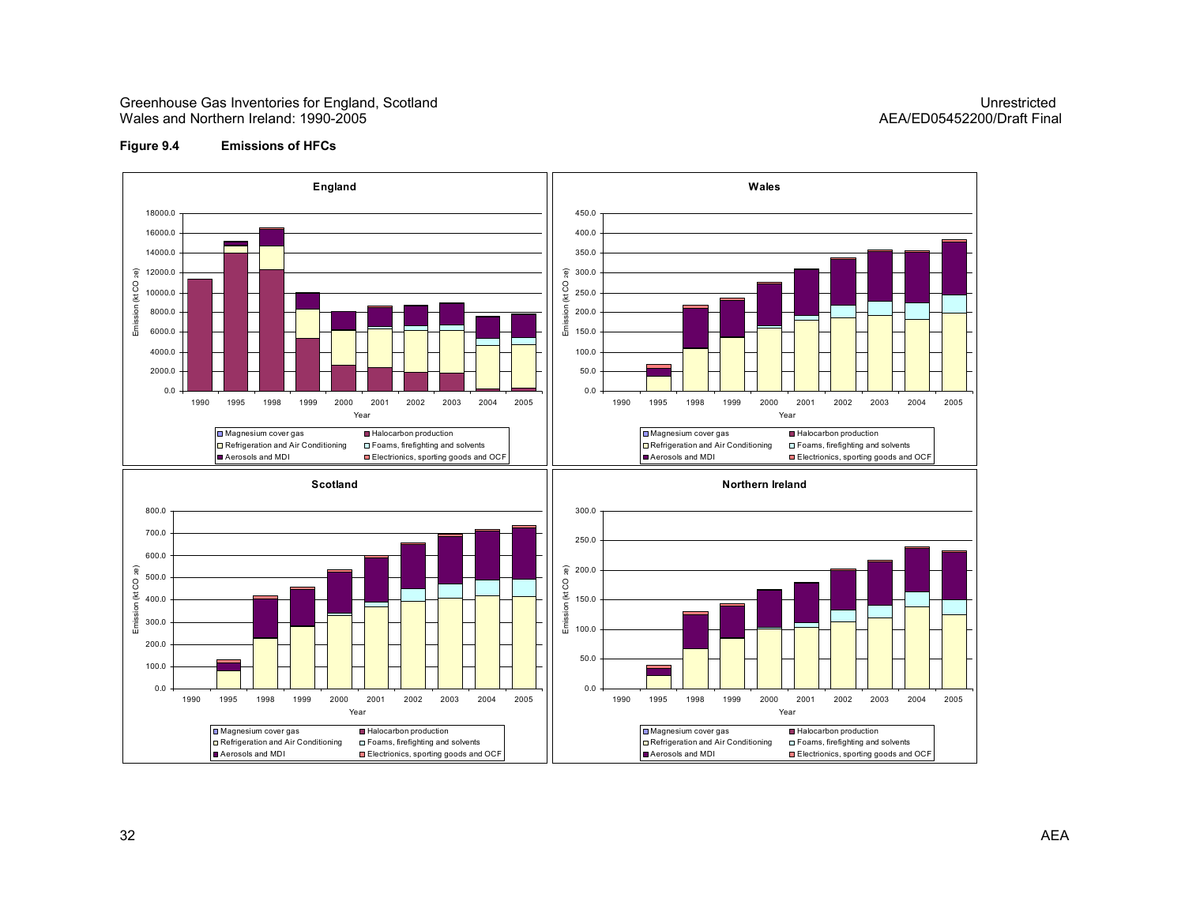**Figure 9.4 Emissions of HFCs**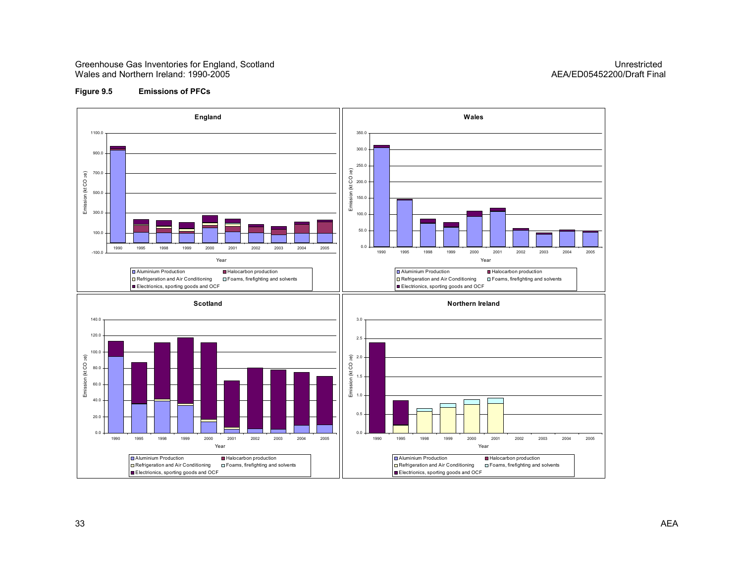**Figure 9.5 Emissions of PFCs**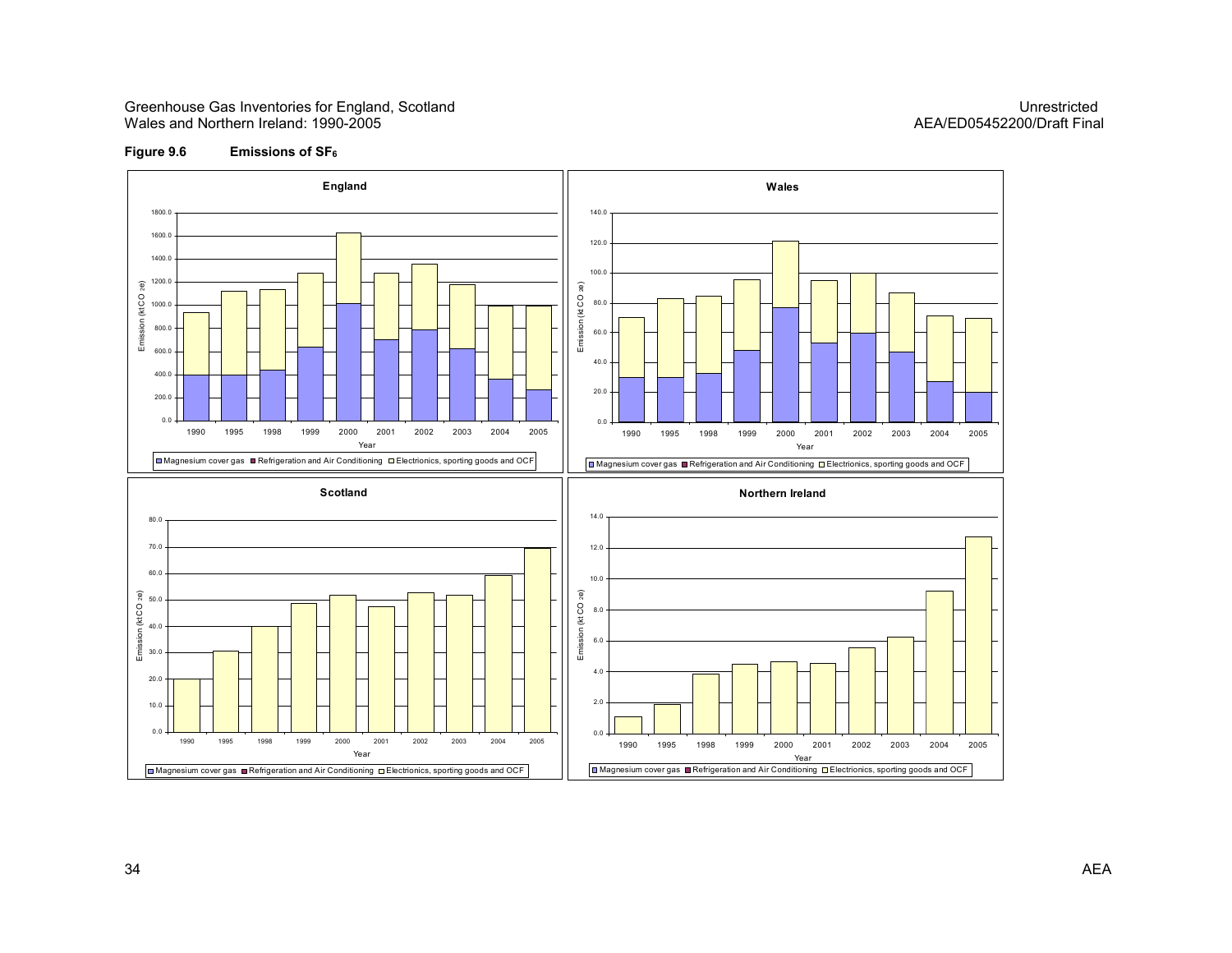**Figure 9.6 Emissions of $SF_6$**

**England**

Emission (kt $CO_2$e)

Year: 1990, 1995, 1998, 1999, 2000, 2001, 2002, 2003, 2004, 2005

Magnesium cover gas | Refrigeration and Air Conditioning | Electronics, sporting goods and OCF

**Wales**

Emission (kt $CO_2$e)

Year: 1990, 1995, 1998, 1999, 2000, 2001, 2002, 2003, 2004, 2005

Magnesium cover gas | Refrigeration and Air Conditioning | Electronics, sporting goods and OCF

**Scotland**

Emission (kt $CO_2$e)

Year: 1990, 1995, 1998, 1999, 2000, 2001, 2002, 2003, 2004, 2005

Magnesium cover gas | Refrigeration and Air Conditioning | Electronics, sporting goods and OCF

**Northern Ireland**

Emission (kt $CO_2$e)

Year: 1990, 1995, 1998, 1999, 2000, 2001, 2002, 2003, 2004, 2005

Magnesium cover gas | Refrigeration and Air Conditioning | Electronics, sporting goods and OCF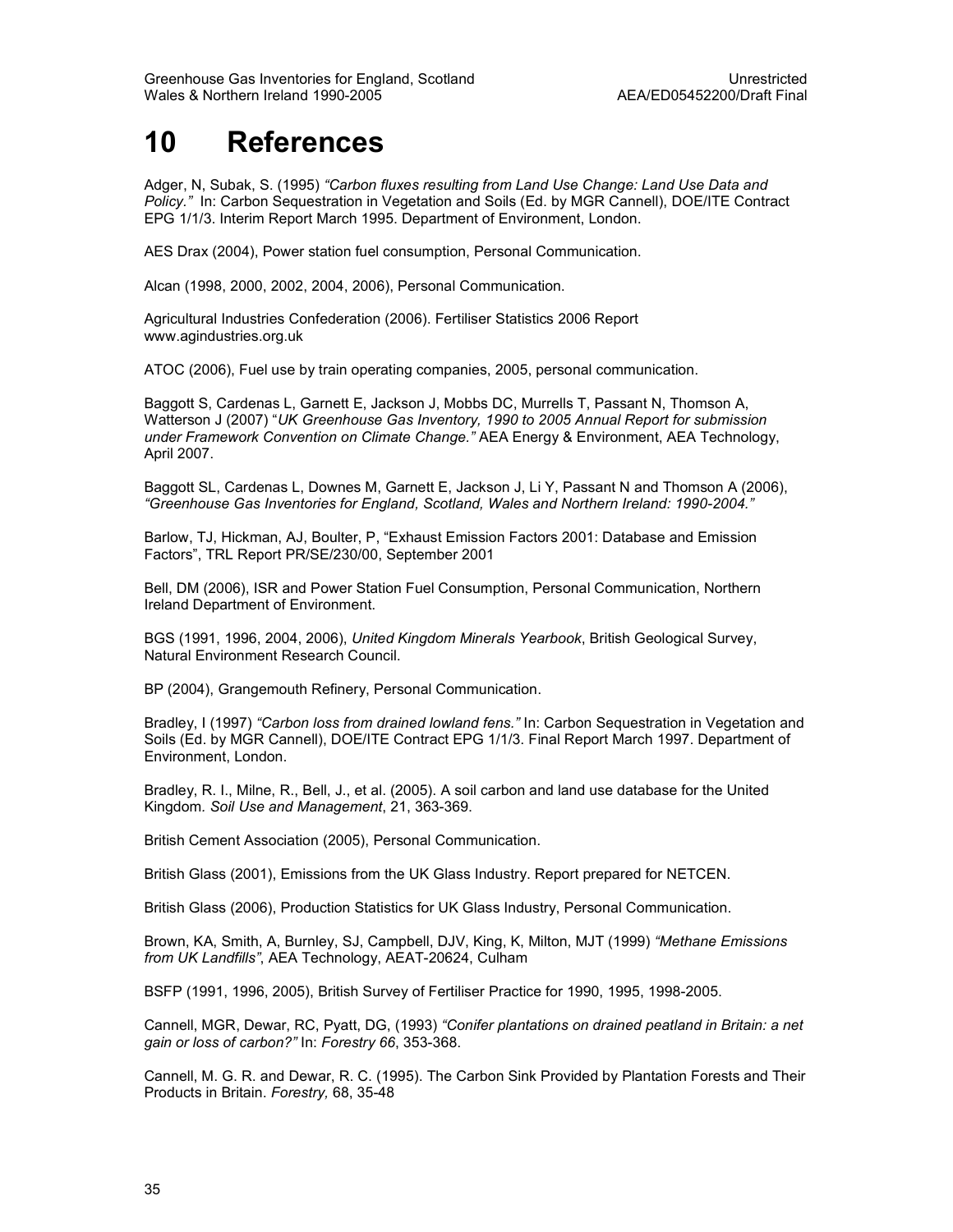# 10 References

Adger, N, Subak, S. (1995) *"Carbon fluxes resulting from Land Use Change: Land Use Data and Policy."* In: Carbon Sequestration in Vegetation and Soils (Ed. by MGR Cannell), DOE/ITE Contract EPG 1/1/3. Interim Report March 1995. Department of Environment, London.

AES Drax (2004), Power station fuel consumption, Personal Communication.

Alcan (1998, 2000, 2002, 2004, 2006), Personal Communication.

Agricultural Industries Confederation (2006). Fertiliser Statistics 2006 Report www.agindustries.org.uk

ATOC (2006), Fuel use by train operating companies, 2005, personal communication.

Baggott S, Cardenas L, Garnett E, Jackson J, Mobbs DC, Murrells T, Passant N, Thomson A, Watterson J (2007) "*UK Greenhouse Gas Inventory, 1990 to 2005 Annual Report for submission under Framework Convention on Climate Change."* AEA Energy & Environment, AEA Technology, April 2007.

Baggott SL, Cardenas L, Downes M, Garnett E, Jackson J, Li Y, Passant N and Thomson A (2006), *"Greenhouse Gas Inventories for England, Scotland, Wales and Northern Ireland: 1990-2004."*

Barlow, TJ, Hickman, AJ, Boulter, P, "Exhaust Emission Factors 2001: Database and Emission Factors", TRL Report PR/SE/230/00, September 2001

Bell, DM (2006), ISR and Power Station Fuel Consumption, Personal Communication, Northern Ireland Department of Environment.

BGS (1991, 1996, 2004, 2006), *United Kingdom Minerals Yearbook*, British Geological Survey, Natural Environment Research Council.

BP (2004), Grangemouth Refinery, Personal Communication.

Bradley, I (1997) *"Carbon loss from drained lowland fens."* In: Carbon Sequestration in Vegetation and Soils (Ed. by MGR Cannell), DOE/ITE Contract EPG 1/1/3. Final Report March 1997. Department of Environment, London.

Bradley, R. I., Milne, R., Bell, J., et al. (2005). A soil carbon and land use database for the United Kingdom. *Soil Use and Management*, 21, 363-369.

British Cement Association (2005), Personal Communication.

British Glass (2001), Emissions from the UK Glass Industry. Report prepared for NETCEN.

British Glass (2006), Production Statistics for UK Glass Industry, Personal Communication.

Brown, KA, Smith, A, Burnley, SJ, Campbell, DJV, King, K, Milton, MJT (1999) *"Methane Emissions from UK Landfills"*, AEA Technology, AEAT-20624, Culham

BSFP (1991, 1996, 2005), British Survey of Fertiliser Practice for 1990, 1995, 1998-2005.

Cannell, MGR, Dewar, RC, Pyatt, DG, (1993) *"Conifer plantations on drained peatland in Britain: a net gain or loss of carbon?"* In: *Forestry 66*, 353-368.

Cannell, M. G. R. and Dewar, R. C. (1995). The Carbon Sink Provided by Plantation Forests and Their Products in Britain. *Forestry,* 68, 35-48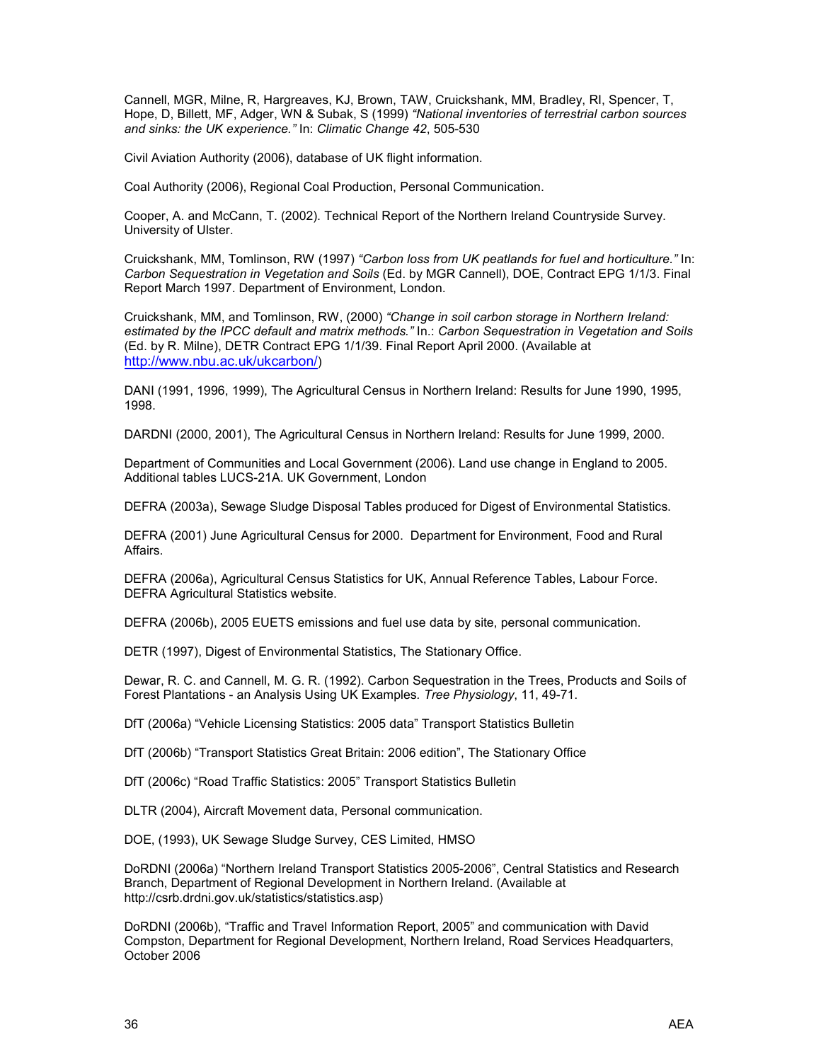Cannell, MGR, Milne, R, Hargreaves, KJ, Brown, TAW, Cruickshank, MM, Bradley, RI, Spencer, T, Hope, D, Billett, MF, Adger, WN & Subak, S (1999) *"National inventories of terrestrial carbon sources and sinks: the UK experience."* In: *Climatic Change 42*, 505-530

Civil Aviation Authority (2006), database of UK flight information.

Coal Authority (2006), Regional Coal Production, Personal Communication.

Cooper, A. and McCann, T. (2002). Technical Report of the Northern Ireland Countryside Survey. University of Ulster.

Cruickshank, MM, Tomlinson, RW (1997) *"Carbon loss from UK peatlands for fuel and horticulture."* In: *Carbon Sequestration in Vegetation and Soils* (Ed. by MGR Cannell), DOE, Contract EPG 1/1/3. Final Report March 1997. Department of Environment, London.

Cruickshank, MM, and Tomlinson, RW, (2000) *"Change in soil carbon storage in Northern Ireland: estimated by the IPCC default and matrix methods."* In.: *Carbon Sequestration in Vegetation and Soils* (Ed. by R. Milne), DETR Contract EPG 1/1/39. Final Report April 2000. (Available at http://www.nbu.ac.uk/ukcarbon/)

DANI (1991, 1996, 1999), The Agricultural Census in Northern Ireland: Results for June 1990, 1995, 1998.

DARDNI (2000, 2001), The Agricultural Census in Northern Ireland: Results for June 1999, 2000.

Department of Communities and Local Government (2006). Land use change in England to 2005. Additional tables LUCS-21A. UK Government, London

DEFRA (2003a), Sewage Sludge Disposal Tables produced for Digest of Environmental Statistics.

DEFRA (2001) June Agricultural Census for 2000. Department for Environment, Food and Rural Affairs.

DEFRA (2006a), Agricultural Census Statistics for UK, Annual Reference Tables, Labour Force. DEFRA Agricultural Statistics website.

DEFRA (2006b), 2005 EUETS emissions and fuel use data by site, personal communication.

DETR (1997), Digest of Environmental Statistics, The Stationary Office.

Dewar, R. C. and Cannell, M. G. R. (1992). Carbon Sequestration in the Trees, Products and Soils of Forest Plantations - an Analysis Using UK Examples. *Tree Physiology*, 11, 49-71.

DfT (2006a) "Vehicle Licensing Statistics: 2005 data" Transport Statistics Bulletin

DfT (2006b) "Transport Statistics Great Britain: 2006 edition", The Stationary Office

DfT (2006c) "Road Traffic Statistics: 2005" Transport Statistics Bulletin

DLTR (2004), Aircraft Movement data, Personal communication.

DOE, (1993), UK Sewage Sludge Survey, CES Limited, HMSO

DoRDNI (2006a) "Northern Ireland Transport Statistics 2005-2006", Central Statistics and Research Branch, Department of Regional Development in Northern Ireland. (Available at http://csrb.drdni.gov.uk/statistics/statistics.asp)

DoRDNI (2006b), "Traffic and Travel Information Report, 2005" and communication with David Compston, Department for Regional Development, Northern Ireland, Road Services Headquarters, October 2006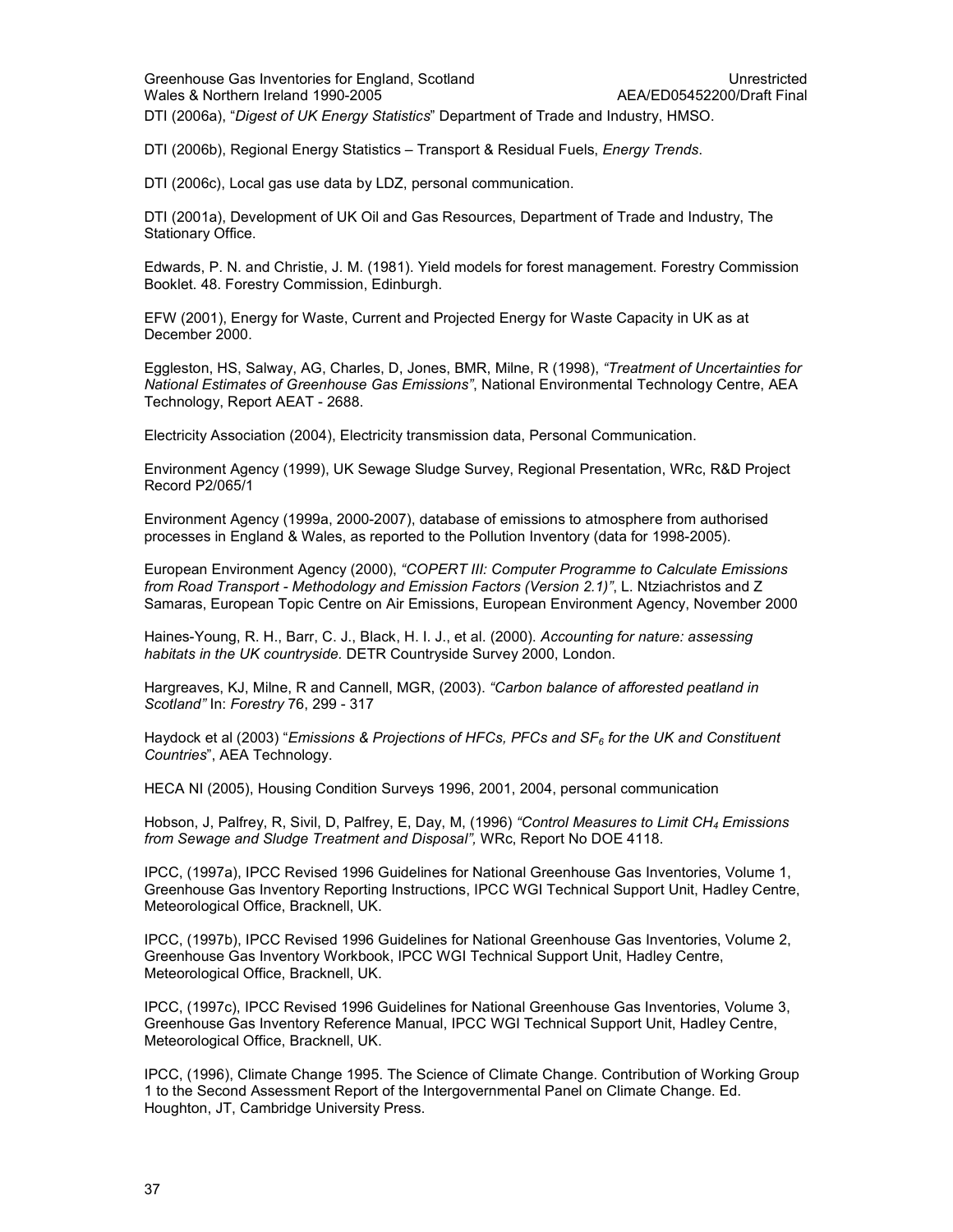DTI (2006a), "*Digest of UK Energy Statistics*" Department of Trade and Industry, HMSO.

DTI (2006b), Regional Energy Statistics – Transport & Residual Fuels, *Energy Trends*.

DTI (2006c), Local gas use data by LDZ, personal communication.

DTI (2001a), Development of UK Oil and Gas Resources, Department of Trade and Industry, The Stationary Office.

Edwards, P. N. and Christie, J. M. (1981). Yield models for forest management. Forestry Commission Booklet. 48. Forestry Commission, Edinburgh.

EFW (2001), Energy for Waste, Current and Projected Energy for Waste Capacity in UK as at December 2000.

Eggleston, HS, Salway, AG, Charles, D, Jones, BMR, Milne, R (1998), *"Treatment of Uncertainties for National Estimates of Greenhouse Gas Emissions"*, National Environmental Technology Centre, AEA Technology, Report AEAT - 2688.

Electricity Association (2004), Electricity transmission data, Personal Communication.

Environment Agency (1999), UK Sewage Sludge Survey, Regional Presentation, WRc, R&D Project Record P2/065/1

Environment Agency (1999a, 2000-2007), database of emissions to atmosphere from authorised processes in England & Wales, as reported to the Pollution Inventory (data for 1998-2005).

European Environment Agency (2000), *"COPERT III: Computer Programme to Calculate Emissions from Road Transport - Methodology and Emission Factors (Version 2.1)"*, L. Ntziachristos and Z Samaras, European Topic Centre on Air Emissions, European Environment Agency, November 2000

Haines-Young, R. H., Barr, C. J., Black, H. I. J., et al. (2000). *Accounting for nature: assessing habitats in the UK countryside.* DETR Countryside Survey 2000, London.

Hargreaves, KJ, Milne, R and Cannell, MGR, (2003). *"Carbon balance of afforested peatland in Scotland"* In: *Forestry* 76, 299 - 317

Haydock et al (2003) "*Emissions & Projections of HFCs, PFCs and $SF_6$ for the UK and Constituent Countries*", AEA Technology.

HECA NI (2005), Housing Condition Surveys 1996, 2001, 2004, personal communication

Hobson, J, Palfrey, R, Sivil, D, Palfrey, E, Day, M, (1996) *"Control Measures to Limit $CH_4$ Emissions from Sewage and Sludge Treatment and Disposal",* WRc, Report No DOE 4118.

IPCC, (1997a), IPCC Revised 1996 Guidelines for National Greenhouse Gas Inventories, Volume 1, Greenhouse Gas Inventory Reporting Instructions, IPCC WGI Technical Support Unit, Hadley Centre, Meteorological Office, Bracknell, UK.

IPCC, (1997b), IPCC Revised 1996 Guidelines for National Greenhouse Gas Inventories, Volume 2, Greenhouse Gas Inventory Workbook, IPCC WGI Technical Support Unit, Hadley Centre, Meteorological Office, Bracknell, UK.

IPCC, (1997c), IPCC Revised 1996 Guidelines for National Greenhouse Gas Inventories, Volume 3, Greenhouse Gas Inventory Reference Manual, IPCC WGI Technical Support Unit, Hadley Centre, Meteorological Office, Bracknell, UK.

IPCC, (1996), Climate Change 1995. The Science of Climate Change. Contribution of Working Group 1 to the Second Assessment Report of the Intergovernmental Panel on Climate Change. Ed. Houghton, JT, Cambridge University Press.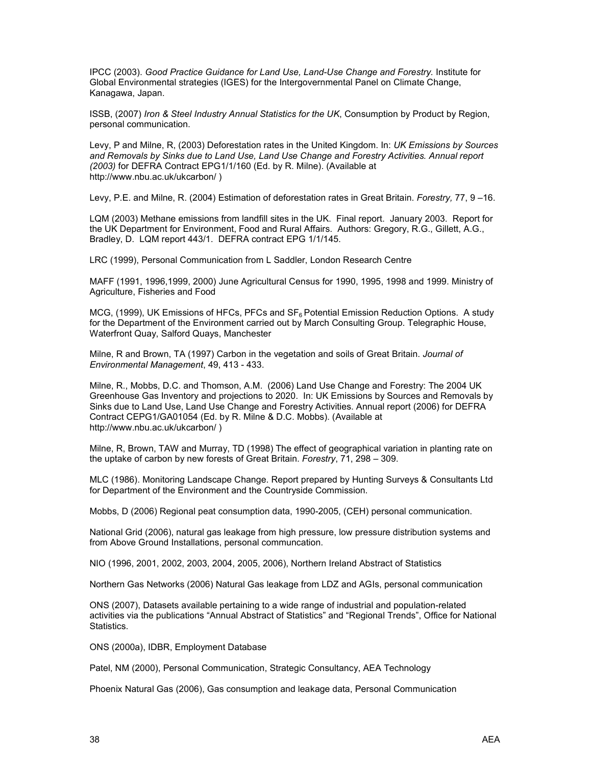IPCC (2003). *Good Practice Guidance for Land Use, Land-Use Change and Forestry.* Institute for Global Environmental strategies (IGES) for the Intergovernmental Panel on Climate Change, Kanagawa, Japan.

ISSB, (2007) *Iron & Steel Industry Annual Statistics for the UK*, Consumption by Product by Region, personal communication.

Levy, P and Milne, R, (2003) Deforestation rates in the United Kingdom. In: *UK Emissions by Sources and Removals by Sinks due to Land Use, Land Use Change and Forestry Activities. Annual report (2003)* for DEFRA Contract EPG1/1/160 (Ed. by R. Milne). (Available at http://www.nbu.ac.uk/ukcarbon/ )

Levy, P.E. and Milne, R. (2004) Estimation of deforestation rates in Great Britain. *Forestry,* 77, 9 –16.

LQM (2003) Methane emissions from landfill sites in the UK. Final report. January 2003. Report for the UK Department for Environment, Food and Rural Affairs. Authors: Gregory, R.G., Gillett, A.G., Bradley, D. LQM report 443/1. DEFRA contract EPG 1/1/145.

LRC (1999), Personal Communication from L Saddler, London Research Centre

MAFF (1991, 1996,1999, 2000) June Agricultural Census for 1990, 1995, 1998 and 1999. Ministry of Agriculture, Fisheries and Food

MCG, (1999), UK Emissions of HFCs, PFCs and $SF_6$ Potential Emission Reduction Options. A study for the Department of the Environment carried out by March Consulting Group. Telegraphic House, Waterfront Quay, Salford Quays, Manchester

Milne, R and Brown, TA (1997) Carbon in the vegetation and soils of Great Britain. *Journal of Environmental Management*, 49, 413 - 433.

Milne, R., Mobbs, D.C. and Thomson, A.M. (2006) Land Use Change and Forestry: The 2004 UK Greenhouse Gas Inventory and projections to 2020. In: UK Emissions by Sources and Removals by Sinks due to Land Use, Land Use Change and Forestry Activities. Annual report (2006) for DEFRA Contract CEPG1/GA01054 (Ed. by R. Milne & D.C. Mobbs). (Available at http://www.nbu.ac.uk/ukcarbon/ )

Milne, R, Brown, TAW and Murray, TD (1998) The effect of geographical variation in planting rate on the uptake of carbon by new forests of Great Britain. *Forestry*, 71, 298 – 309.

MLC (1986). Monitoring Landscape Change. Report prepared by Hunting Surveys & Consultants Ltd for Department of the Environment and the Countryside Commission.

Mobbs, D (2006) Regional peat consumption data, 1990-2005, (CEH) personal communication.

National Grid (2006), natural gas leakage from high pressure, low pressure distribution systems and from Above Ground Installations, personal communcation.

NIO (1996, 2001, 2002, 2003, 2004, 2005, 2006), Northern Ireland Abstract of Statistics

Northern Gas Networks (2006) Natural Gas leakage from LDZ and AGIs, personal communication

ONS (2007), Datasets available pertaining to a wide range of industrial and population-related activities via the publications "Annual Abstract of Statistics" and "Regional Trends", Office for National Statistics.

ONS (2000a), IDBR, Employment Database

Patel, NM (2000), Personal Communication, Strategic Consultancy, AEA Technology

Phoenix Natural Gas (2006), Gas consumption and leakage data, Personal Communication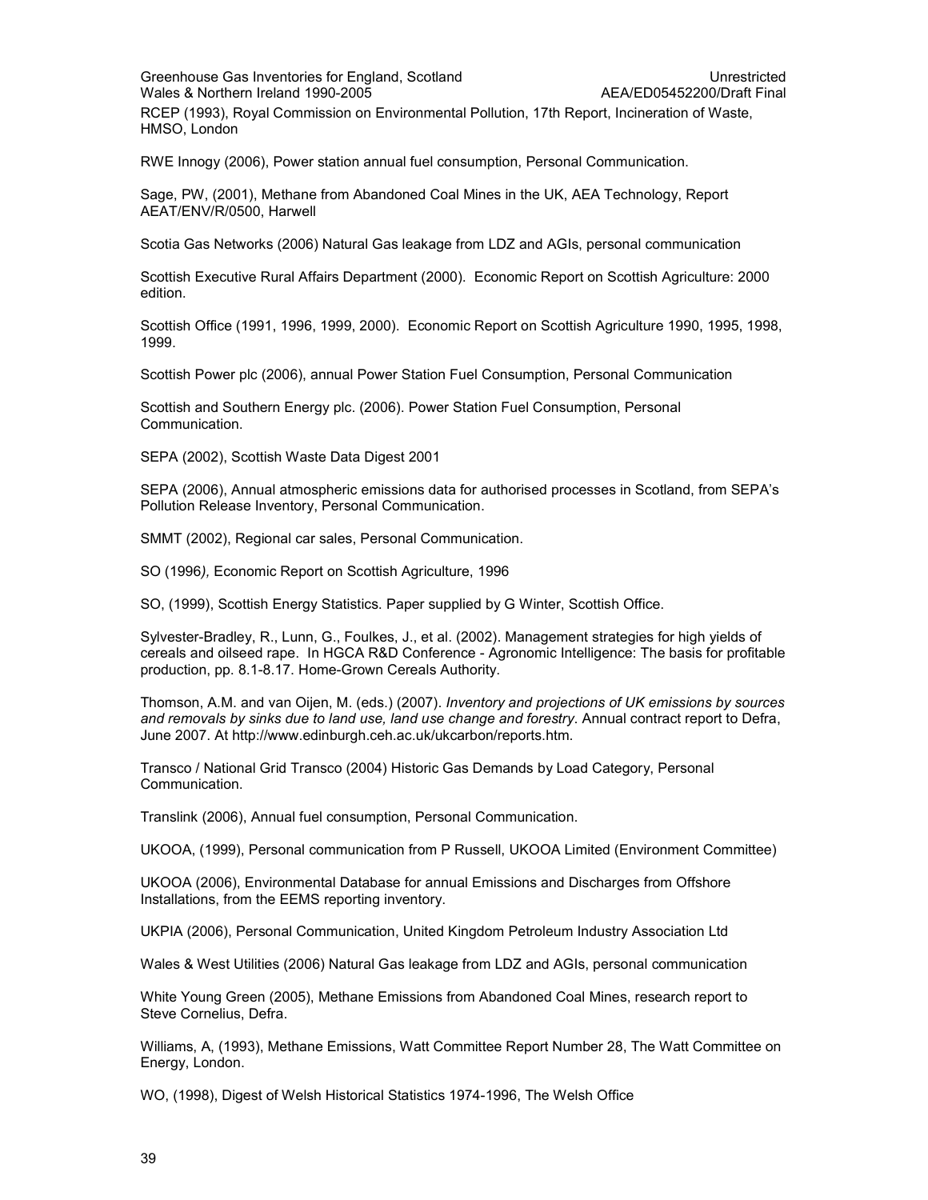RCEP (1993), Royal Commission on Environmental Pollution, 17th Report, Incineration of Waste, HMSO, London

RWE Innogy (2006), Power station annual fuel consumption, Personal Communication.

Sage, PW, (2001), Methane from Abandoned Coal Mines in the UK, AEA Technology, Report AEAT/ENV/R/0500, Harwell

Scotia Gas Networks (2006) Natural Gas leakage from LDZ and AGIs, personal communication

Scottish Executive Rural Affairs Department (2000). Economic Report on Scottish Agriculture: 2000 edition.

Scottish Office (1991, 1996, 1999, 2000). Economic Report on Scottish Agriculture 1990, 1995, 1998, 1999.

Scottish Power plc (2006), annual Power Station Fuel Consumption, Personal Communication

Scottish and Southern Energy plc. (2006). Power Station Fuel Consumption, Personal Communication.

SEPA (2002), Scottish Waste Data Digest 2001

SEPA (2006), Annual atmospheric emissions data for authorised processes in Scotland, from SEPA's Pollution Release Inventory, Personal Communication.

SMMT (2002), Regional car sales, Personal Communication.

SO (1996*),* Economic Report on Scottish Agriculture, 1996

SO, (1999), Scottish Energy Statistics. Paper supplied by G Winter, Scottish Office.

Sylvester-Bradley, R., Lunn, G., Foulkes, J., et al. (2002). Management strategies for high yields of cereals and oilseed rape. In HGCA R&D Conference - Agronomic Intelligence: The basis for profitable production, pp. 8.1-8.17. Home-Grown Cereals Authority.

Thomson, A.M. and van Oijen, M. (eds.) (2007). *Inventory and projections of UK emissions by sources and removals by sinks due to land use, land use change and forestry*. Annual contract report to Defra, June 2007. At http://www.edinburgh.ceh.ac.uk/ukcarbon/reports.htm.

Transco / National Grid Transco (2004) Historic Gas Demands by Load Category, Personal Communication.

Translink (2006), Annual fuel consumption, Personal Communication.

UKOOA, (1999), Personal communication from P Russell, UKOOA Limited (Environment Committee)

UKOOA (2006), Environmental Database for annual Emissions and Discharges from Offshore Installations, from the EEMS reporting inventory.

UKPIA (2006), Personal Communication, United Kingdom Petroleum Industry Association Ltd

Wales & West Utilities (2006) Natural Gas leakage from LDZ and AGIs, personal communication

White Young Green (2005), Methane Emissions from Abandoned Coal Mines, research report to Steve Cornelius, Defra.

Williams, A, (1993), Methane Emissions, Watt Committee Report Number 28, The Watt Committee on Energy, London.

WO, (1998), Digest of Welsh Historical Statistics 1974-1996, The Welsh Office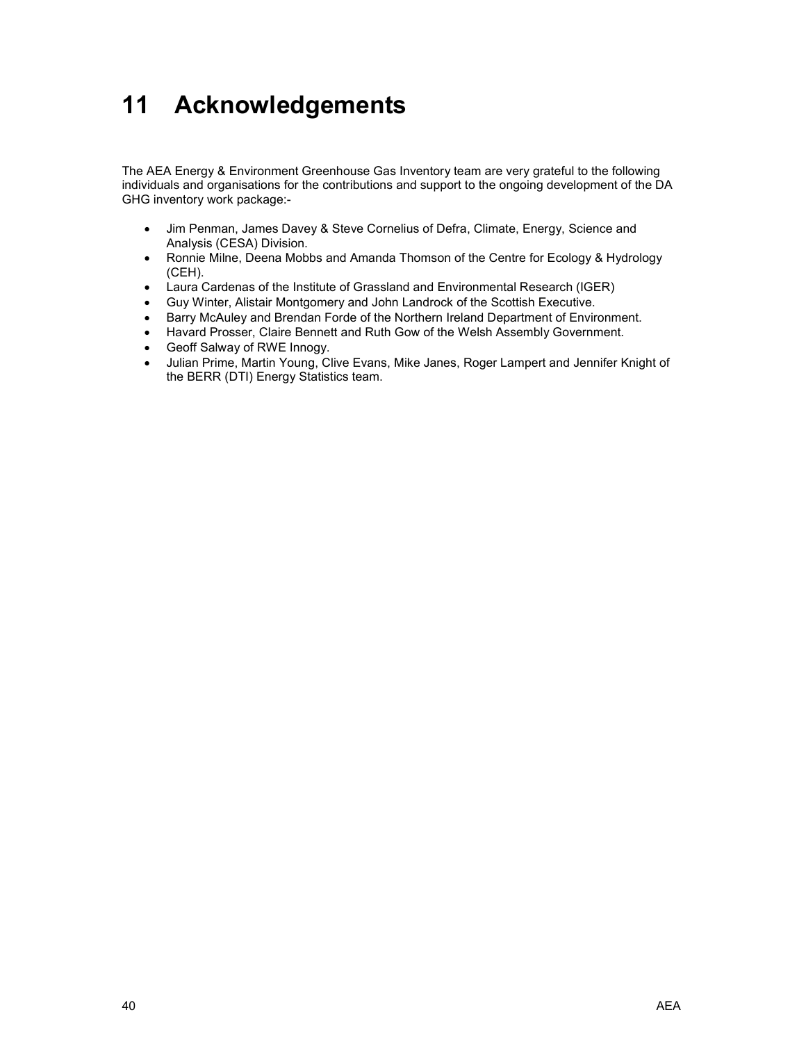# 11 Acknowledgements

The AEA Energy & Environment Greenhouse Gas Inventory team are very grateful to the following individuals and organisations for the contributions and support to the ongoing development of the DA GHG inventory work package:-

- Jim Penman, James Davey & Steve Cornelius of Defra, Climate, Energy, Science and Analysis (CESA) Division.
- Ronnie Milne, Deena Mobbs and Amanda Thomson of the Centre for Ecology & Hydrology (CEH).
- Laura Cardenas of the Institute of Grassland and Environmental Research (IGER)
- Guy Winter, Alistair Montgomery and John Landrock of the Scottish Executive.
- Barry McAuley and Brendan Forde of the Northern Ireland Department of Environment.
- Havard Prosser, Claire Bennett and Ruth Gow of the Welsh Assembly Government.
- Geoff Salway of RWE Innogy.
- Julian Prime, Martin Young, Clive Evans, Mike Janes, Roger Lampert and Jennifer Knight of the BERR (DTI) Energy Statistics team.